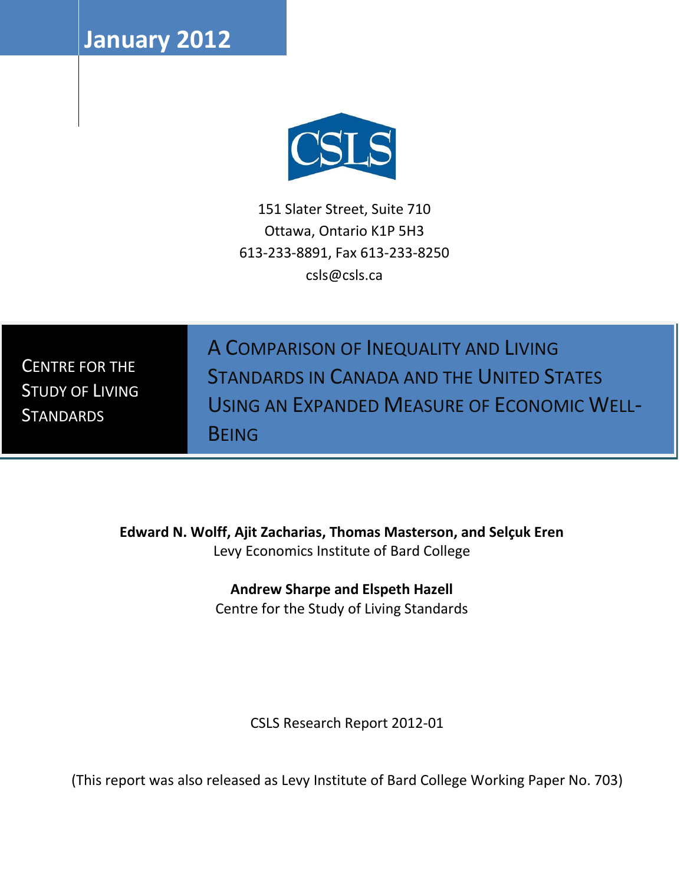**January 2012**

CSLS

151 Slater Street, Suite 710
Ottawa, Ontario K1P 5H3
613-233-8891, Fax 613-233-8250
csls@csls.ca

CENTRE FOR THE STUDY OF LIVING STANDARDS

# A COMPARISON OF INEQUALITY AND LIVING STANDARDS IN CANADA AND THE UNITED STATES USING AN EXPANDED MEASURE OF ECONOMIC WELL-BEING

**Edward N. Wolff, Ajit Zacharias, Thomas Masterson, and Selçuk Eren**
Levy Economics Institute of Bard College

**Andrew Sharpe and Elspeth Hazell**
Centre for the Study of Living Standards

CSLS Research Report 2012-01

(This report was also released as Levy Institute of Bard College Working Paper No. 703)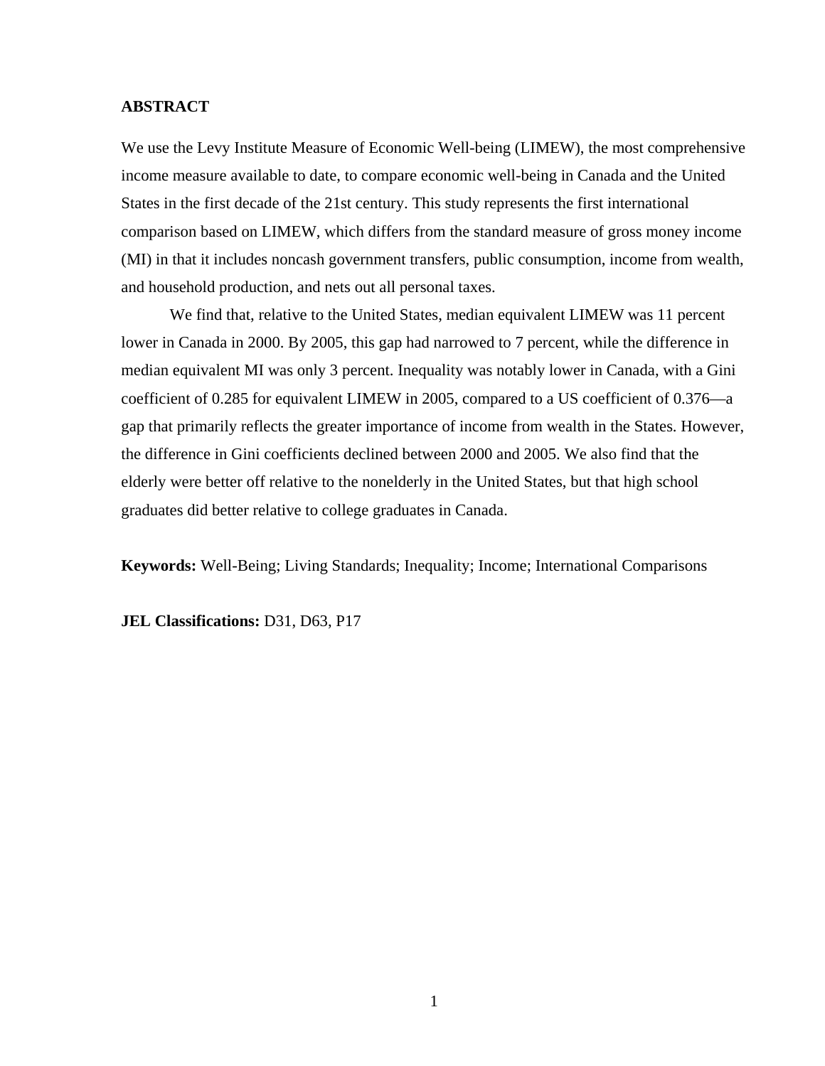## ABSTRACT

We use the Levy Institute Measure of Economic Well-being (LIMEW), the most comprehensive income measure available to date, to compare economic well-being in Canada and the United States in the first decade of the 21st century. This study represents the first international comparison based on LIMEW, which differs from the standard measure of gross money income (MI) in that it includes noncash government transfers, public consumption, income from wealth, and household production, and nets out all personal taxes.

We find that, relative to the United States, median equivalent LIMEW was 11 percent lower in Canada in 2000. By 2005, this gap had narrowed to 7 percent, while the difference in median equivalent MI was only 3 percent. Inequality was notably lower in Canada, with a Gini coefficient of 0.285 for equivalent LIMEW in 2005, compared to a US coefficient of 0.376—a gap that primarily reflects the greater importance of income from wealth in the States. However, the difference in Gini coefficients declined between 2000 and 2005. We also find that the elderly were better off relative to the nonelderly in the United States, but that high school graduates did better relative to college graduates in Canada.

**Keywords:** Well-Being; Living Standards; Inequality; Income; International Comparisons

**JEL Classifications:** D31, D63, P17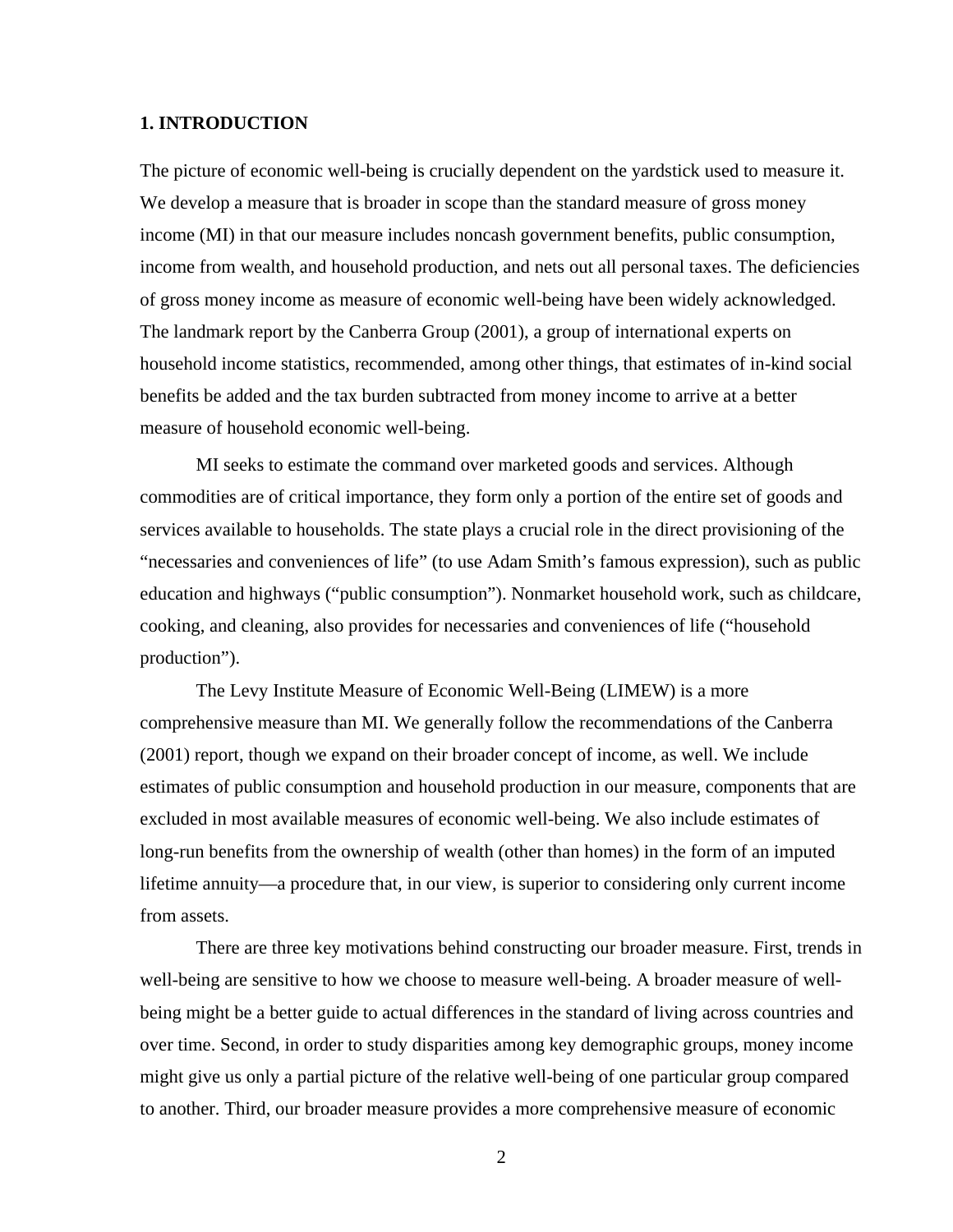## 1. INTRODUCTION

The picture of economic well-being is crucially dependent on the yardstick used to measure it. We develop a measure that is broader in scope than the standard measure of gross money income (MI) in that our measure includes noncash government benefits, public consumption, income from wealth, and household production, and nets out all personal taxes. The deficiencies of gross money income as measure of economic well-being have been widely acknowledged. The landmark report by the Canberra Group (2001), a group of international experts on household income statistics, recommended, among other things, that estimates of in-kind social benefits be added and the tax burden subtracted from money income to arrive at a better measure of household economic well-being.

MI seeks to estimate the command over marketed goods and services. Although commodities are of critical importance, they form only a portion of the entire set of goods and services available to households. The state plays a crucial role in the direct provisioning of the "necessaries and conveniences of life" (to use Adam Smith's famous expression), such as public education and highways ("public consumption"). Nonmarket household work, such as childcare, cooking, and cleaning, also provides for necessaries and conveniences of life ("household production").

The Levy Institute Measure of Economic Well-Being (LIMEW) is a more comprehensive measure than MI. We generally follow the recommendations of the Canberra (2001) report, though we expand on their broader concept of income, as well. We include estimates of public consumption and household production in our measure, components that are excluded in most available measures of economic well-being. We also include estimates of long-run benefits from the ownership of wealth (other than homes) in the form of an imputed lifetime annuity—a procedure that, in our view, is superior to considering only current income from assets.

There are three key motivations behind constructing our broader measure. First, trends in well-being are sensitive to how we choose to measure well-being. A broader measure of well-being might be a better guide to actual differences in the standard of living across countries and over time. Second, in order to study disparities among key demographic groups, money income might give us only a partial picture of the relative well-being of one particular group compared to another. Third, our broader measure provides a more comprehensive measure of economic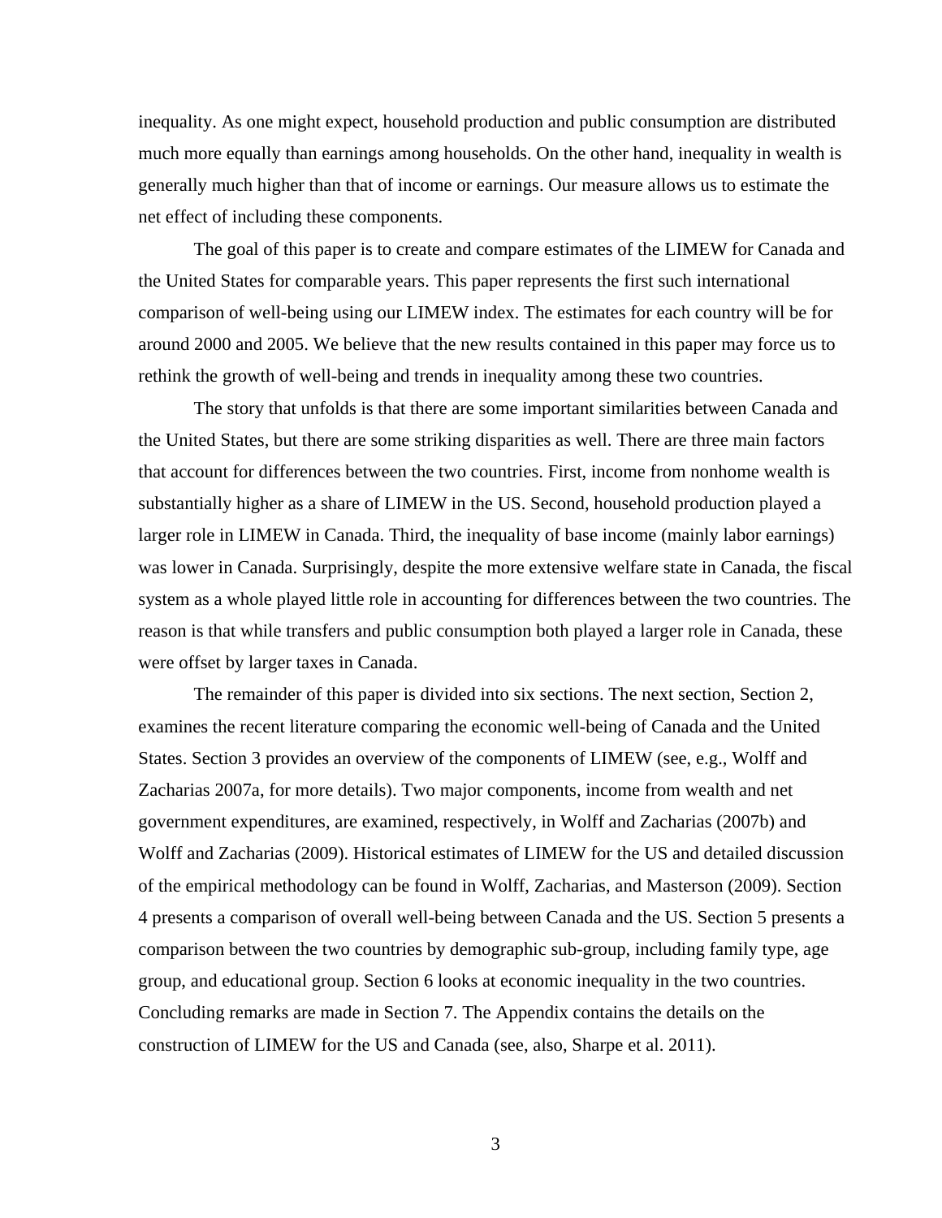inequality. As one might expect, household production and public consumption are distributed much more equally than earnings among households. On the other hand, inequality in wealth is generally much higher than that of income or earnings. Our measure allows us to estimate the net effect of including these components.

The goal of this paper is to create and compare estimates of the LIMEW for Canada and the United States for comparable years. This paper represents the first such international comparison of well-being using our LIMEW index. The estimates for each country will be for around 2000 and 2005. We believe that the new results contained in this paper may force us to rethink the growth of well-being and trends in inequality among these two countries.

The story that unfolds is that there are some important similarities between Canada and the United States, but there are some striking disparities as well. There are three main factors that account for differences between the two countries. First, income from nonhome wealth is substantially higher as a share of LIMEW in the US. Second, household production played a larger role in LIMEW in Canada. Third, the inequality of base income (mainly labor earnings) was lower in Canada. Surprisingly, despite the more extensive welfare state in Canada, the fiscal system as a whole played little role in accounting for differences between the two countries. The reason is that while transfers and public consumption both played a larger role in Canada, these were offset by larger taxes in Canada.

The remainder of this paper is divided into six sections. The next section, Section 2, examines the recent literature comparing the economic well-being of Canada and the United States. Section 3 provides an overview of the components of LIMEW (see, e.g., Wolff and Zacharias 2007a, for more details). Two major components, income from wealth and net government expenditures, are examined, respectively, in Wolff and Zacharias (2007b) and Wolff and Zacharias (2009). Historical estimates of LIMEW for the US and detailed discussion of the empirical methodology can be found in Wolff, Zacharias, and Masterson (2009). Section 4 presents a comparison of overall well-being between Canada and the US. Section 5 presents a comparison between the two countries by demographic sub-group, including family type, age group, and educational group. Section 6 looks at economic inequality in the two countries. Concluding remarks are made in Section 7. The Appendix contains the details on the construction of LIMEW for the US and Canada (see, also, Sharpe et al. 2011).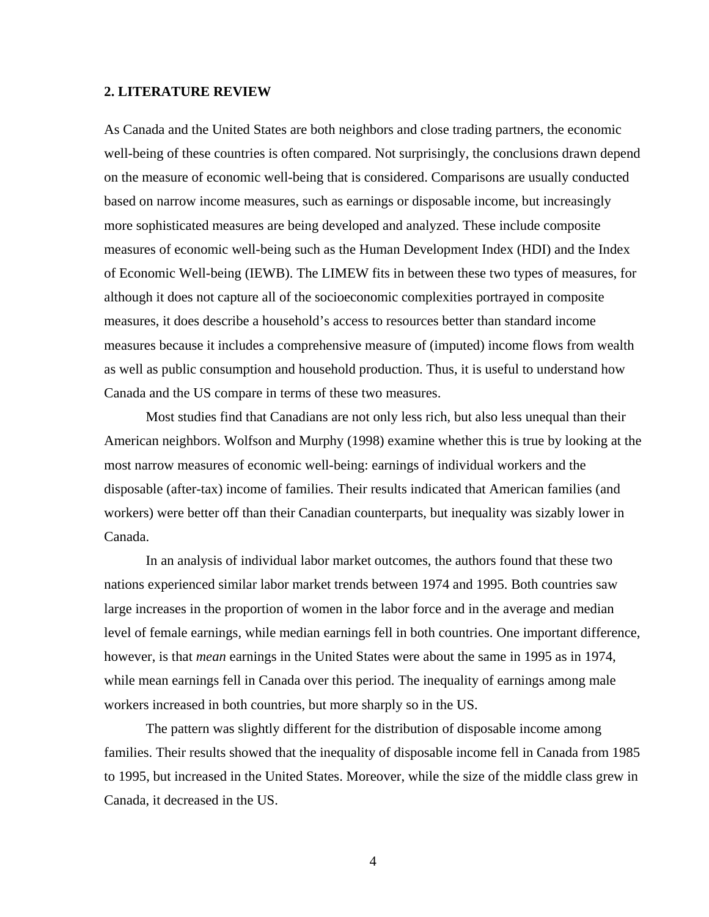## 2. LITERATURE REVIEW

As Canada and the United States are both neighbors and close trading partners, the economic well-being of these countries is often compared. Not surprisingly, the conclusions drawn depend on the measure of economic well-being that is considered. Comparisons are usually conducted based on narrow income measures, such as earnings or disposable income, but increasingly more sophisticated measures are being developed and analyzed. These include composite measures of economic well-being such as the Human Development Index (HDI) and the Index of Economic Well-being (IEWB). The LIMEW fits in between these two types of measures, for although it does not capture all of the socioeconomic complexities portrayed in composite measures, it does describe a household's access to resources better than standard income measures because it includes a comprehensive measure of (imputed) income flows from wealth as well as public consumption and household production. Thus, it is useful to understand how Canada and the US compare in terms of these two measures.

Most studies find that Canadians are not only less rich, but also less unequal than their American neighbors. Wolfson and Murphy (1998) examine whether this is true by looking at the most narrow measures of economic well-being: earnings of individual workers and the disposable (after-tax) income of families. Their results indicated that American families (and workers) were better off than their Canadian counterparts, but inequality was sizably lower in Canada.

In an analysis of individual labor market outcomes, the authors found that these two nations experienced similar labor market trends between 1974 and 1995. Both countries saw large increases in the proportion of women in the labor force and in the average and median level of female earnings, while median earnings fell in both countries. One important difference, however, is that *mean* earnings in the United States were about the same in 1995 as in 1974, while mean earnings fell in Canada over this period. The inequality of earnings among male workers increased in both countries, but more sharply so in the US.

The pattern was slightly different for the distribution of disposable income among families. Their results showed that the inequality of disposable income fell in Canada from 1985 to 1995, but increased in the United States. Moreover, while the size of the middle class grew in Canada, it decreased in the US.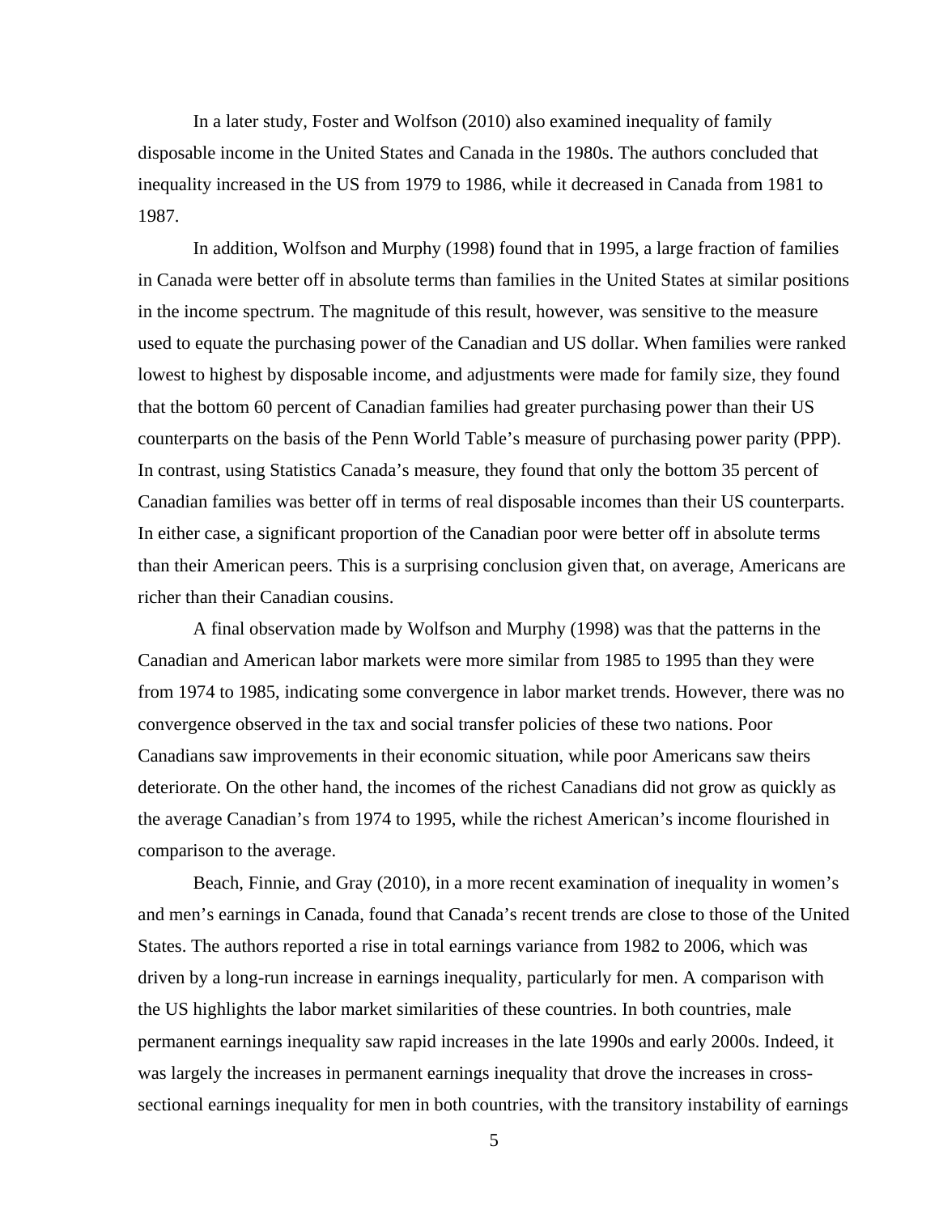In a later study, Foster and Wolfson (2010) also examined inequality of family disposable income in the United States and Canada in the 1980s. The authors concluded that inequality increased in the US from 1979 to 1986, while it decreased in Canada from 1981 to 1987.

In addition, Wolfson and Murphy (1998) found that in 1995, a large fraction of families in Canada were better off in absolute terms than families in the United States at similar positions in the income spectrum. The magnitude of this result, however, was sensitive to the measure used to equate the purchasing power of the Canadian and US dollar. When families were ranked lowest to highest by disposable income, and adjustments were made for family size, they found that the bottom 60 percent of Canadian families had greater purchasing power than their US counterparts on the basis of the Penn World Table's measure of purchasing power parity (PPP). In contrast, using Statistics Canada's measure, they found that only the bottom 35 percent of Canadian families was better off in terms of real disposable incomes than their US counterparts. In either case, a significant proportion of the Canadian poor were better off in absolute terms than their American peers. This is a surprising conclusion given that, on average, Americans are richer than their Canadian cousins.

A final observation made by Wolfson and Murphy (1998) was that the patterns in the Canadian and American labor markets were more similar from 1985 to 1995 than they were from 1974 to 1985, indicating some convergence in labor market trends. However, there was no convergence observed in the tax and social transfer policies of these two nations. Poor Canadians saw improvements in their economic situation, while poor Americans saw theirs deteriorate. On the other hand, the incomes of the richest Canadians did not grow as quickly as the average Canadian's from 1974 to 1995, while the richest American's income flourished in comparison to the average.

Beach, Finnie, and Gray (2010), in a more recent examination of inequality in women's and men's earnings in Canada, found that Canada's recent trends are close to those of the United States. The authors reported a rise in total earnings variance from 1982 to 2006, which was driven by a long-run increase in earnings inequality, particularly for men. A comparison with the US highlights the labor market similarities of these countries. In both countries, male permanent earnings inequality saw rapid increases in the late 1990s and early 2000s. Indeed, it was largely the increases in permanent earnings inequality that drove the increases in cross-sectional earnings inequality for men in both countries, with the transitory instability of earnings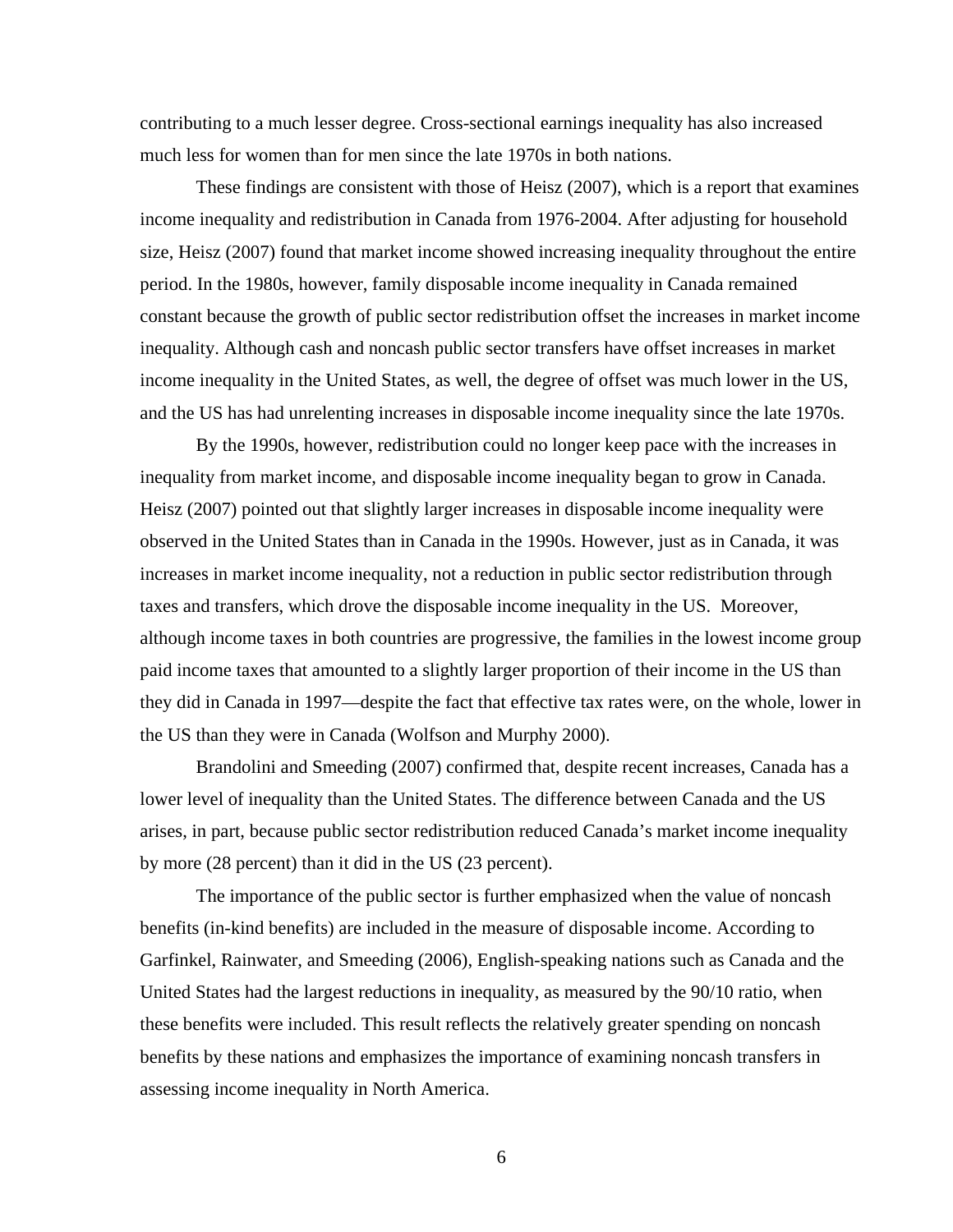contributing to a much lesser degree. Cross-sectional earnings inequality has also increased much less for women than for men since the late 1970s in both nations.

These findings are consistent with those of Heisz (2007), which is a report that examines income inequality and redistribution in Canada from 1976-2004. After adjusting for household size, Heisz (2007) found that market income showed increasing inequality throughout the entire period. In the 1980s, however, family disposable income inequality in Canada remained constant because the growth of public sector redistribution offset the increases in market income inequality. Although cash and noncash public sector transfers have offset increases in market income inequality in the United States, as well, the degree of offset was much lower in the US, and the US has had unrelenting increases in disposable income inequality since the late 1970s.

By the 1990s, however, redistribution could no longer keep pace with the increases in inequality from market income, and disposable income inequality began to grow in Canada. Heisz (2007) pointed out that slightly larger increases in disposable income inequality were observed in the United States than in Canada in the 1990s. However, just as in Canada, it was increases in market income inequality, not a reduction in public sector redistribution through taxes and transfers, which drove the disposable income inequality in the US. Moreover, although income taxes in both countries are progressive, the families in the lowest income group paid income taxes that amounted to a slightly larger proportion of their income in the US than they did in Canada in 1997—despite the fact that effective tax rates were, on the whole, lower in the US than they were in Canada (Wolfson and Murphy 2000).

Brandolini and Smeeding (2007) confirmed that, despite recent increases, Canada has a lower level of inequality than the United States. The difference between Canada and the US arises, in part, because public sector redistribution reduced Canada's market income inequality by more (28 percent) than it did in the US (23 percent).

The importance of the public sector is further emphasized when the value of noncash benefits (in-kind benefits) are included in the measure of disposable income. According to Garfinkel, Rainwater, and Smeeding (2006), English-speaking nations such as Canada and the United States had the largest reductions in inequality, as measured by the 90/10 ratio, when these benefits were included. This result reflects the relatively greater spending on noncash benefits by these nations and emphasizes the importance of examining noncash transfers in assessing income inequality in North America.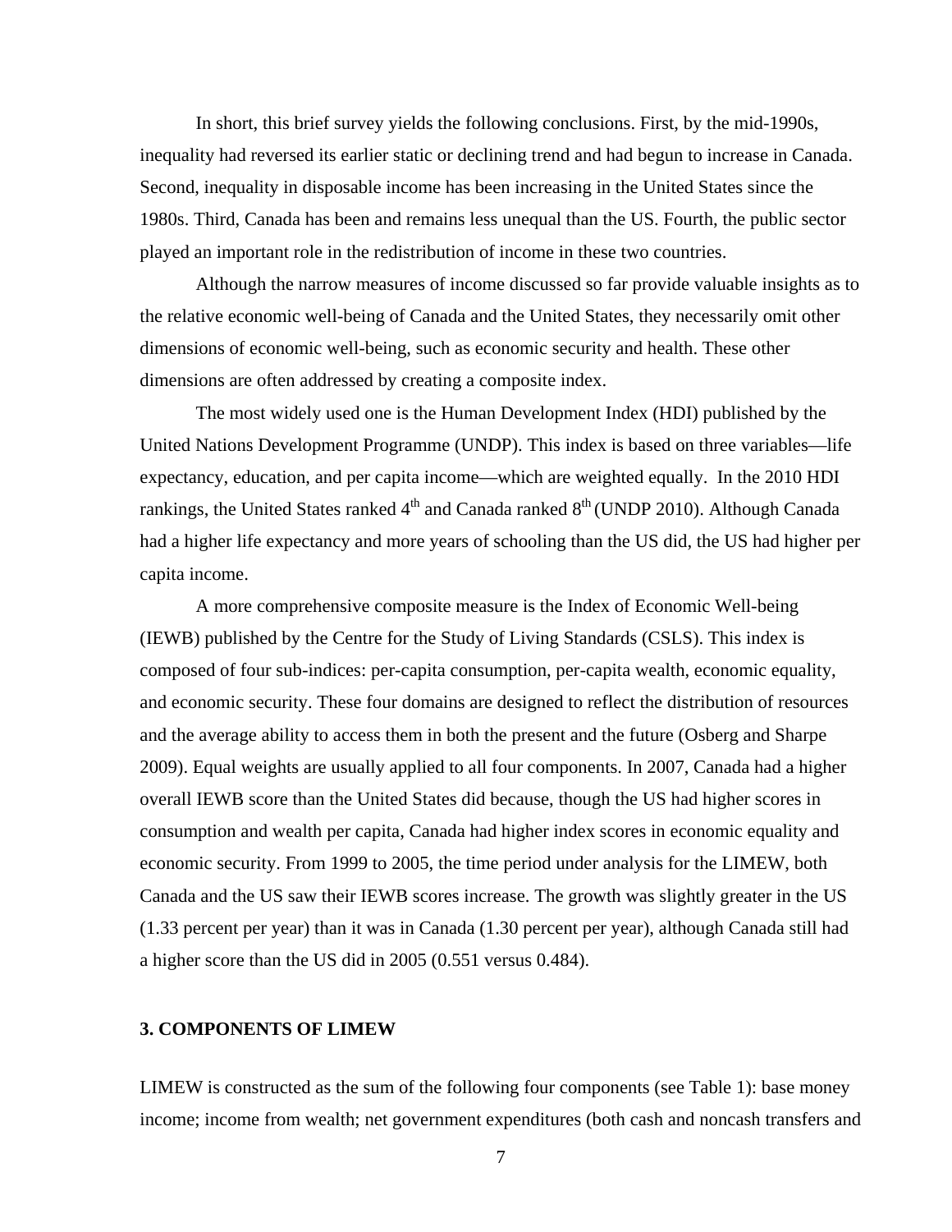In short, this brief survey yields the following conclusions. First, by the mid-1990s, inequality had reversed its earlier static or declining trend and had begun to increase in Canada. Second, inequality in disposable income has been increasing in the United States since the 1980s. Third, Canada has been and remains less unequal than the US. Fourth, the public sector played an important role in the redistribution of income in these two countries.

Although the narrow measures of income discussed so far provide valuable insights as to the relative economic well-being of Canada and the United States, they necessarily omit other dimensions of economic well-being, such as economic security and health. These other dimensions are often addressed by creating a composite index.

The most widely used one is the Human Development Index (HDI) published by the United Nations Development Programme (UNDP). This index is based on three variables—life expectancy, education, and per capita income—which are weighted equally. In the 2010 HDI rankings, the United States ranked 4th and Canada ranked 8th (UNDP 2010). Although Canada had a higher life expectancy and more years of schooling than the US did, the US had higher per capita income.

A more comprehensive composite measure is the Index of Economic Well-being (IEWB) published by the Centre for the Study of Living Standards (CSLS). This index is composed of four sub-indices: per-capita consumption, per-capita wealth, economic equality, and economic security. These four domains are designed to reflect the distribution of resources and the average ability to access them in both the present and the future (Osberg and Sharpe 2009). Equal weights are usually applied to all four components. In 2007, Canada had a higher overall IEWB score than the United States did because, though the US had higher scores in consumption and wealth per capita, Canada had higher index scores in economic equality and economic security. From 1999 to 2005, the time period under analysis for the LIMEW, both Canada and the US saw their IEWB scores increase. The growth was slightly greater in the US (1.33 percent per year) than it was in Canada (1.30 percent per year), although Canada still had a higher score than the US did in 2005 (0.551 versus 0.484).

## 3. COMPONENTS OF LIMEW

LIMEW is constructed as the sum of the following four components (see Table 1): base money income; income from wealth; net government expenditures (both cash and noncash transfers and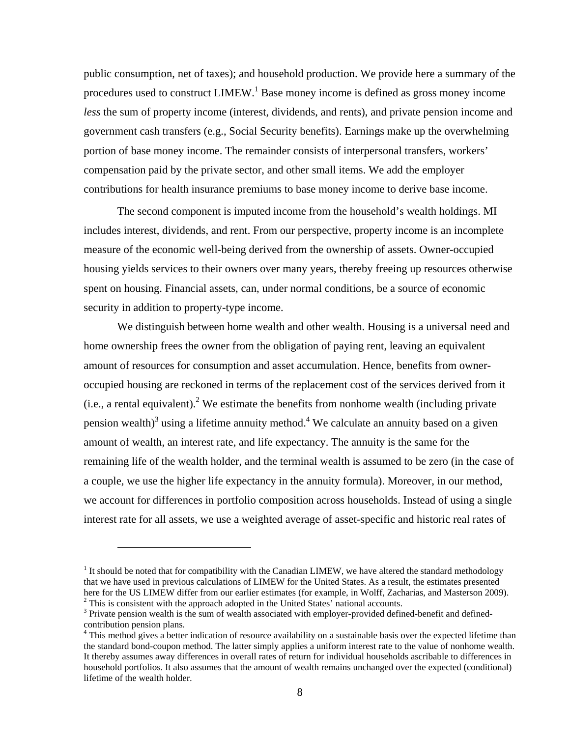public consumption, net of taxes); and household production. We provide here a summary of the procedures used to construct LIMEW.[1] Base money income is defined as gross money income *less* the sum of property income (interest, dividends, and rents), and private pension income and government cash transfers (e.g., Social Security benefits). Earnings make up the overwhelming portion of base money income. The remainder consists of interpersonal transfers, workers' compensation paid by the private sector, and other small items. We add the employer contributions for health insurance premiums to base money income to derive base income.

The second component is imputed income from the household's wealth holdings. MI includes interest, dividends, and rent. From our perspective, property income is an incomplete measure of the economic well-being derived from the ownership of assets. Owner-occupied housing yields services to their owners over many years, thereby freeing up resources otherwise spent on housing. Financial assets, can, under normal conditions, be a source of economic security in addition to property-type income.

We distinguish between home wealth and other wealth. Housing is a universal need and home ownership frees the owner from the obligation of paying rent, leaving an equivalent amount of resources for consumption and asset accumulation. Hence, benefits from owner-occupied housing are reckoned in terms of the replacement cost of the services derived from it (i.e., a rental equivalent).[2] We estimate the benefits from nonhome wealth (including private pension wealth)[3] using a lifetime annuity method.[4] We calculate an annuity based on a given amount of wealth, an interest rate, and life expectancy. The annuity is the same for the remaining life of the wealth holder, and the terminal wealth is assumed to be zero (in the case of a couple, we use the higher life expectancy in the annuity formula). Moreover, in our method, we account for differences in portfolio composition across households. Instead of using a single interest rate for all assets, we use a weighted average of asset-specific and historic real rates of

---

[1] It should be noted that for compatibility with the Canadian LIMEW, we have altered the standard methodology that we have used in previous calculations of LIMEW for the United States. As a result, the estimates presented here for the US LIMEW differ from our earlier estimates (for example, in Wolff, Zacharias, and Masterson 2009).

[2] This is consistent with the approach adopted in the United States' national accounts.

[3] Private pension wealth is the sum of wealth associated with employer-provided defined-benefit and defined-contribution pension plans.

[4] This method gives a better indication of resource availability on a sustainable basis over the expected lifetime than the standard bond-coupon method. The latter simply applies a uniform interest rate to the value of nonhome wealth. It thereby assumes away differences in overall rates of return for individual households ascribable to differences in household portfolios. It also assumes that the amount of wealth remains unchanged over the expected (conditional) lifetime of the wealth holder.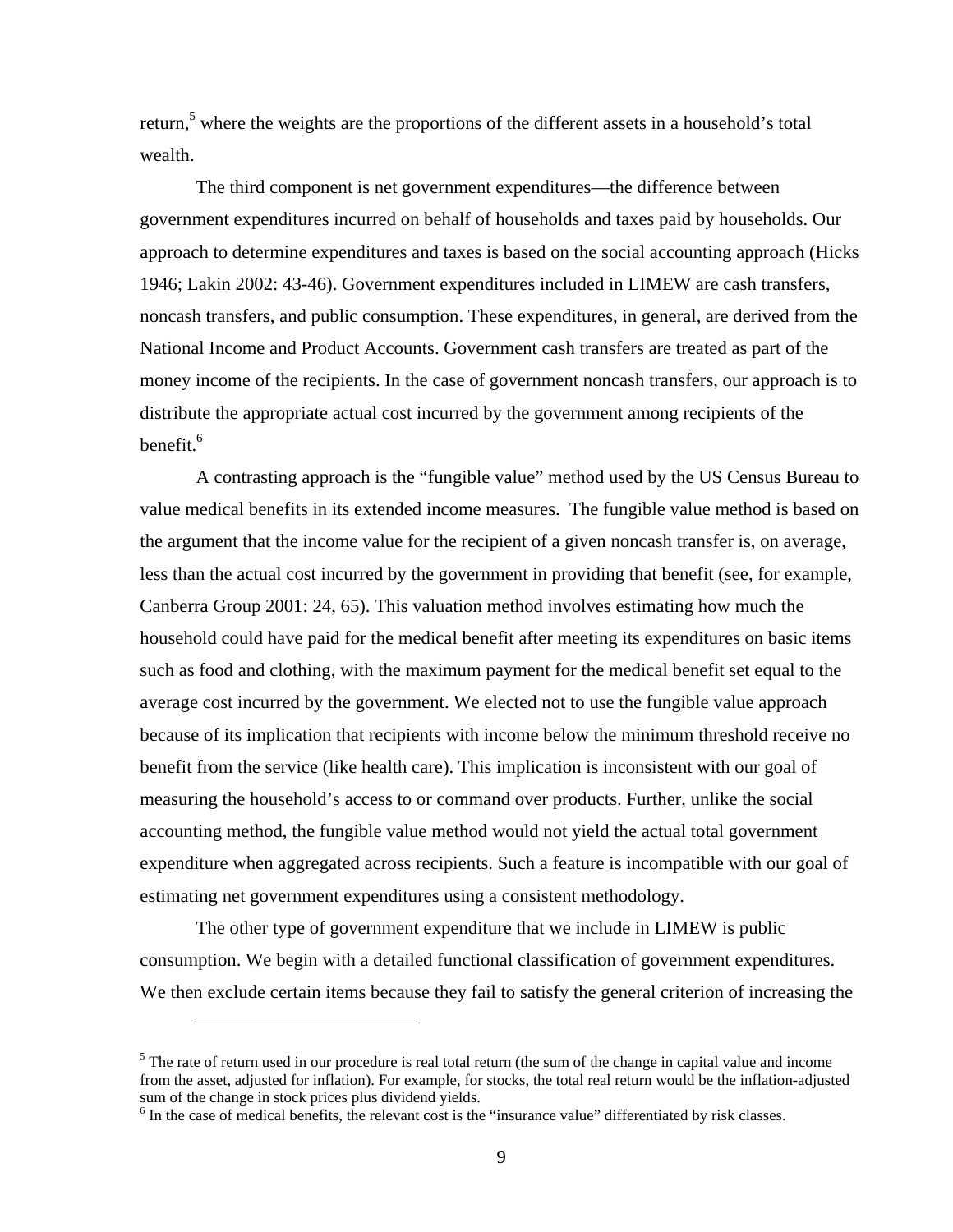return,[5] where the weights are the proportions of the different assets in a household's total wealth.

The third component is net government expenditures—the difference between government expenditures incurred on behalf of households and taxes paid by households. Our approach to determine expenditures and taxes is based on the social accounting approach (Hicks 1946; Lakin 2002: 43-46). Government expenditures included in LIMEW are cash transfers, noncash transfers, and public consumption. These expenditures, in general, are derived from the National Income and Product Accounts. Government cash transfers are treated as part of the money income of the recipients. In the case of government noncash transfers, our approach is to distribute the appropriate actual cost incurred by the government among recipients of the benefit.[6]

A contrasting approach is the "fungible value" method used by the US Census Bureau to value medical benefits in its extended income measures. The fungible value method is based on the argument that the income value for the recipient of a given noncash transfer is, on average, less than the actual cost incurred by the government in providing that benefit (see, for example, Canberra Group 2001: 24, 65). This valuation method involves estimating how much the household could have paid for the medical benefit after meeting its expenditures on basic items such as food and clothing, with the maximum payment for the medical benefit set equal to the average cost incurred by the government. We elected not to use the fungible value approach because of its implication that recipients with income below the minimum threshold receive no benefit from the service (like health care). This implication is inconsistent with our goal of measuring the household's access to or command over products. Further, unlike the social accounting method, the fungible value method would not yield the actual total government expenditure when aggregated across recipients. Such a feature is incompatible with our goal of estimating net government expenditures using a consistent methodology.

The other type of government expenditure that we include in LIMEW is public consumption. We begin with a detailed functional classification of government expenditures. We then exclude certain items because they fail to satisfy the general criterion of increasing the

---

[5] The rate of return used in our procedure is real total return (the sum of the change in capital value and income from the asset, adjusted for inflation). For example, for stocks, the total real return would be the inflation-adjusted sum of the change in stock prices plus dividend yields.

[6] In the case of medical benefits, the relevant cost is the "insurance value" differentiated by risk classes.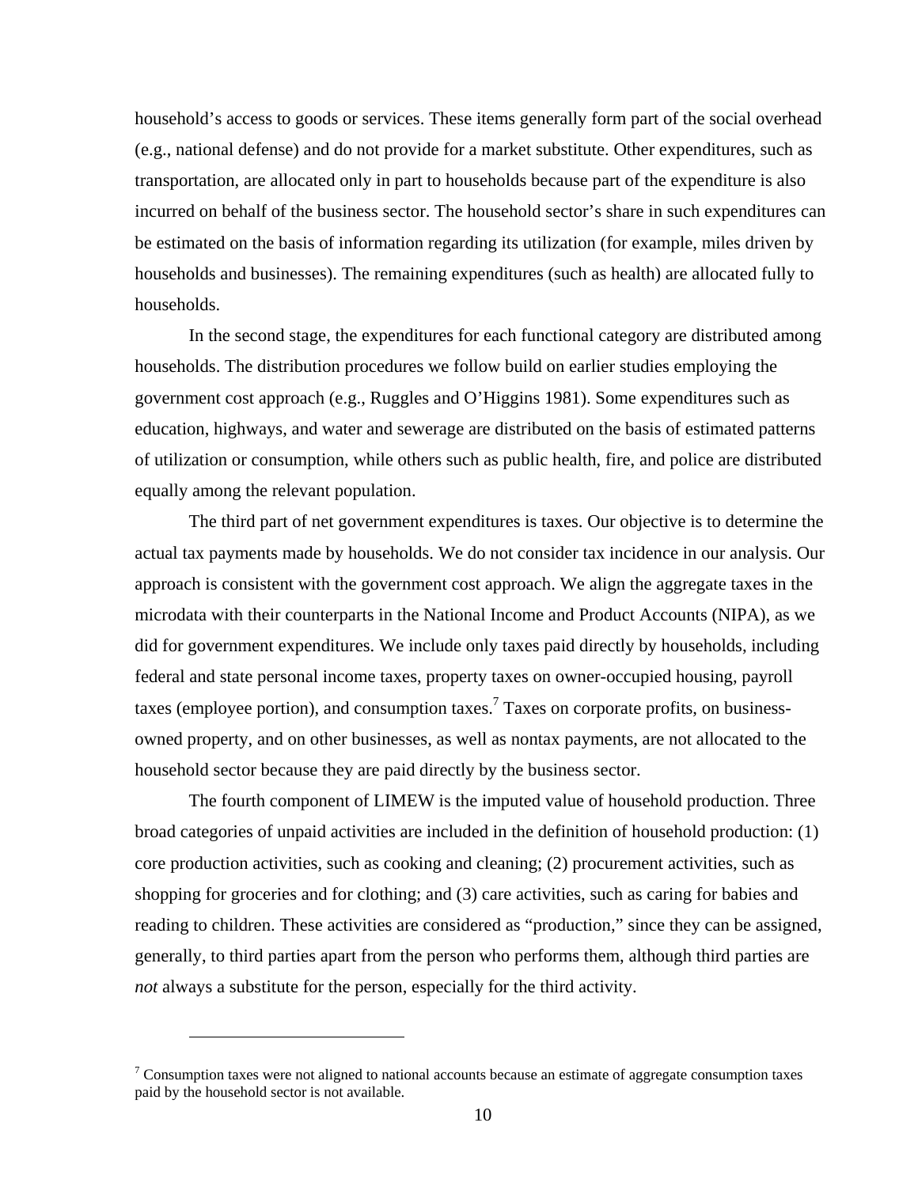household's access to goods or services. These items generally form part of the social overhead (e.g., national defense) and do not provide for a market substitute. Other expenditures, such as transportation, are allocated only in part to households because part of the expenditure is also incurred on behalf of the business sector. The household sector's share in such expenditures can be estimated on the basis of information regarding its utilization (for example, miles driven by households and businesses). The remaining expenditures (such as health) are allocated fully to households.

In the second stage, the expenditures for each functional category are distributed among households. The distribution procedures we follow build on earlier studies employing the government cost approach (e.g., Ruggles and O'Higgins 1981). Some expenditures such as education, highways, and water and sewerage are distributed on the basis of estimated patterns of utilization or consumption, while others such as public health, fire, and police are distributed equally among the relevant population.

The third part of net government expenditures is taxes. Our objective is to determine the actual tax payments made by households. We do not consider tax incidence in our analysis. Our approach is consistent with the government cost approach. We align the aggregate taxes in the microdata with their counterparts in the National Income and Product Accounts (NIPA), as we did for government expenditures. We include only taxes paid directly by households, including federal and state personal income taxes, property taxes on owner-occupied housing, payroll taxes (employee portion), and consumption taxes.[7] Taxes on corporate profits, on business-owned property, and on other businesses, as well as nontax payments, are not allocated to the household sector because they are paid directly by the business sector.

The fourth component of LIMEW is the imputed value of household production. Three broad categories of unpaid activities are included in the definition of household production: (1) core production activities, such as cooking and cleaning; (2) procurement activities, such as shopping for groceries and for clothing; and (3) care activities, such as caring for babies and reading to children. These activities are considered as "production," since they can be assigned, generally, to third parties apart from the person who performs them, although third parties are *not* always a substitute for the person, especially for the third activity.

[7] Consumption taxes were not aligned to national accounts because an estimate of aggregate consumption taxes paid by the household sector is not available.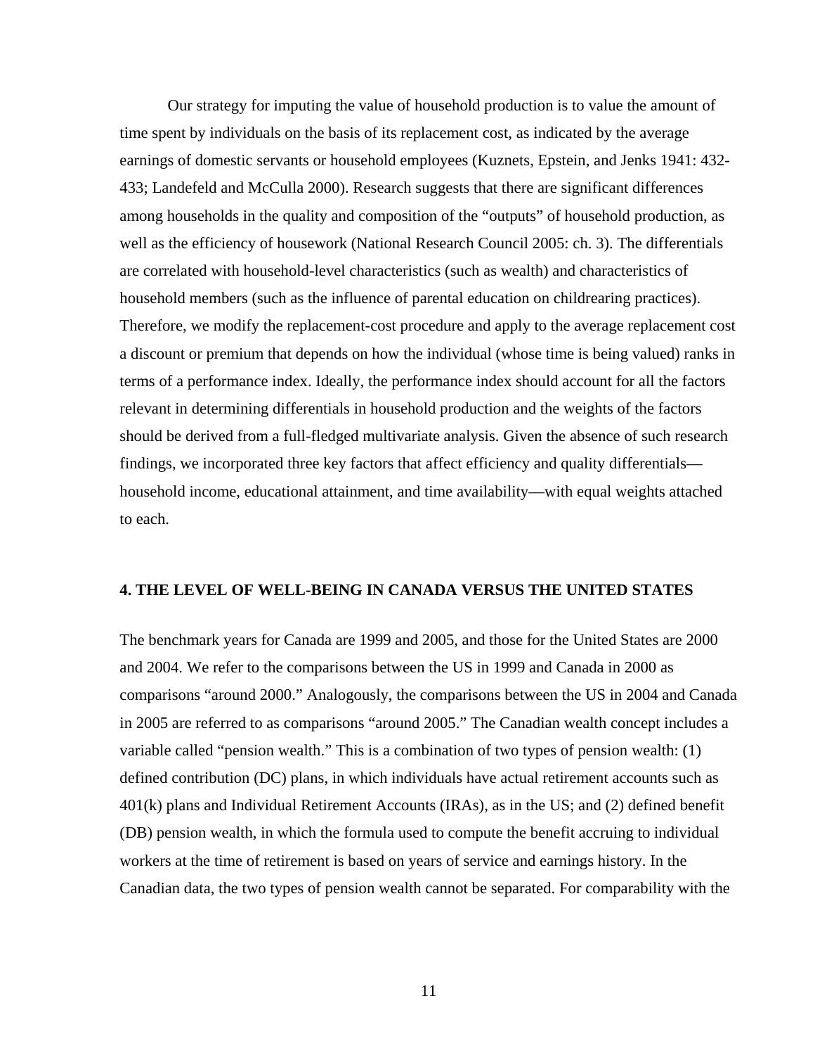Our strategy for imputing the value of household production is to value the amount of time spent by individuals on the basis of its replacement cost, as indicated by the average earnings of domestic servants or household employees (Kuznets, Epstein, and Jenks 1941: 432-433; Landefeld and McCulla 2000). Research suggests that there are significant differences among households in the quality and composition of the "outputs" of household production, as well as the efficiency of housework (National Research Council 2005: ch. 3). The differentials are correlated with household-level characteristics (such as wealth) and characteristics of household members (such as the influence of parental education on childrearing practices). Therefore, we modify the replacement-cost procedure and apply to the average replacement cost a discount or premium that depends on how the individual (whose time is being valued) ranks in terms of a performance index. Ideally, the performance index should account for all the factors relevant in determining differentials in household production and the weights of the factors should be derived from a full-fledged multivariate analysis. Given the absence of such research findings, we incorporated three key factors that affect efficiency and quality differentials—household income, educational attainment, and time availability—with equal weights attached to each.

## 4. THE LEVEL OF WELL-BEING IN CANADA VERSUS THE UNITED STATES

The benchmark years for Canada are 1999 and 2005, and those for the United States are 2000 and 2004. We refer to the comparisons between the US in 1999 and Canada in 2000 as comparisons "around 2000." Analogously, the comparisons between the US in 2004 and Canada in 2005 are referred to as comparisons "around 2005." The Canadian wealth concept includes a variable called "pension wealth." This is a combination of two types of pension wealth: (1) defined contribution (DC) plans, in which individuals have actual retirement accounts such as 401(k) plans and Individual Retirement Accounts (IRAs), as in the US; and (2) defined benefit (DB) pension wealth, in which the formula used to compute the benefit accruing to individual workers at the time of retirement is based on years of service and earnings history. In the Canadian data, the two types of pension wealth cannot be separated. For comparability with the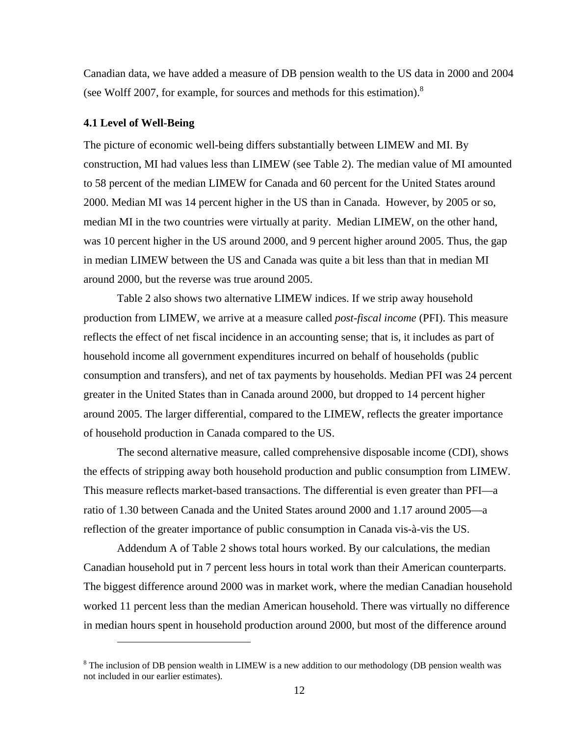Canadian data, we have added a measure of DB pension wealth to the US data in 2000 and 2004 (see Wolff 2007, for example, for sources and methods for this estimation).[8]

### 4.1 Level of Well-Being

The picture of economic well-being differs substantially between LIMEW and MI. By construction, MI had values less than LIMEW (see Table 2). The median value of MI amounted to 58 percent of the median LIMEW for Canada and 60 percent for the United States around 2000. Median MI was 14 percent higher in the US than in Canada. However, by 2005 or so, median MI in the two countries were virtually at parity. Median LIMEW, on the other hand, was 10 percent higher in the US around 2000, and 9 percent higher around 2005. Thus, the gap in median LIMEW between the US and Canada was quite a bit less than that in median MI around 2000, but the reverse was true around 2005.

Table 2 also shows two alternative LIMEW indices. If we strip away household production from LIMEW, we arrive at a measure called *post-fiscal income* (PFI). This measure reflects the effect of net fiscal incidence in an accounting sense; that is, it includes as part of household income all government expenditures incurred on behalf of households (public consumption and transfers), and net of tax payments by households. Median PFI was 24 percent greater in the United States than in Canada around 2000, but dropped to 14 percent higher around 2005. The larger differential, compared to the LIMEW, reflects the greater importance of household production in Canada compared to the US.

The second alternative measure, called comprehensive disposable income (CDI), shows the effects of stripping away both household production and public consumption from LIMEW. This measure reflects market-based transactions. The differential is even greater than PFI—a ratio of 1.30 between Canada and the United States around 2000 and 1.17 around 2005—a reflection of the greater importance of public consumption in Canada vis-à-vis the US.

Addendum A of Table 2 shows total hours worked. By our calculations, the median Canadian household put in 7 percent less hours in total work than their American counterparts. The biggest difference around 2000 was in market work, where the median Canadian household worked 11 percent less than the median American household. There was virtually no difference in median hours spent in household production around 2000, but most of the difference around

[8] The inclusion of DB pension wealth in LIMEW is a new addition to our methodology (DB pension wealth was not included in our earlier estimates).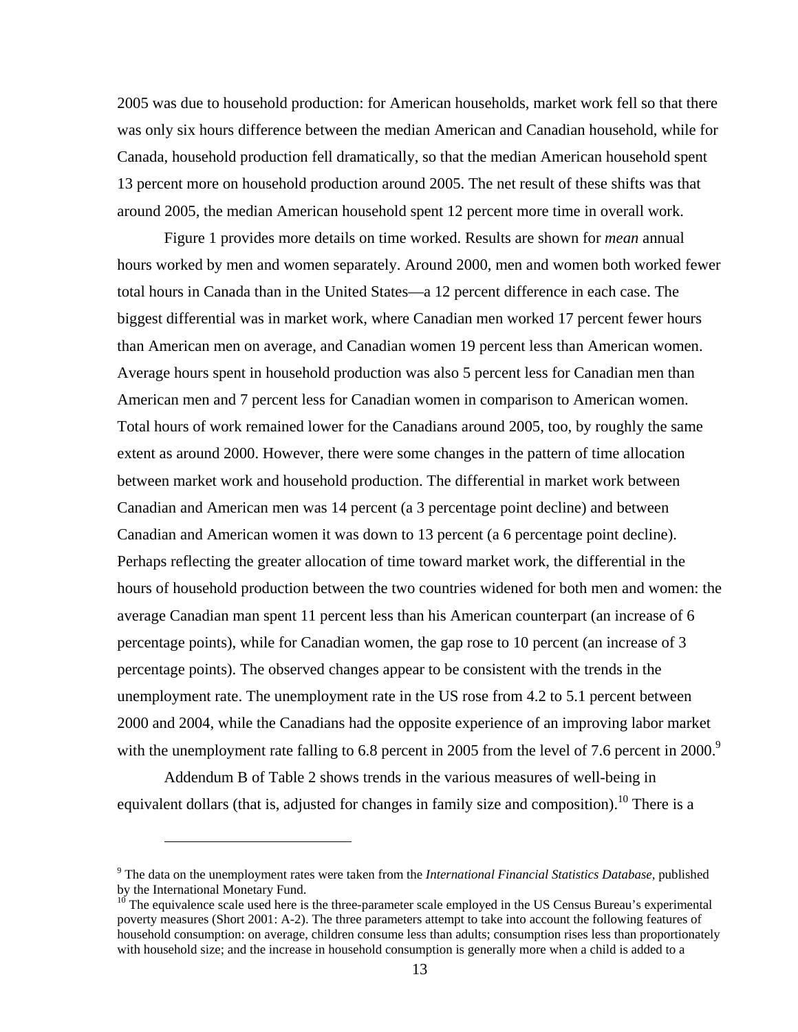2005 was due to household production: for American households, market work fell so that there was only six hours difference between the median American and Canadian household, while for Canada, household production fell dramatically, so that the median American household spent 13 percent more on household production around 2005. The net result of these shifts was that around 2005, the median American household spent 12 percent more time in overall work.

Figure 1 provides more details on time worked. Results are shown for *mean* annual hours worked by men and women separately. Around 2000, men and women both worked fewer total hours in Canada than in the United States—a 12 percent difference in each case. The biggest differential was in market work, where Canadian men worked 17 percent fewer hours than American men on average, and Canadian women 19 percent less than American women. Average hours spent in household production was also 5 percent less for Canadian men than American men and 7 percent less for Canadian women in comparison to American women. Total hours of work remained lower for the Canadians around 2005, too, by roughly the same extent as around 2000. However, there were some changes in the pattern of time allocation between market work and household production. The differential in market work between Canadian and American men was 14 percent (a 3 percentage point decline) and between Canadian and American women it was down to 13 percent (a 6 percentage point decline). Perhaps reflecting the greater allocation of time toward market work, the differential in the hours of household production between the two countries widened for both men and women: the average Canadian man spent 11 percent less than his American counterpart (an increase of 6 percentage points), while for Canadian women, the gap rose to 10 percent (an increase of 3 percentage points). The observed changes appear to be consistent with the trends in the unemployment rate. The unemployment rate in the US rose from 4.2 to 5.1 percent between 2000 and 2004, while the Canadians had the opposite experience of an improving labor market with the unemployment rate falling to 6.8 percent in 2005 from the level of 7.6 percent in 2000.[9]

Addendum B of Table 2 shows trends in the various measures of well-being in equivalent dollars (that is, adjusted for changes in family size and composition).[10] There is a

[9] The data on the unemployment rates were taken from the *International Financial Statistics Database*, published by the International Monetary Fund.

[10] The equivalence scale used here is the three-parameter scale employed in the US Census Bureau's experimental poverty measures (Short 2001: A-2). The three parameters attempt to take into account the following features of household consumption: on average, children consume less than adults; consumption rises less than proportionately with household size; and the increase in household consumption is generally more when a child is added to a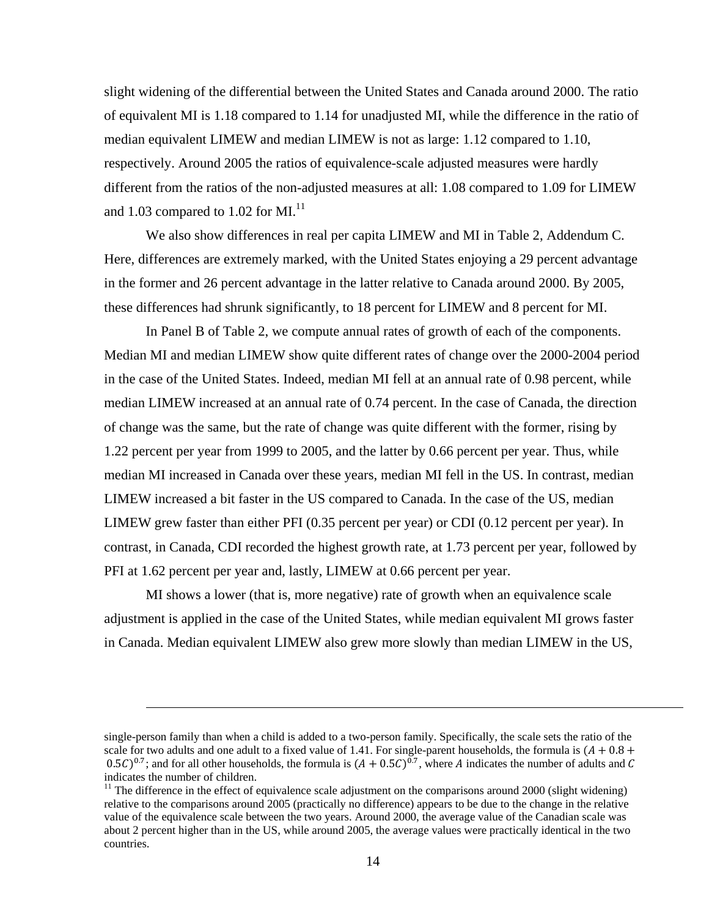slight widening of the differential between the United States and Canada around 2000. The ratio of equivalent MI is 1.18 compared to 1.14 for unadjusted MI, while the difference in the ratio of median equivalent LIMEW and median LIMEW is not as large: 1.12 compared to 1.10, respectively. Around 2005 the ratios of equivalence-scale adjusted measures were hardly different from the ratios of the non-adjusted measures at all: 1.08 compared to 1.09 for LIMEW and 1.03 compared to 1.02 for MI.[11]

We also show differences in real per capita LIMEW and MI in Table 2, Addendum C. Here, differences are extremely marked, with the United States enjoying a 29 percent advantage in the former and 26 percent advantage in the latter relative to Canada around 2000. By 2005, these differences had shrunk significantly, to 18 percent for LIMEW and 8 percent for MI.

In Panel B of Table 2, we compute annual rates of growth of each of the components. Median MI and median LIMEW show quite different rates of change over the 2000-2004 period in the case of the United States. Indeed, median MI fell at an annual rate of 0.98 percent, while median LIMEW increased at an annual rate of 0.74 percent. In the case of Canada, the direction of change was the same, but the rate of change was quite different with the former, rising by 1.22 percent per year from 1999 to 2005, and the latter by 0.66 percent per year. Thus, while median MI increased in Canada over these years, median MI fell in the US. In contrast, median LIMEW increased a bit faster in the US compared to Canada. In the case of the US, median LIMEW grew faster than either PFI (0.35 percent per year) or CDI (0.12 percent per year). In contrast, in Canada, CDI recorded the highest growth rate, at 1.73 percent per year, followed by PFI at 1.62 percent per year and, lastly, LIMEW at 0.66 percent per year.

MI shows a lower (that is, more negative) rate of growth when an equivalence scale adjustment is applied in the case of the United States, while median equivalent MI grows faster in Canada. Median equivalent LIMEW also grew more slowly than median LIMEW in the US,

---

single-person family than when a child is added to a two-person family. Specifically, the scale sets the ratio of the scale for two adults and one adult to a fixed value of 1.41. For single-parent households, the formula is $(A + 0.8 + 0.5C)^{0.7}$; and for all other households, the formula is $(A + 0.5C)^{0.7}$, where $A$ indicates the number of adults and $C$ indicates the number of children.

[11] The difference in the effect of equivalence scale adjustment on the comparisons around 2000 (slight widening) relative to the comparisons around 2005 (practically no difference) appears to be due to the change in the relative value of the equivalence scale between the two years. Around 2000, the average value of the Canadian scale was about 2 percent higher than in the US, while around 2005, the average values were practically identical in the two countries.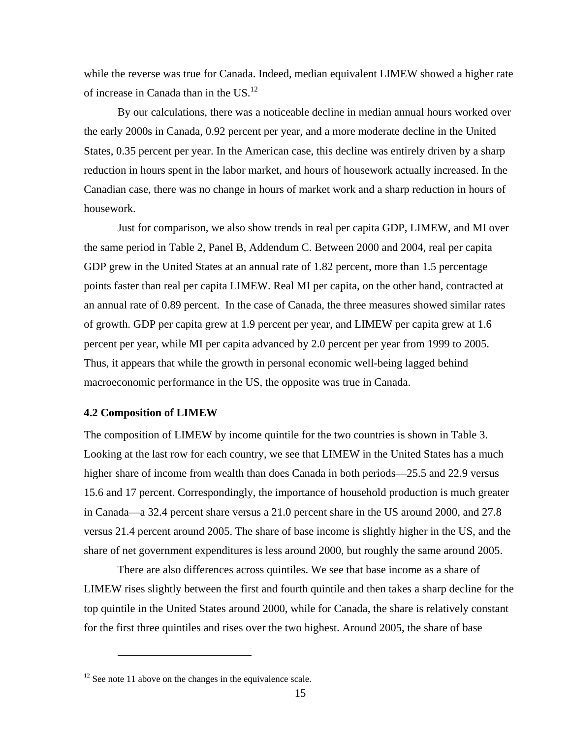while the reverse was true for Canada. Indeed, median equivalent LIMEW showed a higher rate of increase in Canada than in the US.[12]

By our calculations, there was a noticeable decline in median annual hours worked over the early 2000s in Canada, 0.92 percent per year, and a more moderate decline in the United States, 0.35 percent per year. In the American case, this decline was entirely driven by a sharp reduction in hours spent in the labor market, and hours of housework actually increased. In the Canadian case, there was no change in hours of market work and a sharp reduction in hours of housework.

Just for comparison, we also show trends in real per capita GDP, LIMEW, and MI over the same period in Table 2, Panel B, Addendum C. Between 2000 and 2004, real per capita GDP grew in the United States at an annual rate of 1.82 percent, more than 1.5 percentage points faster than real per capita LIMEW. Real MI per capita, on the other hand, contracted at an annual rate of 0.89 percent. In the case of Canada, the three measures showed similar rates of growth. GDP per capita grew at 1.9 percent per year, and LIMEW per capita grew at 1.6 percent per year, while MI per capita advanced by 2.0 percent per year from 1999 to 2005. Thus, it appears that while the growth in personal economic well-being lagged behind macroeconomic performance in the US, the opposite was true in Canada.

**4.2 Composition of LIMEW**

The composition of LIMEW by income quintile for the two countries is shown in Table 3. Looking at the last row for each country, we see that LIMEW in the United States has a much higher share of income from wealth than does Canada in both periods—25.5 and 22.9 versus 15.6 and 17 percent. Correspondingly, the importance of household production is much greater in Canada—a 32.4 percent share versus a 21.0 percent share in the US around 2000, and 27.8 versus 21.4 percent around 2005. The share of base income is slightly higher in the US, and the share of net government expenditures is less around 2000, but roughly the same around 2005.

There are also differences across quintiles. We see that base income as a share of LIMEW rises slightly between the first and fourth quintile and then takes a sharp decline for the top quintile in the United States around 2000, while for Canada, the share is relatively constant for the first three quintiles and rises over the two highest. Around 2005, the share of base

[12] See note 11 above on the changes in the equivalence scale.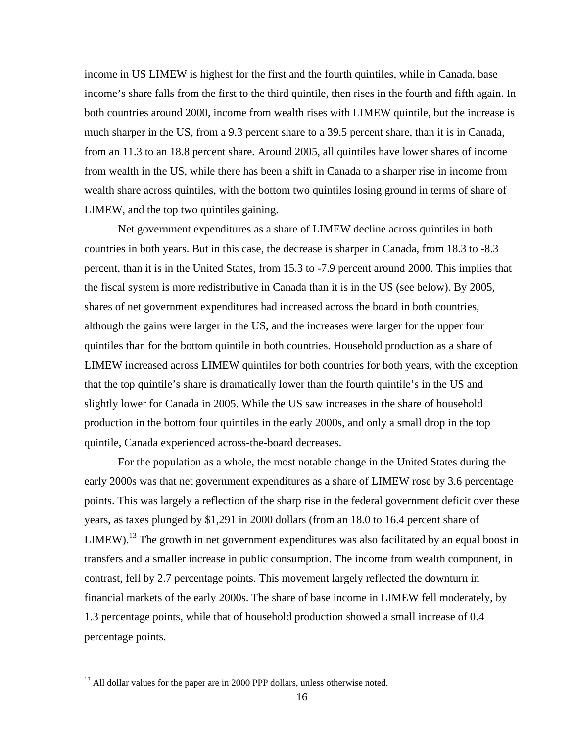income in US LIMEW is highest for the first and the fourth quintiles, while in Canada, base income's share falls from the first to the third quintile, then rises in the fourth and fifth again. In both countries around 2000, income from wealth rises with LIMEW quintile, but the increase is much sharper in the US, from a 9.3 percent share to a 39.5 percent share, than it is in Canada, from an 11.3 to an 18.8 percent share. Around 2005, all quintiles have lower shares of income from wealth in the US, while there has been a shift in Canada to a sharper rise in income from wealth share across quintiles, with the bottom two quintiles losing ground in terms of share of LIMEW, and the top two quintiles gaining.

Net government expenditures as a share of LIMEW decline across quintiles in both countries in both years. But in this case, the decrease is sharper in Canada, from 18.3 to -8.3 percent, than it is in the United States, from 15.3 to -7.9 percent around 2000. This implies that the fiscal system is more redistributive in Canada than it is in the US (see below). By 2005, shares of net government expenditures had increased across the board in both countries, although the gains were larger in the US, and the increases were larger for the upper four quintiles than for the bottom quintile in both countries. Household production as a share of LIMEW increased across LIMEW quintiles for both countries for both years, with the exception that the top quintile's share is dramatically lower than the fourth quintile's in the US and slightly lower for Canada in 2005. While the US saw increases in the share of household production in the bottom four quintiles in the early 2000s, and only a small drop in the top quintile, Canada experienced across-the-board decreases.

For the population as a whole, the most notable change in the United States during the early 2000s was that net government expenditures as a share of LIMEW rose by 3.6 percentage points. This was largely a reflection of the sharp rise in the federal government deficit over these years, as taxes plunged by $1,291 in 2000 dollars (from an 18.0 to 16.4 percent share of LIMEW).[13] The growth in net government expenditures was also facilitated by an equal boost in transfers and a smaller increase in public consumption. The income from wealth component, in contrast, fell by 2.7 percentage points. This movement largely reflected the downturn in financial markets of the early 2000s. The share of base income in LIMEW fell moderately, by 1.3 percentage points, while that of household production showed a small increase of 0.4 percentage points.

[13] All dollar values for the paper are in 2000 PPP dollars, unless otherwise noted.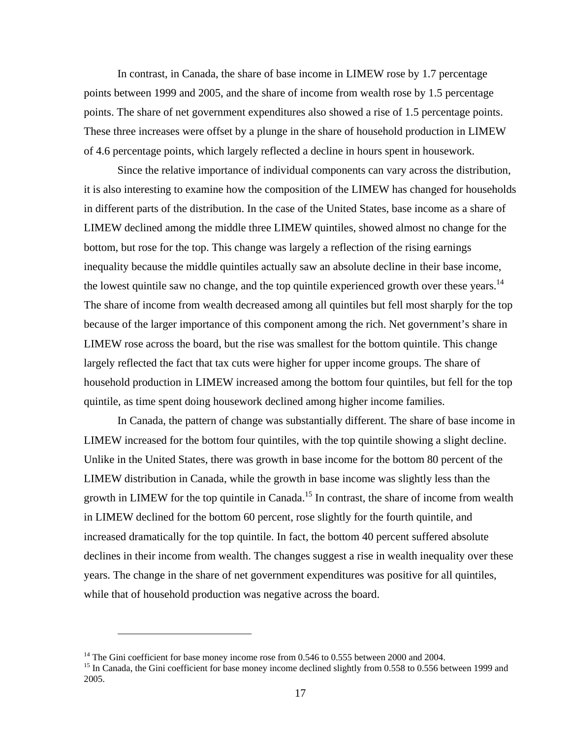In contrast, in Canada, the share of base income in LIMEW rose by 1.7 percentage points between 1999 and 2005, and the share of income from wealth rose by 1.5 percentage points. The share of net government expenditures also showed a rise of 1.5 percentage points. These three increases were offset by a plunge in the share of household production in LIMEW of 4.6 percentage points, which largely reflected a decline in hours spent in housework.

Since the relative importance of individual components can vary across the distribution, it is also interesting to examine how the composition of the LIMEW has changed for households in different parts of the distribution. In the case of the United States, base income as a share of LIMEW declined among the middle three LIMEW quintiles, showed almost no change for the bottom, but rose for the top. This change was largely a reflection of the rising earnings inequality because the middle quintiles actually saw an absolute decline in their base income, the lowest quintile saw no change, and the top quintile experienced growth over these years.[14] The share of income from wealth decreased among all quintiles but fell most sharply for the top because of the larger importance of this component among the rich. Net government's share in LIMEW rose across the board, but the rise was smallest for the bottom quintile. This change largely reflected the fact that tax cuts were higher for upper income groups. The share of household production in LIMEW increased among the bottom four quintiles, but fell for the top quintile, as time spent doing housework declined among higher income families.

In Canada, the pattern of change was substantially different. The share of base income in LIMEW increased for the bottom four quintiles, with the top quintile showing a slight decline. Unlike in the United States, there was growth in base income for the bottom 80 percent of the LIMEW distribution in Canada, while the growth in base income was slightly less than the growth in LIMEW for the top quintile in Canada.[15] In contrast, the share of income from wealth in LIMEW declined for the bottom 60 percent, rose slightly for the fourth quintile, and increased dramatically for the top quintile. In fact, the bottom 40 percent suffered absolute declines in their income from wealth. The changes suggest a rise in wealth inequality over these years. The change in the share of net government expenditures was positive for all quintiles, while that of household production was negative across the board.

---

[14] The Gini coefficient for base money income rose from 0.546 to 0.555 between 2000 and 2004.

[15] In Canada, the Gini coefficient for base money income declined slightly from 0.558 to 0.556 between 1999 and 2005.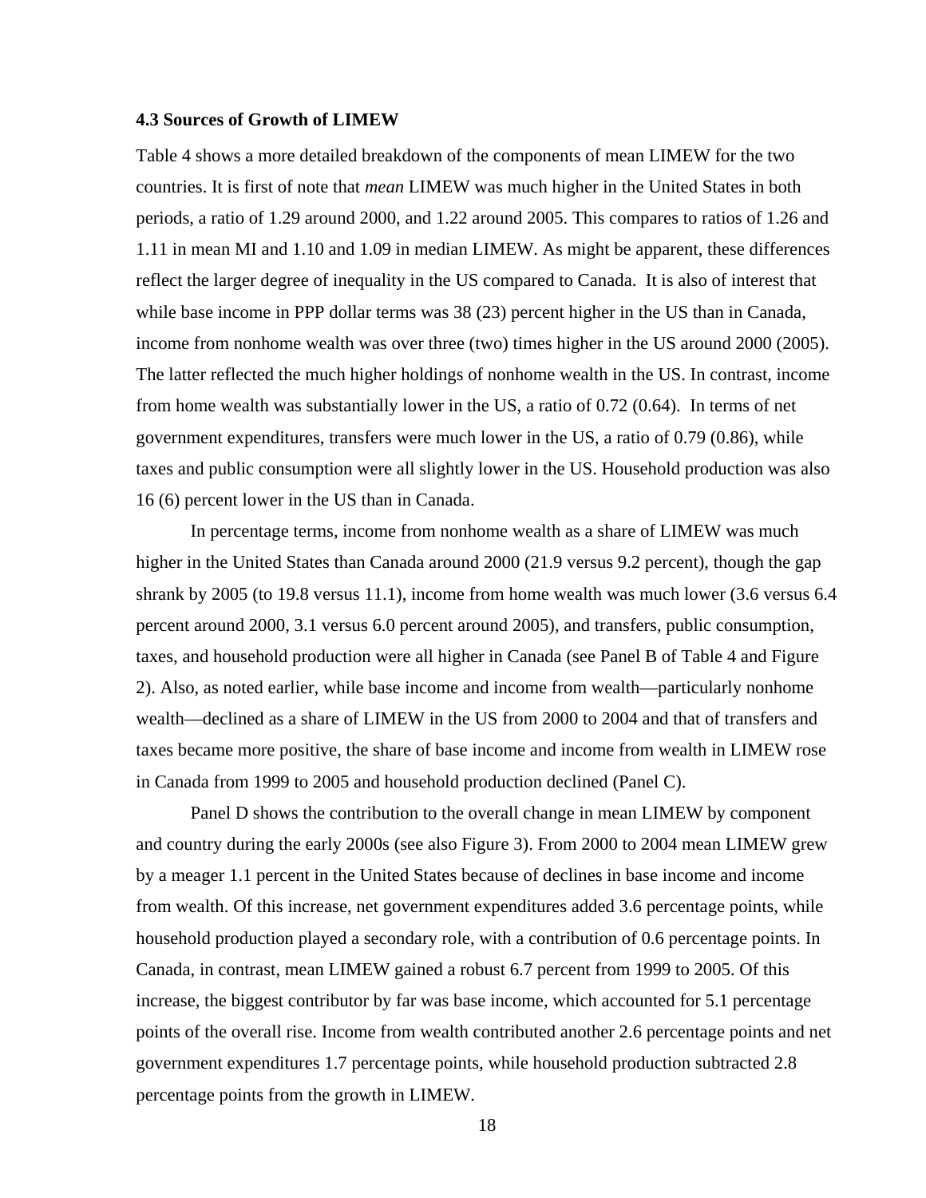### 4.3 Sources of Growth of LIMEW

Table 4 shows a more detailed breakdown of the components of mean LIMEW for the two countries. It is first of note that *mean* LIMEW was much higher in the United States in both periods, a ratio of 1.29 around 2000, and 1.22 around 2005. This compares to ratios of 1.26 and 1.11 in mean MI and 1.10 and 1.09 in median LIMEW. As might be apparent, these differences reflect the larger degree of inequality in the US compared to Canada. It is also of interest that while base income in PPP dollar terms was 38 (23) percent higher in the US than in Canada, income from nonhome wealth was over three (two) times higher in the US around 2000 (2005). The latter reflected the much higher holdings of nonhome wealth in the US. In contrast, income from home wealth was substantially lower in the US, a ratio of 0.72 (0.64). In terms of net government expenditures, transfers were much lower in the US, a ratio of 0.79 (0.86), while taxes and public consumption were all slightly lower in the US. Household production was also 16 (6) percent lower in the US than in Canada.

In percentage terms, income from nonhome wealth as a share of LIMEW was much higher in the United States than Canada around 2000 (21.9 versus 9.2 percent), though the gap shrank by 2005 (to 19.8 versus 11.1), income from home wealth was much lower (3.6 versus 6.4 percent around 2000, 3.1 versus 6.0 percent around 2005), and transfers, public consumption, taxes, and household production were all higher in Canada (see Panel B of Table 4 and Figure 2). Also, as noted earlier, while base income and income from wealth—particularly nonhome wealth—declined as a share of LIMEW in the US from 2000 to 2004 and that of transfers and taxes became more positive, the share of base income and income from wealth in LIMEW rose in Canada from 1999 to 2005 and household production declined (Panel C).

Panel D shows the contribution to the overall change in mean LIMEW by component and country during the early 2000s (see also Figure 3). From 2000 to 2004 mean LIMEW grew by a meager 1.1 percent in the United States because of declines in base income and income from wealth. Of this increase, net government expenditures added 3.6 percentage points, while household production played a secondary role, with a contribution of 0.6 percentage points. In Canada, in contrast, mean LIMEW gained a robust 6.7 percent from 1999 to 2005. Of this increase, the biggest contributor by far was base income, which accounted for 5.1 percentage points of the overall rise. Income from wealth contributed another 2.6 percentage points and net government expenditures 1.7 percentage points, while household production subtracted 2.8 percentage points from the growth in LIMEW.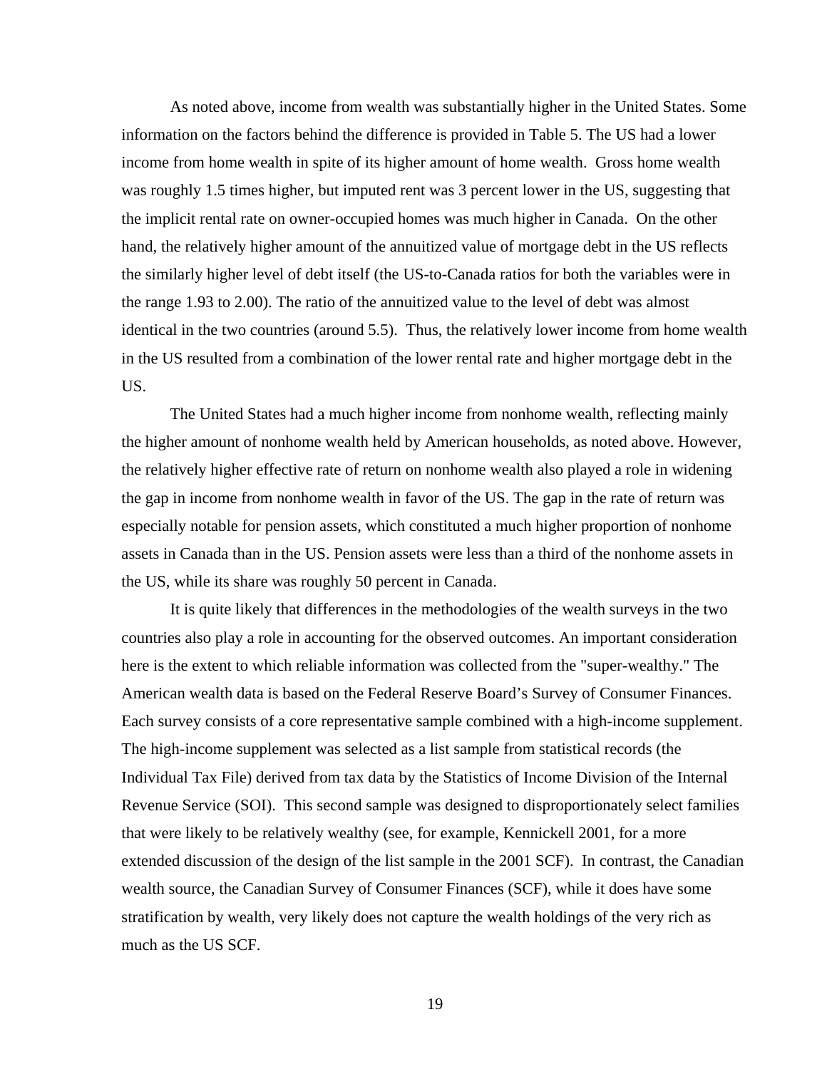As noted above, income from wealth was substantially higher in the United States. Some information on the factors behind the difference is provided in Table 5. The US had a lower income from home wealth in spite of its higher amount of home wealth. Gross home wealth was roughly 1.5 times higher, but imputed rent was 3 percent lower in the US, suggesting that the implicit rental rate on owner-occupied homes was much higher in Canada. On the other hand, the relatively higher amount of the annuitized value of mortgage debt in the US reflects the similarly higher level of debt itself (the US-to-Canada ratios for both the variables were in the range 1.93 to 2.00). The ratio of the annuitized value to the level of debt was almost identical in the two countries (around 5.5). Thus, the relatively lower income from home wealth in the US resulted from a combination of the lower rental rate and higher mortgage debt in the US.

The United States had a much higher income from nonhome wealth, reflecting mainly the higher amount of nonhome wealth held by American households, as noted above. However, the relatively higher effective rate of return on nonhome wealth also played a role in widening the gap in income from nonhome wealth in favor of the US. The gap in the rate of return was especially notable for pension assets, which constituted a much higher proportion of nonhome assets in Canada than in the US. Pension assets were less than a third of the nonhome assets in the US, while its share was roughly 50 percent in Canada.

It is quite likely that differences in the methodologies of the wealth surveys in the two countries also play a role in accounting for the observed outcomes. An important consideration here is the extent to which reliable information was collected from the "super-wealthy." The American wealth data is based on the Federal Reserve Board's Survey of Consumer Finances. Each survey consists of a core representative sample combined with a high-income supplement. The high-income supplement was selected as a list sample from statistical records (the Individual Tax File) derived from tax data by the Statistics of Income Division of the Internal Revenue Service (SOI). This second sample was designed to disproportionately select families that were likely to be relatively wealthy (see, for example, Kennickell 2001, for a more extended discussion of the design of the list sample in the 2001 SCF). In contrast, the Canadian wealth source, the Canadian Survey of Consumer Finances (SCF), while it does have some stratification by wealth, very likely does not capture the wealth holdings of the very rich as much as the US SCF.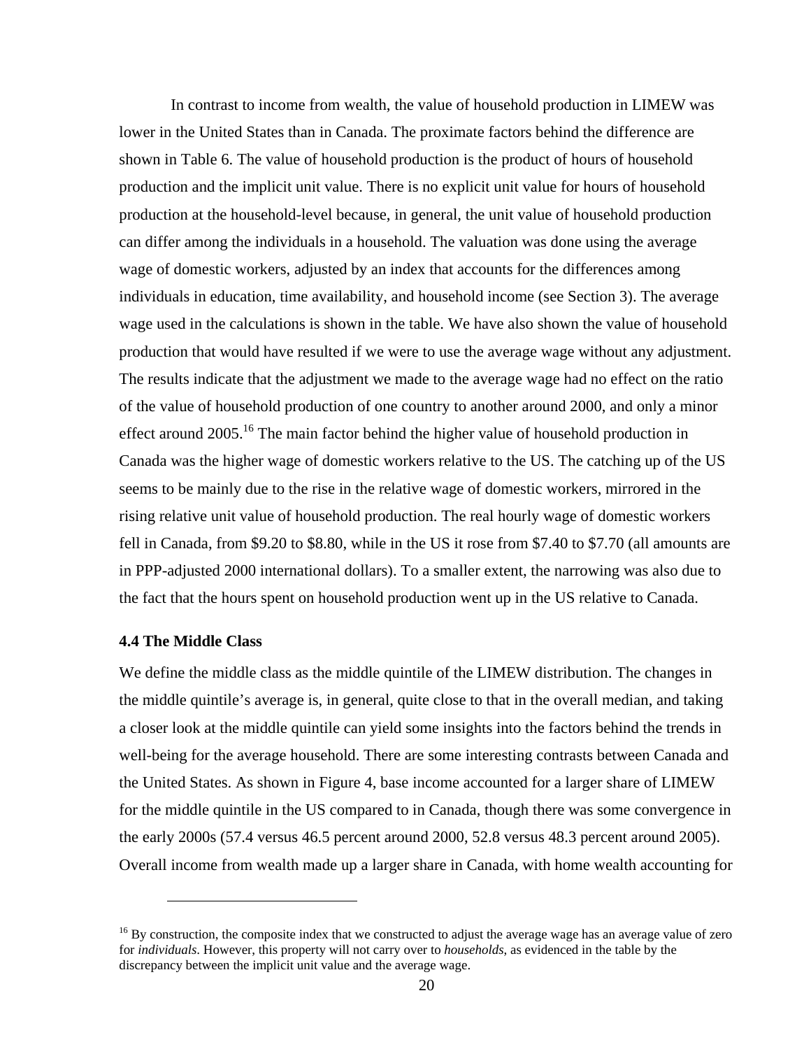In contrast to income from wealth, the value of household production in LIMEW was lower in the United States than in Canada. The proximate factors behind the difference are shown in Table 6. The value of household production is the product of hours of household production and the implicit unit value. There is no explicit unit value for hours of household production at the household-level because, in general, the unit value of household production can differ among the individuals in a household. The valuation was done using the average wage of domestic workers, adjusted by an index that accounts for the differences among individuals in education, time availability, and household income (see Section 3). The average wage used in the calculations is shown in the table. We have also shown the value of household production that would have resulted if we were to use the average wage without any adjustment. The results indicate that the adjustment we made to the average wage had no effect on the ratio of the value of household production of one country to another around 2000, and only a minor effect around 2005.[16] The main factor behind the higher value of household production in Canada was the higher wage of domestic workers relative to the US. The catching up of the US seems to be mainly due to the rise in the relative wage of domestic workers, mirrored in the rising relative unit value of household production. The real hourly wage of domestic workers fell in Canada, from $9.20 to $8.80, while in the US it rose from $7.40 to $7.70 (all amounts are in PPP-adjusted 2000 international dollars). To a smaller extent, the narrowing was also due to the fact that the hours spent on household production went up in the US relative to Canada.

### 4.4 The Middle Class

We define the middle class as the middle quintile of the LIMEW distribution. The changes in the middle quintile's average is, in general, quite close to that in the overall median, and taking a closer look at the middle quintile can yield some insights into the factors behind the trends in well-being for the average household. There are some interesting contrasts between Canada and the United States. As shown in Figure 4, base income accounted for a larger share of LIMEW for the middle quintile in the US compared to in Canada, though there was some convergence in the early 2000s (57.4 versus 46.5 percent around 2000, 52.8 versus 48.3 percent around 2005). Overall income from wealth made up a larger share in Canada, with home wealth accounting for

[16] By construction, the composite index that we constructed to adjust the average wage has an average value of zero for *individuals*. However, this property will not carry over to *households*, as evidenced in the table by the discrepancy between the implicit unit value and the average wage.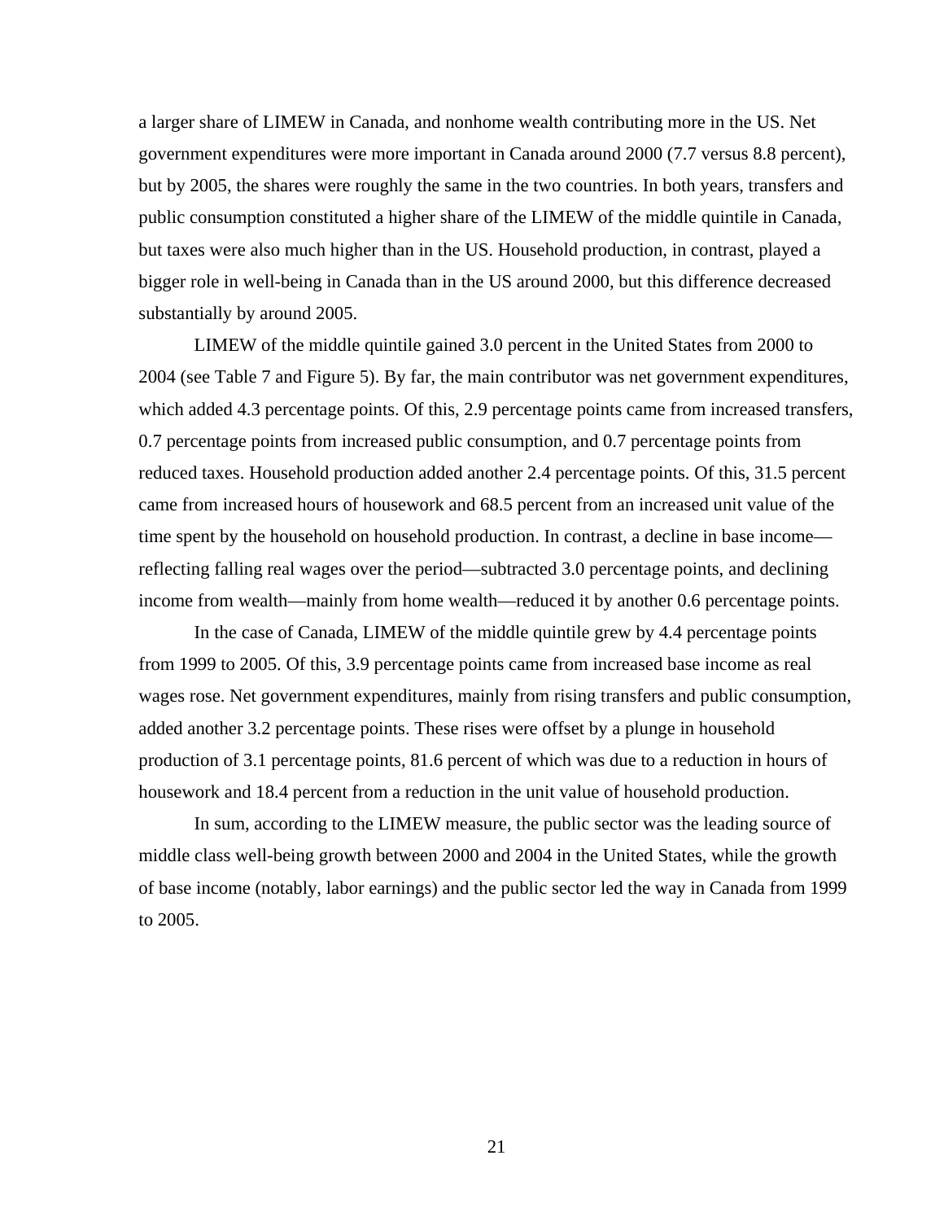a larger share of LIMEW in Canada, and nonhome wealth contributing more in the US. Net government expenditures were more important in Canada around 2000 (7.7 versus 8.8 percent), but by 2005, the shares were roughly the same in the two countries. In both years, transfers and public consumption constituted a higher share of the LIMEW of the middle quintile in Canada, but taxes were also much higher than in the US. Household production, in contrast, played a bigger role in well-being in Canada than in the US around 2000, but this difference decreased substantially by around 2005.

LIMEW of the middle quintile gained 3.0 percent in the United States from 2000 to 2004 (see Table 7 and Figure 5). By far, the main contributor was net government expenditures, which added 4.3 percentage points. Of this, 2.9 percentage points came from increased transfers, 0.7 percentage points from increased public consumption, and 0.7 percentage points from reduced taxes. Household production added another 2.4 percentage points. Of this, 31.5 percent came from increased hours of housework and 68.5 percent from an increased unit value of the time spent by the household on household production. In contrast, a decline in base income—reflecting falling real wages over the period—subtracted 3.0 percentage points, and declining income from wealth—mainly from home wealth—reduced it by another 0.6 percentage points.

In the case of Canada, LIMEW of the middle quintile grew by 4.4 percentage points from 1999 to 2005. Of this, 3.9 percentage points came from increased base income as real wages rose. Net government expenditures, mainly from rising transfers and public consumption, added another 3.2 percentage points. These rises were offset by a plunge in household production of 3.1 percentage points, 81.6 percent of which was due to a reduction in hours of housework and 18.4 percent from a reduction in the unit value of household production.

In sum, according to the LIMEW measure, the public sector was the leading source of middle class well-being growth between 2000 and 2004 in the United States, while the growth of base income (notably, labor earnings) and the public sector led the way in Canada from 1999 to 2005.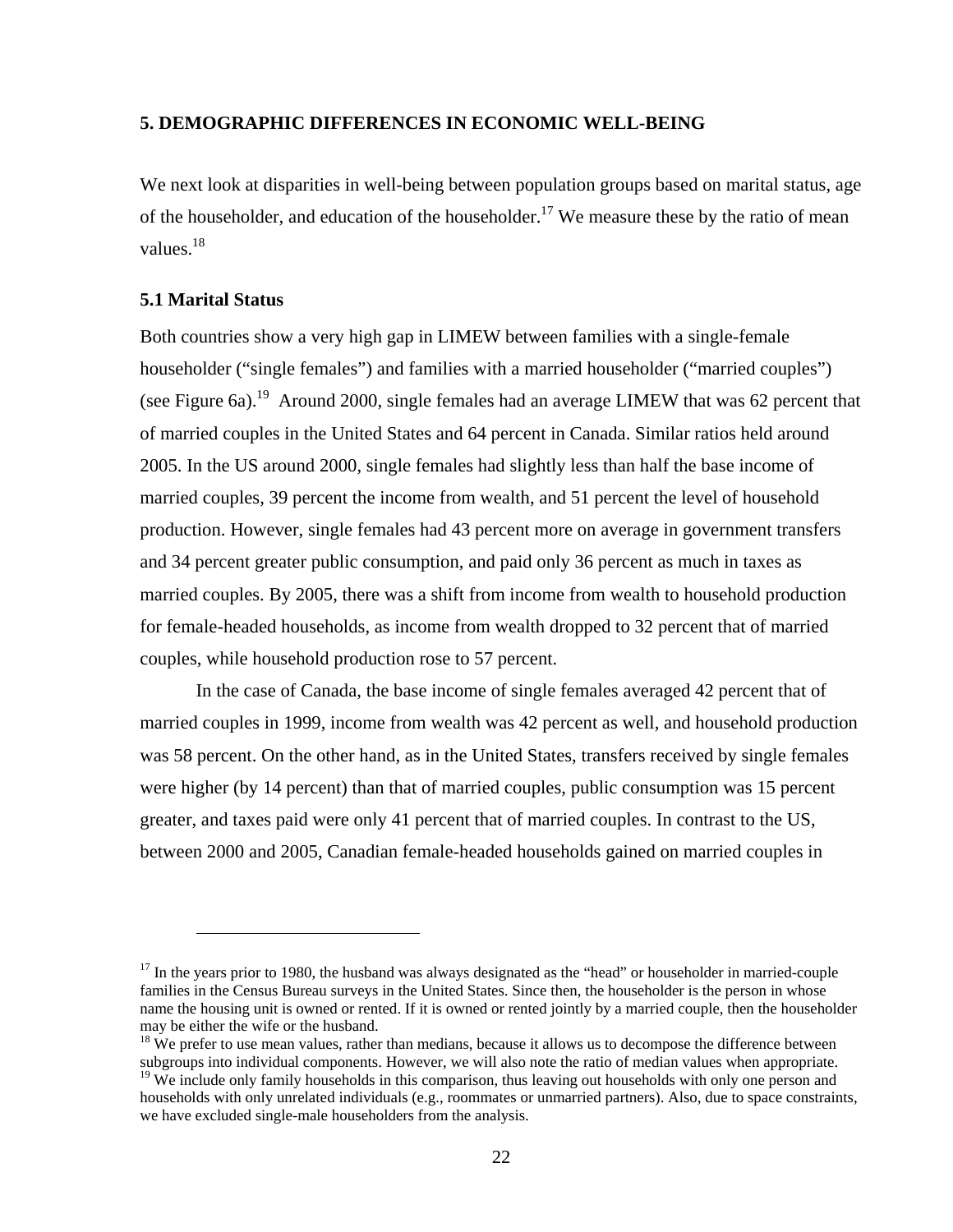## 5. DEMOGRAPHIC DIFFERENCES IN ECONOMIC WELL-BEING

We next look at disparities in well-being between population groups based on marital status, age of the householder, and education of the householder.[17] We measure these by the ratio of mean values.[18]

### 5.1 Marital Status

Both countries show a very high gap in LIMEW between families with a single-female householder ("single females") and families with a married householder ("married couples") (see Figure 6a).[19] Around 2000, single females had an average LIMEW that was 62 percent that of married couples in the United States and 64 percent in Canada. Similar ratios held around 2005. In the US around 2000, single females had slightly less than half the base income of married couples, 39 percent the income from wealth, and 51 percent the level of household production. However, single females had 43 percent more on average in government transfers and 34 percent greater public consumption, and paid only 36 percent as much in taxes as married couples. By 2005, there was a shift from income from wealth to household production for female-headed households, as income from wealth dropped to 32 percent that of married couples, while household production rose to 57 percent.

In the case of Canada, the base income of single females averaged 42 percent that of married couples in 1999, income from wealth was 42 percent as well, and household production was 58 percent. On the other hand, as in the United States, transfers received by single females were higher (by 14 percent) than that of married couples, public consumption was 15 percent greater, and taxes paid were only 41 percent that of married couples. In contrast to the US, between 2000 and 2005, Canadian female-headed households gained on married couples in

---

[17] In the years prior to 1980, the husband was always designated as the "head" or householder in married-couple families in the Census Bureau surveys in the United States. Since then, the householder is the person in whose name the housing unit is owned or rented. If it is owned or rented jointly by a married couple, then the householder may be either the wife or the husband.

[18] We prefer to use mean values, rather than medians, because it allows us to decompose the difference between subgroups into individual components. However, we will also note the ratio of median values when appropriate.

[19] We include only family households in this comparison, thus leaving out households with only one person and households with only unrelated individuals (e.g., roommates or unmarried partners). Also, due to space constraints, we have excluded single-male householders from the analysis.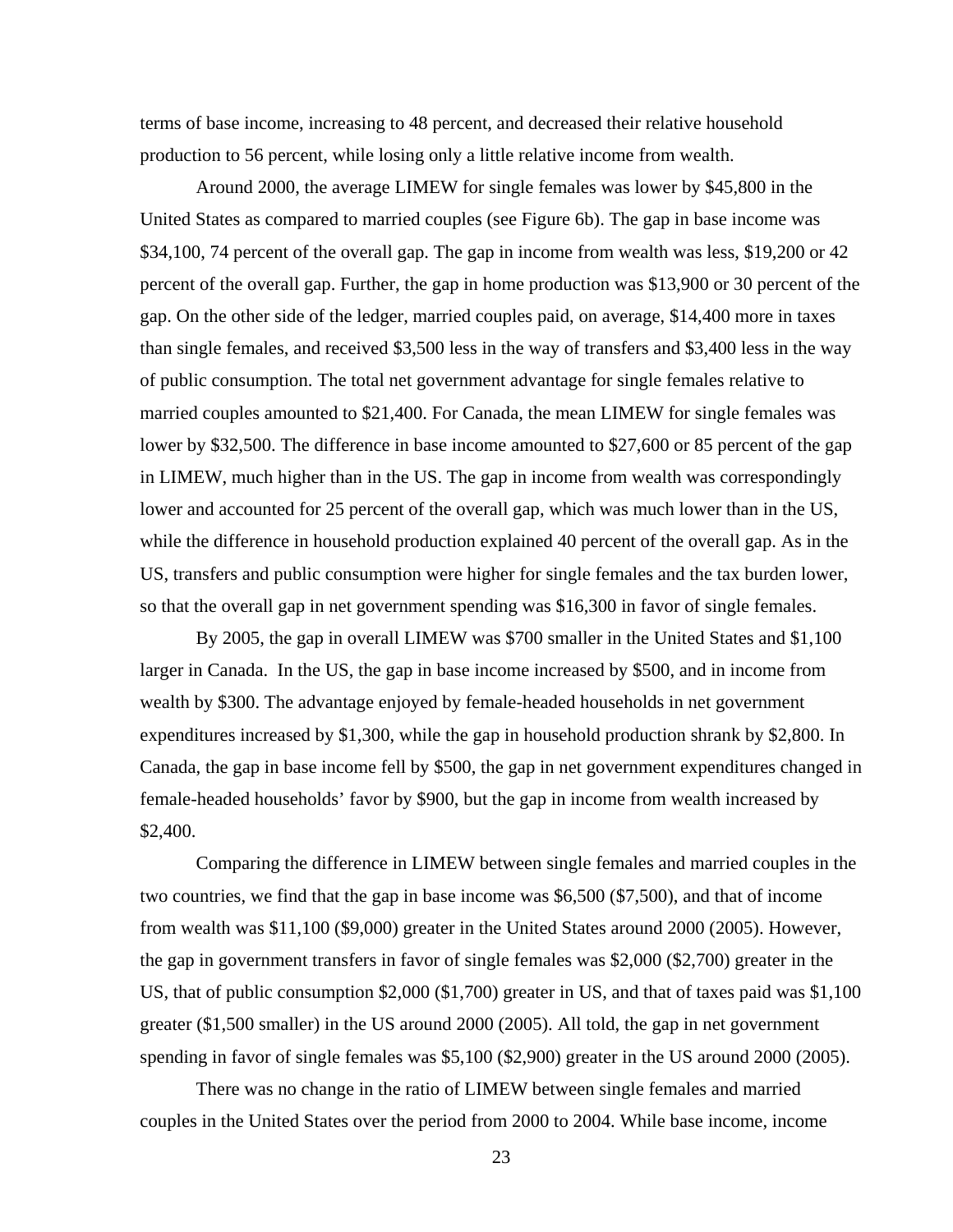terms of base income, increasing to 48 percent, and decreased their relative household production to 56 percent, while losing only a little relative income from wealth.

Around 2000, the average LIMEW for single females was lower by $45,800 in the United States as compared to married couples (see Figure 6b). The gap in base income was $34,100, 74 percent of the overall gap. The gap in income from wealth was less, $19,200 or 42 percent of the overall gap. Further, the gap in home production was $13,900 or 30 percent of the gap. On the other side of the ledger, married couples paid, on average, $14,400 more in taxes than single females, and received $3,500 less in the way of transfers and $3,400 less in the way of public consumption. The total net government advantage for single females relative to married couples amounted to $21,400. For Canada, the mean LIMEW for single females was lower by $32,500. The difference in base income amounted to $27,600 or 85 percent of the gap in LIMEW, much higher than in the US. The gap in income from wealth was correspondingly lower and accounted for 25 percent of the overall gap, which was much lower than in the US, while the difference in household production explained 40 percent of the overall gap. As in the US, transfers and public consumption were higher for single females and the tax burden lower, so that the overall gap in net government spending was $16,300 in favor of single females.

By 2005, the gap in overall LIMEW was $700 smaller in the United States and $1,100 larger in Canada. In the US, the gap in base income increased by $500, and in income from wealth by $300. The advantage enjoyed by female-headed households in net government expenditures increased by $1,300, while the gap in household production shrank by $2,800. In Canada, the gap in base income fell by $500, the gap in net government expenditures changed in female-headed households' favor by $900, but the gap in income from wealth increased by $2,400.

Comparing the difference in LIMEW between single females and married couples in the two countries, we find that the gap in base income was $6,500 ($7,500), and that of income from wealth was $11,100 ($9,000) greater in the United States around 2000 (2005). However, the gap in government transfers in favor of single females was $2,000 ($2,700) greater in the US, that of public consumption $2,000 ($1,700) greater in US, and that of taxes paid was $1,100 greater ($1,500 smaller) in the US around 2000 (2005). All told, the gap in net government spending in favor of single females was $5,100 ($2,900) greater in the US around 2000 (2005).

There was no change in the ratio of LIMEW between single females and married couples in the United States over the period from 2000 to 2004. While base income, income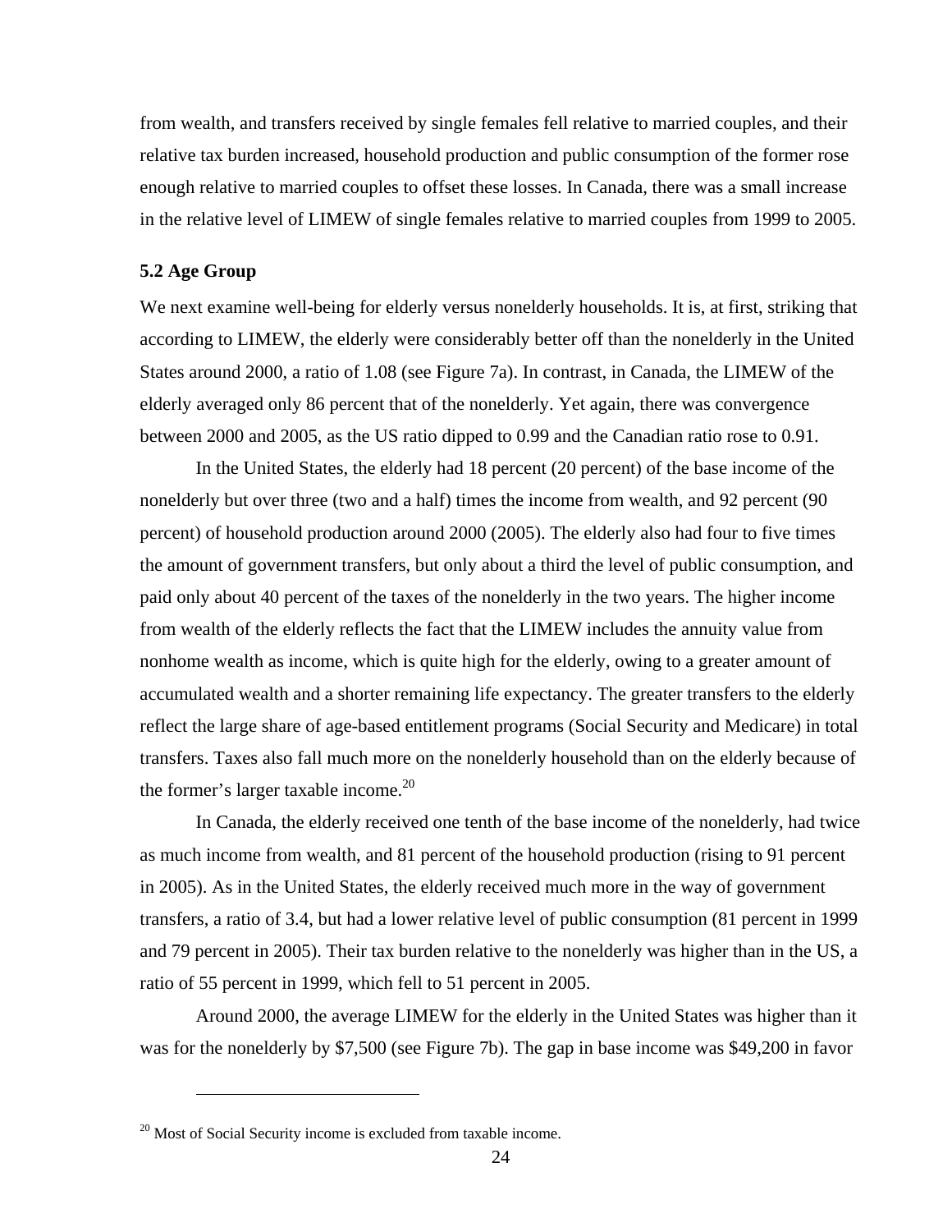from wealth, and transfers received by single females fell relative to married couples, and their relative tax burden increased, household production and public consumption of the former rose enough relative to married couples to offset these losses. In Canada, there was a small increase in the relative level of LIMEW of single females relative to married couples from 1999 to 2005.

### 5.2 Age Group

We next examine well-being for elderly versus nonelderly households. It is, at first, striking that according to LIMEW, the elderly were considerably better off than the nonelderly in the United States around 2000, a ratio of 1.08 (see Figure 7a). In contrast, in Canada, the LIMEW of the elderly averaged only 86 percent that of the nonelderly. Yet again, there was convergence between 2000 and 2005, as the US ratio dipped to 0.99 and the Canadian ratio rose to 0.91.

In the United States, the elderly had 18 percent (20 percent) of the base income of the nonelderly but over three (two and a half) times the income from wealth, and 92 percent (90 percent) of household production around 2000 (2005). The elderly also had four to five times the amount of government transfers, but only about a third the level of public consumption, and paid only about 40 percent of the taxes of the nonelderly in the two years. The higher income from wealth of the elderly reflects the fact that the LIMEW includes the annuity value from nonhome wealth as income, which is quite high for the elderly, owing to a greater amount of accumulated wealth and a shorter remaining life expectancy. The greater transfers to the elderly reflect the large share of age-based entitlement programs (Social Security and Medicare) in total transfers. Taxes also fall much more on the nonelderly household than on the elderly because of the former's larger taxable income.[20]

In Canada, the elderly received one tenth of the base income of the nonelderly, had twice as much income from wealth, and 81 percent of the household production (rising to 91 percent in 2005). As in the United States, the elderly received much more in the way of government transfers, a ratio of 3.4, but had a lower relative level of public consumption (81 percent in 1999 and 79 percent in 2005). Their tax burden relative to the nonelderly was higher than in the US, a ratio of 55 percent in 1999, which fell to 51 percent in 2005.

Around 2000, the average LIMEW for the elderly in the United States was higher than it was for the nonelderly by $7,500 (see Figure 7b). The gap in base income was $49,200 in favor

[20] Most of Social Security income is excluded from taxable income.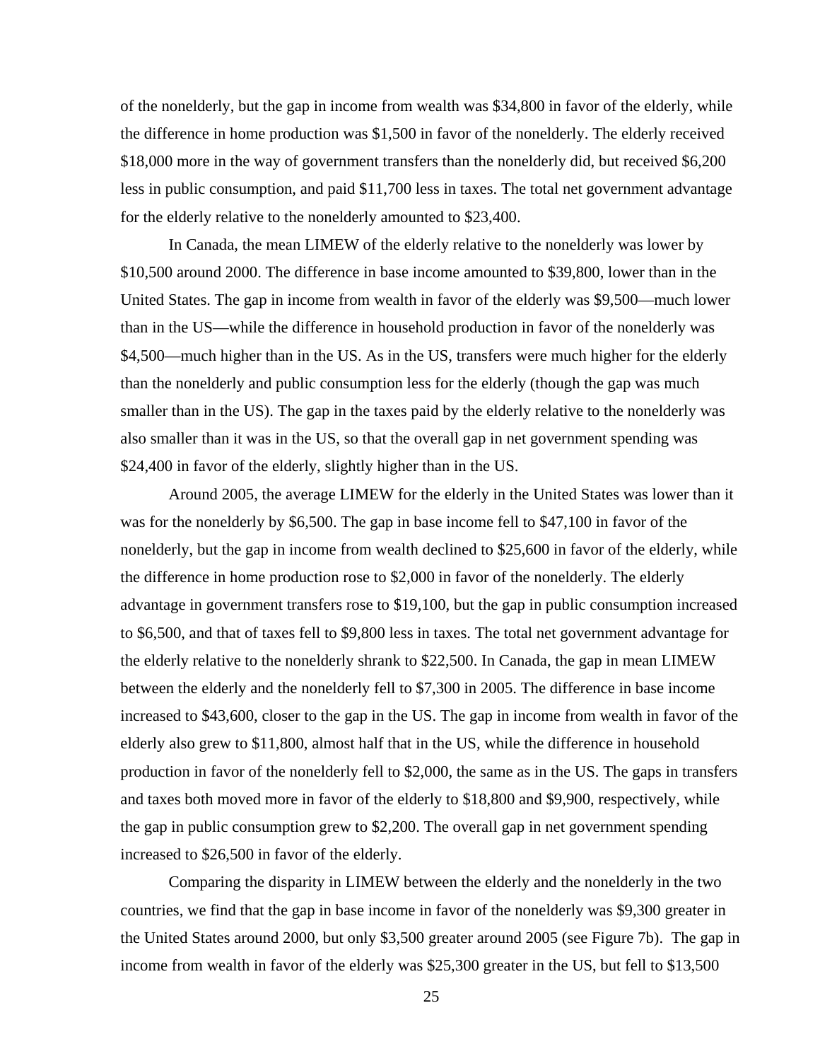of the nonelderly, but the gap in income from wealth was $34,800 in favor of the elderly, while the difference in home production was $1,500 in favor of the nonelderly. The elderly received $18,000 more in the way of government transfers than the nonelderly did, but received $6,200 less in public consumption, and paid $11,700 less in taxes. The total net government advantage for the elderly relative to the nonelderly amounted to $23,400.

In Canada, the mean LIMEW of the elderly relative to the nonelderly was lower by $10,500 around 2000. The difference in base income amounted to $39,800, lower than in the United States. The gap in income from wealth in favor of the elderly was $9,500—much lower than in the US—while the difference in household production in favor of the nonelderly was $4,500—much higher than in the US. As in the US, transfers were much higher for the elderly than the nonelderly and public consumption less for the elderly (though the gap was much smaller than in the US). The gap in the taxes paid by the elderly relative to the nonelderly was also smaller than it was in the US, so that the overall gap in net government spending was $24,400 in favor of the elderly, slightly higher than in the US.

Around 2005, the average LIMEW for the elderly in the United States was lower than it was for the nonelderly by $6,500. The gap in base income fell to $47,100 in favor of the nonelderly, but the gap in income from wealth declined to $25,600 in favor of the elderly, while the difference in home production rose to $2,000 in favor of the nonelderly. The elderly advantage in government transfers rose to $19,100, but the gap in public consumption increased to $6,500, and that of taxes fell to $9,800 less in taxes. The total net government advantage for the elderly relative to the nonelderly shrank to $22,500. In Canada, the gap in mean LIMEW between the elderly and the nonelderly fell to $7,300 in 2005. The difference in base income increased to $43,600, closer to the gap in the US. The gap in income from wealth in favor of the elderly also grew to $11,800, almost half that in the US, while the difference in household production in favor of the nonelderly fell to $2,000, the same as in the US. The gaps in transfers and taxes both moved more in favor of the elderly to $18,800 and $9,900, respectively, while the gap in public consumption grew to $2,200. The overall gap in net government spending increased to $26,500 in favor of the elderly.

Comparing the disparity in LIMEW between the elderly and the nonelderly in the two countries, we find that the gap in base income in favor of the nonelderly was $9,300 greater in the United States around 2000, but only $3,500 greater around 2005 (see Figure 7b). The gap in income from wealth in favor of the elderly was $25,300 greater in the US, but fell to $13,500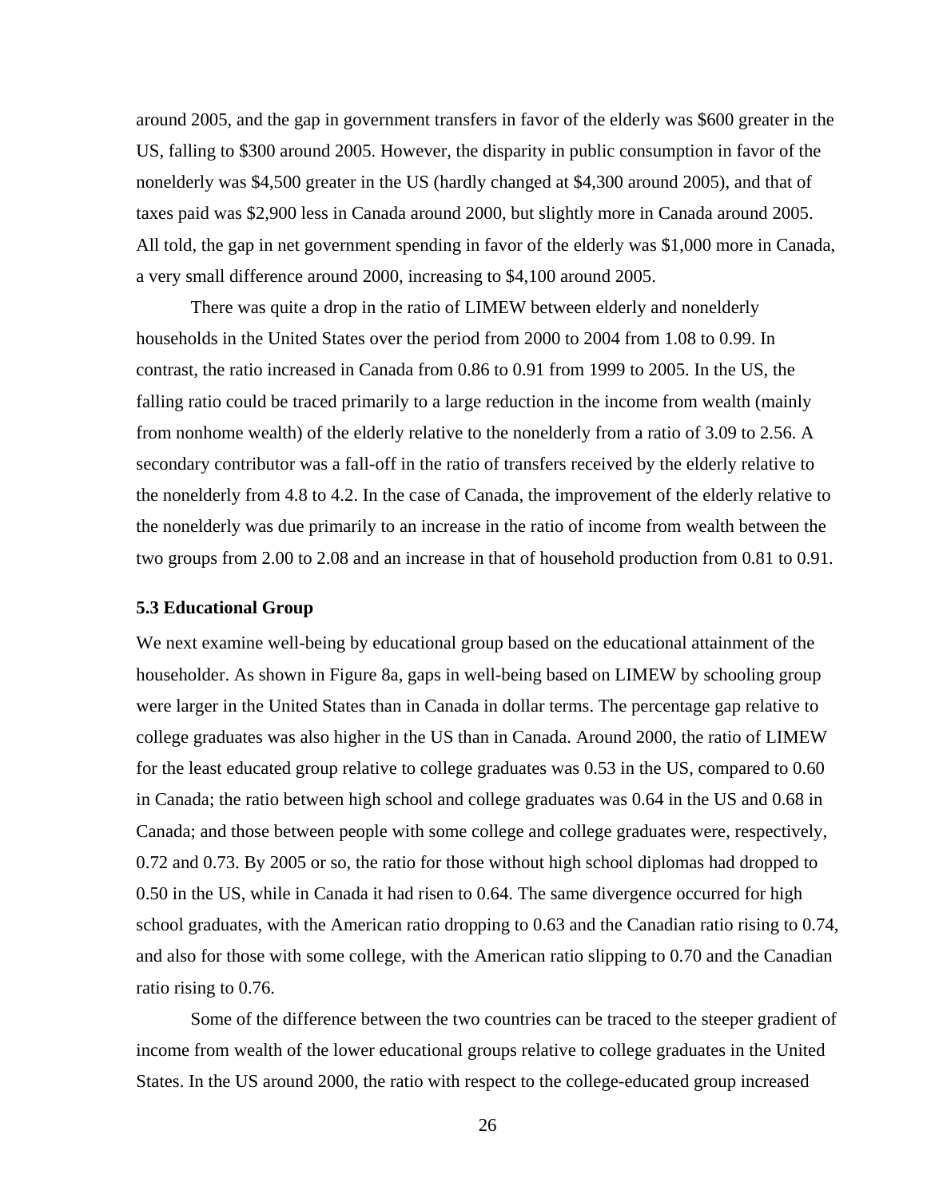around 2005, and the gap in government transfers in favor of the elderly was $600 greater in the US, falling to $300 around 2005. However, the disparity in public consumption in favor of the nonelderly was $4,500 greater in the US (hardly changed at $4,300 around 2005), and that of taxes paid was $2,900 less in Canada around 2000, but slightly more in Canada around 2005. All told, the gap in net government spending in favor of the elderly was $1,000 more in Canada, a very small difference around 2000, increasing to $4,100 around 2005.

There was quite a drop in the ratio of LIMEW between elderly and nonelderly households in the United States over the period from 2000 to 2004 from 1.08 to 0.99. In contrast, the ratio increased in Canada from 0.86 to 0.91 from 1999 to 2005. In the US, the falling ratio could be traced primarily to a large reduction in the income from wealth (mainly from nonhome wealth) of the elderly relative to the nonelderly from a ratio of 3.09 to 2.56. A secondary contributor was a fall-off in the ratio of transfers received by the elderly relative to the nonelderly from 4.8 to 4.2. In the case of Canada, the improvement of the elderly relative to the nonelderly was due primarily to an increase in the ratio of income from wealth between the two groups from 2.00 to 2.08 and an increase in that of household production from 0.81 to 0.91.

### 5.3 Educational Group

We next examine well-being by educational group based on the educational attainment of the householder. As shown in Figure 8a, gaps in well-being based on LIMEW by schooling group were larger in the United States than in Canada in dollar terms. The percentage gap relative to college graduates was also higher in the US than in Canada. Around 2000, the ratio of LIMEW for the least educated group relative to college graduates was 0.53 in the US, compared to 0.60 in Canada; the ratio between high school and college graduates was 0.64 in the US and 0.68 in Canada; and those between people with some college and college graduates were, respectively, 0.72 and 0.73. By 2005 or so, the ratio for those without high school diplomas had dropped to 0.50 in the US, while in Canada it had risen to 0.64. The same divergence occurred for high school graduates, with the American ratio dropping to 0.63 and the Canadian ratio rising to 0.74, and also for those with some college, with the American ratio slipping to 0.70 and the Canadian ratio rising to 0.76.

Some of the difference between the two countries can be traced to the steeper gradient of income from wealth of the lower educational groups relative to college graduates in the United States. In the US around 2000, the ratio with respect to the college-educated group increased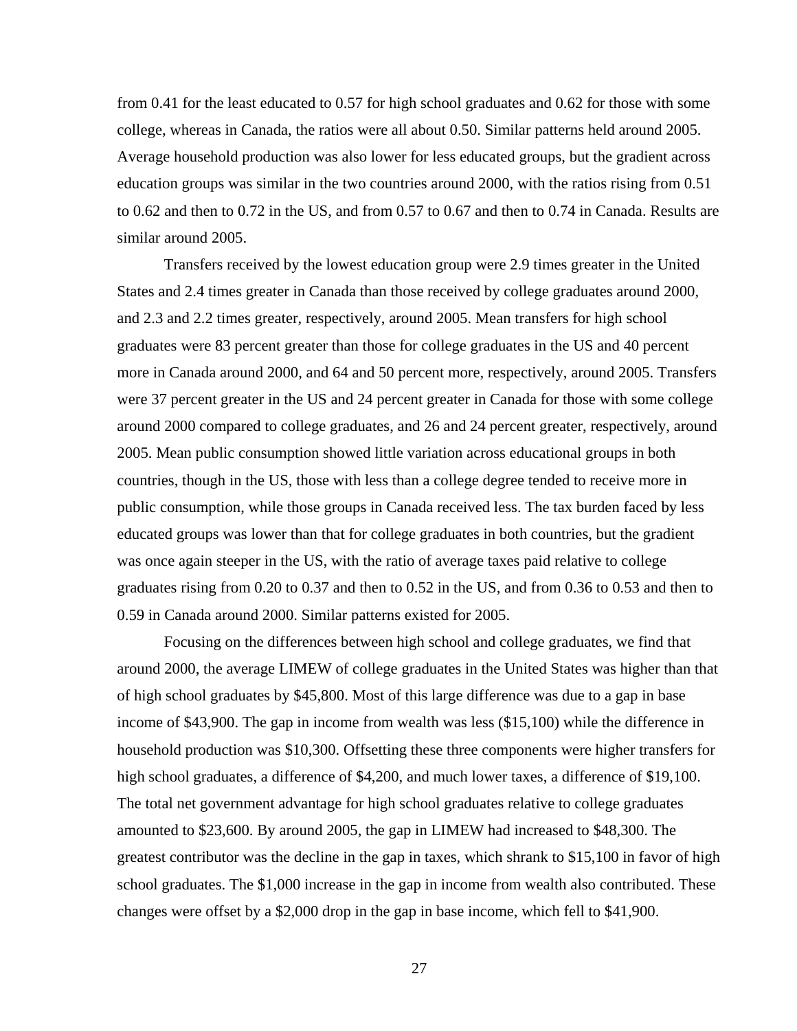from 0.41 for the least educated to 0.57 for high school graduates and 0.62 for those with some college, whereas in Canada, the ratios were all about 0.50. Similar patterns held around 2005. Average household production was also lower for less educated groups, but the gradient across education groups was similar in the two countries around 2000, with the ratios rising from 0.51 to 0.62 and then to 0.72 in the US, and from 0.57 to 0.67 and then to 0.74 in Canada. Results are similar around 2005.

Transfers received by the lowest education group were 2.9 times greater in the United States and 2.4 times greater in Canada than those received by college graduates around 2000, and 2.3 and 2.2 times greater, respectively, around 2005. Mean transfers for high school graduates were 83 percent greater than those for college graduates in the US and 40 percent more in Canada around 2000, and 64 and 50 percent more, respectively, around 2005. Transfers were 37 percent greater in the US and 24 percent greater in Canada for those with some college around 2000 compared to college graduates, and 26 and 24 percent greater, respectively, around 2005. Mean public consumption showed little variation across educational groups in both countries, though in the US, those with less than a college degree tended to receive more in public consumption, while those groups in Canada received less. The tax burden faced by less educated groups was lower than that for college graduates in both countries, but the gradient was once again steeper in the US, with the ratio of average taxes paid relative to college graduates rising from 0.20 to 0.37 and then to 0.52 in the US, and from 0.36 to 0.53 and then to 0.59 in Canada around 2000. Similar patterns existed for 2005.

Focusing on the differences between high school and college graduates, we find that around 2000, the average LIMEW of college graduates in the United States was higher than that of high school graduates by $45,800. Most of this large difference was due to a gap in base income of $43,900. The gap in income from wealth was less ($15,100) while the difference in household production was $10,300. Offsetting these three components were higher transfers for high school graduates, a difference of $4,200, and much lower taxes, a difference of $19,100. The total net government advantage for high school graduates relative to college graduates amounted to $23,600. By around 2005, the gap in LIMEW had increased to $48,300. The greatest contributor was the decline in the gap in taxes, which shrank to $15,100 in favor of high school graduates. The $1,000 increase in the gap in income from wealth also contributed. These changes were offset by a $2,000 drop in the gap in base income, which fell to $41,900.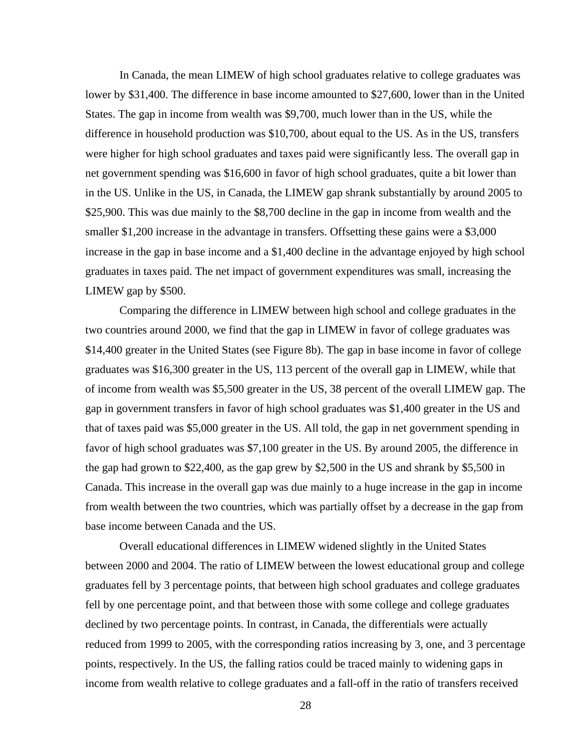In Canada, the mean LIMEW of high school graduates relative to college graduates was lower by $31,400. The difference in base income amounted to $27,600, lower than in the United States. The gap in income from wealth was $9,700, much lower than in the US, while the difference in household production was $10,700, about equal to the US. As in the US, transfers were higher for high school graduates and taxes paid were significantly less. The overall gap in net government spending was $16,600 in favor of high school graduates, quite a bit lower than in the US. Unlike in the US, in Canada, the LIMEW gap shrank substantially by around 2005 to $25,900. This was due mainly to the $8,700 decline in the gap in income from wealth and the smaller $1,200 increase in the advantage in transfers. Offsetting these gains were a $3,000 increase in the gap in base income and a $1,400 decline in the advantage enjoyed by high school graduates in taxes paid. The net impact of government expenditures was small, increasing the LIMEW gap by $500.

Comparing the difference in LIMEW between high school and college graduates in the two countries around 2000, we find that the gap in LIMEW in favor of college graduates was $14,400 greater in the United States (see Figure 8b). The gap in base income in favor of college graduates was $16,300 greater in the US, 113 percent of the overall gap in LIMEW, while that of income from wealth was $5,500 greater in the US, 38 percent of the overall LIMEW gap. The gap in government transfers in favor of high school graduates was $1,400 greater in the US and that of taxes paid was $5,000 greater in the US. All told, the gap in net government spending in favor of high school graduates was $7,100 greater in the US. By around 2005, the difference in the gap had grown to $22,400, as the gap grew by $2,500 in the US and shrank by $5,500 in Canada. This increase in the overall gap was due mainly to a huge increase in the gap in income from wealth between the two countries, which was partially offset by a decrease in the gap from base income between Canada and the US.

Overall educational differences in LIMEW widened slightly in the United States between 2000 and 2004. The ratio of LIMEW between the lowest educational group and college graduates fell by 3 percentage points, that between high school graduates and college graduates fell by one percentage point, and that between those with some college and college graduates declined by two percentage points. In contrast, in Canada, the differentials were actually reduced from 1999 to 2005, with the corresponding ratios increasing by 3, one, and 3 percentage points, respectively. In the US, the falling ratios could be traced mainly to widening gaps in income from wealth relative to college graduates and a fall-off in the ratio of transfers received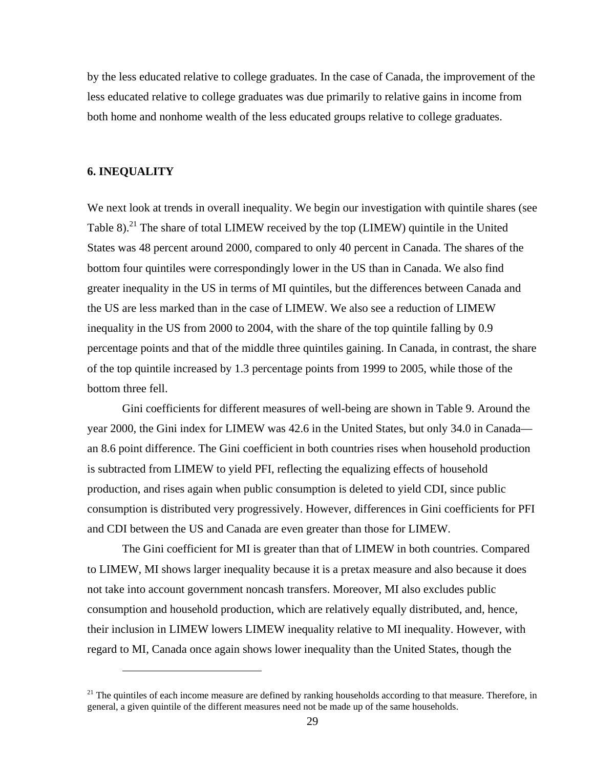by the less educated relative to college graduates. In the case of Canada, the improvement of the less educated relative to college graduates was due primarily to relative gains in income from both home and nonhome wealth of the less educated groups relative to college graduates.

## 6. INEQUALITY

We next look at trends in overall inequality. We begin our investigation with quintile shares (see Table 8).[21] The share of total LIMEW received by the top (LIMEW) quintile in the United States was 48 percent around 2000, compared to only 40 percent in Canada. The shares of the bottom four quintiles were correspondingly lower in the US than in Canada. We also find greater inequality in the US in terms of MI quintiles, but the differences between Canada and the US are less marked than in the case of LIMEW. We also see a reduction of LIMEW inequality in the US from 2000 to 2004, with the share of the top quintile falling by 0.9 percentage points and that of the middle three quintiles gaining. In Canada, in contrast, the share of the top quintile increased by 1.3 percentage points from 1999 to 2005, while those of the bottom three fell.

Gini coefficients for different measures of well-being are shown in Table 9. Around the year 2000, the Gini index for LIMEW was 42.6 in the United States, but only 34.0 in Canada—an 8.6 point difference. The Gini coefficient in both countries rises when household production is subtracted from LIMEW to yield PFI, reflecting the equalizing effects of household production, and rises again when public consumption is deleted to yield CDI, since public consumption is distributed very progressively. However, differences in Gini coefficients for PFI and CDI between the US and Canada are even greater than those for LIMEW.

The Gini coefficient for MI is greater than that of LIMEW in both countries. Compared to LIMEW, MI shows larger inequality because it is a pretax measure and also because it does not take into account government noncash transfers. Moreover, MI also excludes public consumption and household production, which are relatively equally distributed, and, hence, their inclusion in LIMEW lowers LIMEW inequality relative to MI inequality. However, with regard to MI, Canada once again shows lower inequality than the United States, though the

[21] The quintiles of each income measure are defined by ranking households according to that measure. Therefore, in general, a given quintile of the different measures need not be made up of the same households.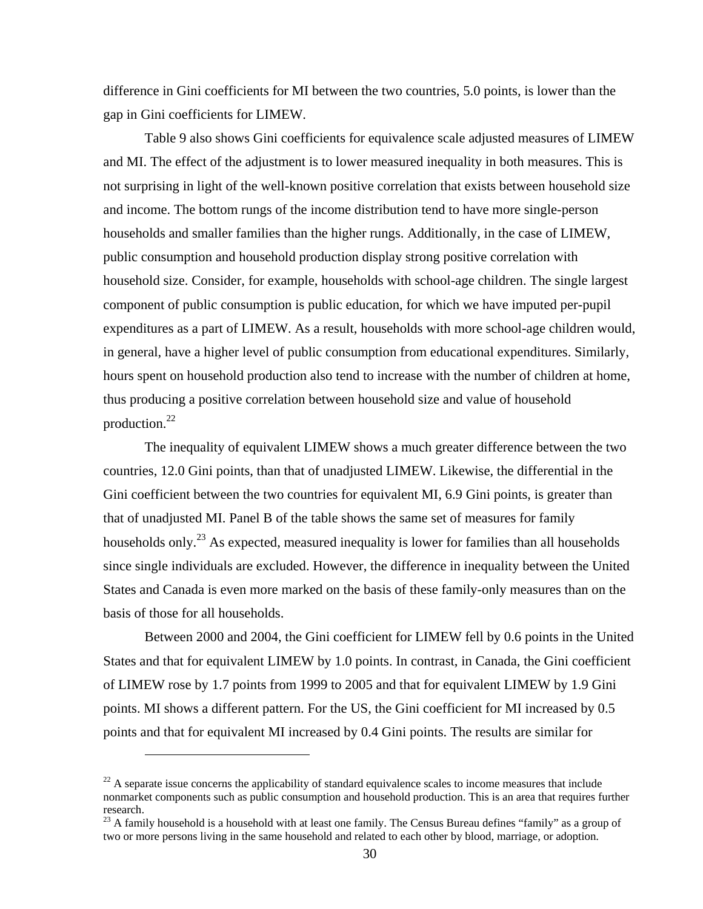difference in Gini coefficients for MI between the two countries, 5.0 points, is lower than the gap in Gini coefficients for LIMEW.

Table 9 also shows Gini coefficients for equivalence scale adjusted measures of LIMEW and MI. The effect of the adjustment is to lower measured inequality in both measures. This is not surprising in light of the well-known positive correlation that exists between household size and income. The bottom rungs of the income distribution tend to have more single-person households and smaller families than the higher rungs. Additionally, in the case of LIMEW, public consumption and household production display strong positive correlation with household size. Consider, for example, households with school-age children. The single largest component of public consumption is public education, for which we have imputed per-pupil expenditures as a part of LIMEW. As a result, households with more school-age children would, in general, have a higher level of public consumption from educational expenditures. Similarly, hours spent on household production also tend to increase with the number of children at home, thus producing a positive correlation between household size and value of household production.[22]

The inequality of equivalent LIMEW shows a much greater difference between the two countries, 12.0 Gini points, than that of unadjusted LIMEW. Likewise, the differential in the Gini coefficient between the two countries for equivalent MI, 6.9 Gini points, is greater than that of unadjusted MI. Panel B of the table shows the same set of measures for family households only.[23] As expected, measured inequality is lower for families than all households since single individuals are excluded. However, the difference in inequality between the United States and Canada is even more marked on the basis of these family-only measures than on the basis of those for all households.

Between 2000 and 2004, the Gini coefficient for LIMEW fell by 0.6 points in the United States and that for equivalent LIMEW by 1.0 points. In contrast, in Canada, the Gini coefficient of LIMEW rose by 1.7 points from 1999 to 2005 and that for equivalent LIMEW by 1.9 Gini points. MI shows a different pattern. For the US, the Gini coefficient for MI increased by 0.5 points and that for equivalent MI increased by 0.4 Gini points. The results are similar for

[22] A separate issue concerns the applicability of standard equivalence scales to income measures that include nonmarket components such as public consumption and household production. This is an area that requires further research.

[23] A family household is a household with at least one family. The Census Bureau defines "family" as a group of two or more persons living in the same household and related to each other by blood, marriage, or adoption.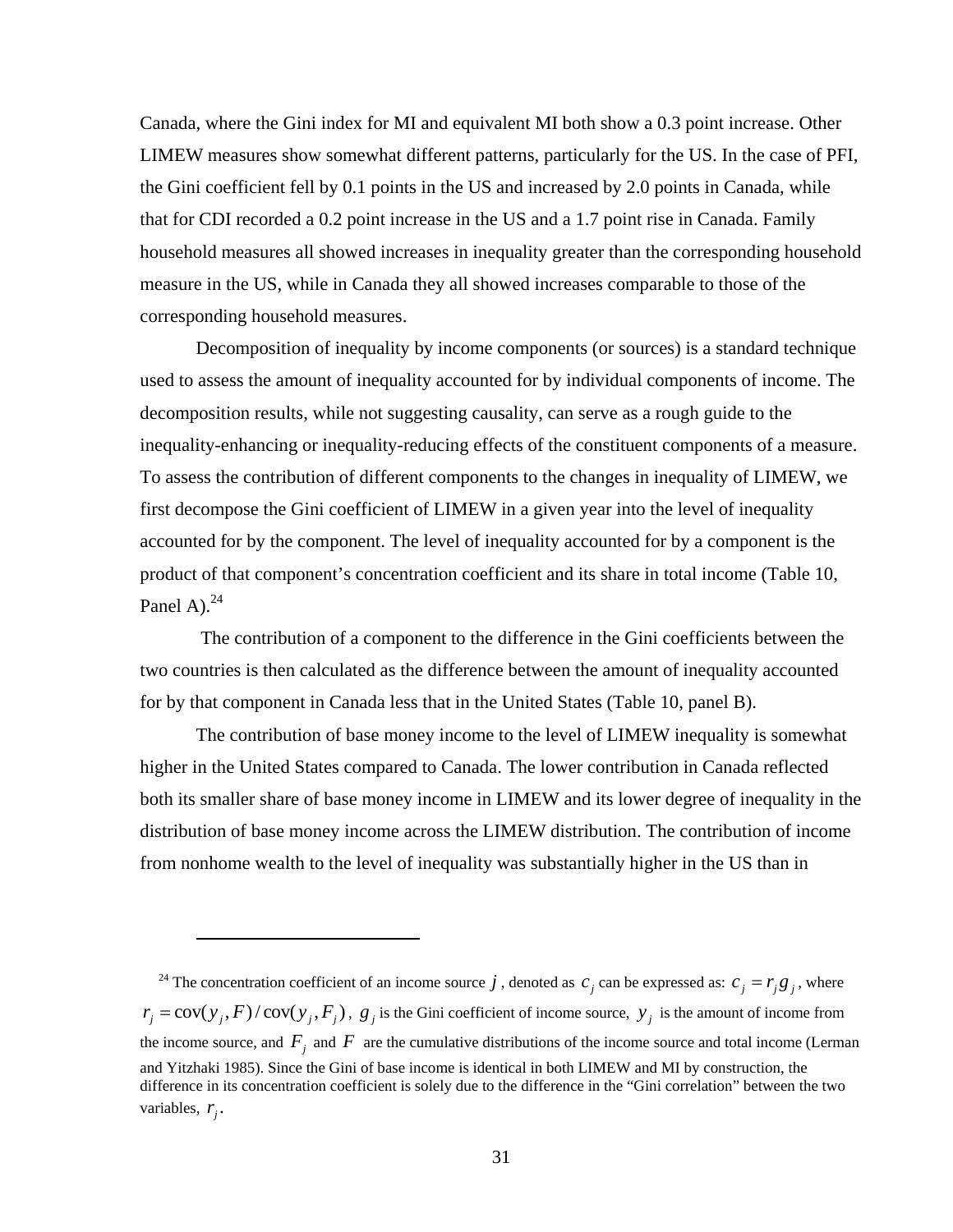Canada, where the Gini index for MI and equivalent MI both show a 0.3 point increase. Other LIMEW measures show somewhat different patterns, particularly for the US. In the case of PFI, the Gini coefficient fell by 0.1 points in the US and increased by 2.0 points in Canada, while that for CDI recorded a 0.2 point increase in the US and a 1.7 point rise in Canada. Family household measures all showed increases in inequality greater than the corresponding household measure in the US, while in Canada they all showed increases comparable to those of the corresponding household measures.

Decomposition of inequality by income components (or sources) is a standard technique used to assess the amount of inequality accounted for by individual components of income. The decomposition results, while not suggesting causality, can serve as a rough guide to the inequality-enhancing or inequality-reducing effects of the constituent components of a measure. To assess the contribution of different components to the changes in inequality of LIMEW, we first decompose the Gini coefficient of LIMEW in a given year into the level of inequality accounted for by the component. The level of inequality accounted for by a component is the product of that component's concentration coefficient and its share in total income (Table 10, Panel A).[24]

The contribution of a component to the difference in the Gini coefficients between the two countries is then calculated as the difference between the amount of inequality accounted for by that component in Canada less that in the United States (Table 10, panel B).

The contribution of base money income to the level of LIMEW inequality is somewhat higher in the United States compared to Canada. The lower contribution in Canada reflected both its smaller share of base money income in LIMEW and its lower degree of inequality in the distribution of base money income across the LIMEW distribution. The contribution of income from nonhome wealth to the level of inequality was substantially higher in the US than in

[24] The concentration coefficient of an income source $j$, denoted as $c_j$ can be expressed as: $c_j = r_j g_j$, where $r_j = \text{cov}(y_j, F)/\text{cov}(y_j, F_j)$, $g_j$ is the Gini coefficient of income source, $y_j$ is the amount of income from the income source, and $F_j$ and $F$ are the cumulative distributions of the income source and total income (Lerman and Yitzhaki 1985). Since the Gini of base income is identical in both LIMEW and MI by construction, the difference in its concentration coefficient is solely due to the difference in the "Gini correlation" between the two variables, $r_j$.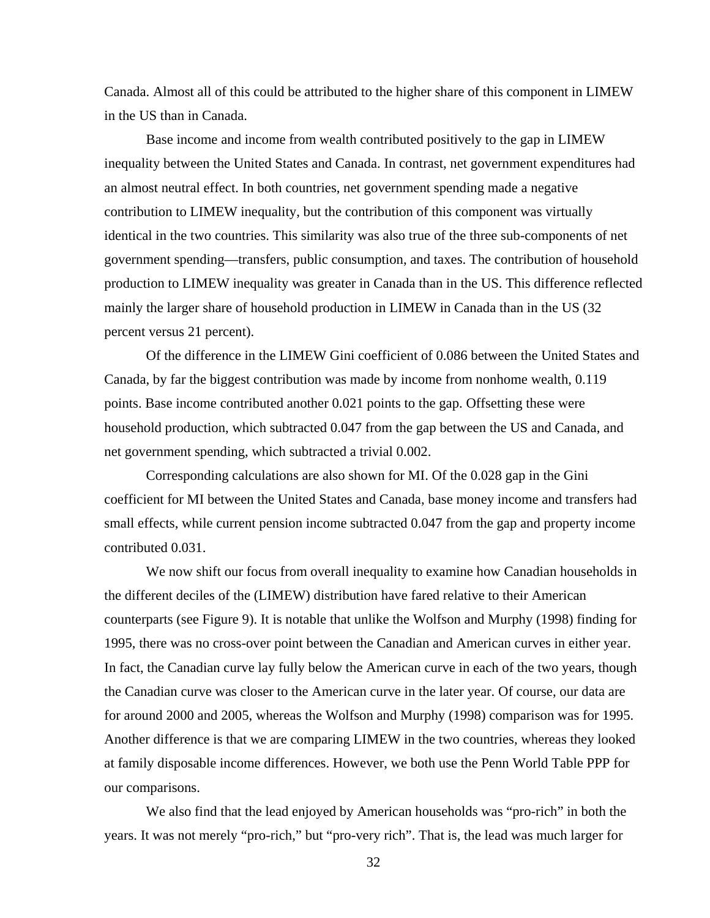Canada. Almost all of this could be attributed to the higher share of this component in LIMEW in the US than in Canada.

Base income and income from wealth contributed positively to the gap in LIMEW inequality between the United States and Canada. In contrast, net government expenditures had an almost neutral effect. In both countries, net government spending made a negative contribution to LIMEW inequality, but the contribution of this component was virtually identical in the two countries. This similarity was also true of the three sub-components of net government spending—transfers, public consumption, and taxes. The contribution of household production to LIMEW inequality was greater in Canada than in the US. This difference reflected mainly the larger share of household production in LIMEW in Canada than in the US (32 percent versus 21 percent).

Of the difference in the LIMEW Gini coefficient of 0.086 between the United States and Canada, by far the biggest contribution was made by income from nonhome wealth, 0.119 points. Base income contributed another 0.021 points to the gap. Offsetting these were household production, which subtracted 0.047 from the gap between the US and Canada, and net government spending, which subtracted a trivial 0.002.

Corresponding calculations are also shown for MI. Of the 0.028 gap in the Gini coefficient for MI between the United States and Canada, base money income and transfers had small effects, while current pension income subtracted 0.047 from the gap and property income contributed 0.031.

We now shift our focus from overall inequality to examine how Canadian households in the different deciles of the (LIMEW) distribution have fared relative to their American counterparts (see Figure 9). It is notable that unlike the Wolfson and Murphy (1998) finding for 1995, there was no cross-over point between the Canadian and American curves in either year. In fact, the Canadian curve lay fully below the American curve in each of the two years, though the Canadian curve was closer to the American curve in the later year. Of course, our data are for around 2000 and 2005, whereas the Wolfson and Murphy (1998) comparison was for 1995. Another difference is that we are comparing LIMEW in the two countries, whereas they looked at family disposable income differences. However, we both use the Penn World Table PPP for our comparisons.

We also find that the lead enjoyed by American households was "pro-rich" in both the years. It was not merely "pro-rich," but "pro-very rich". That is, the lead was much larger for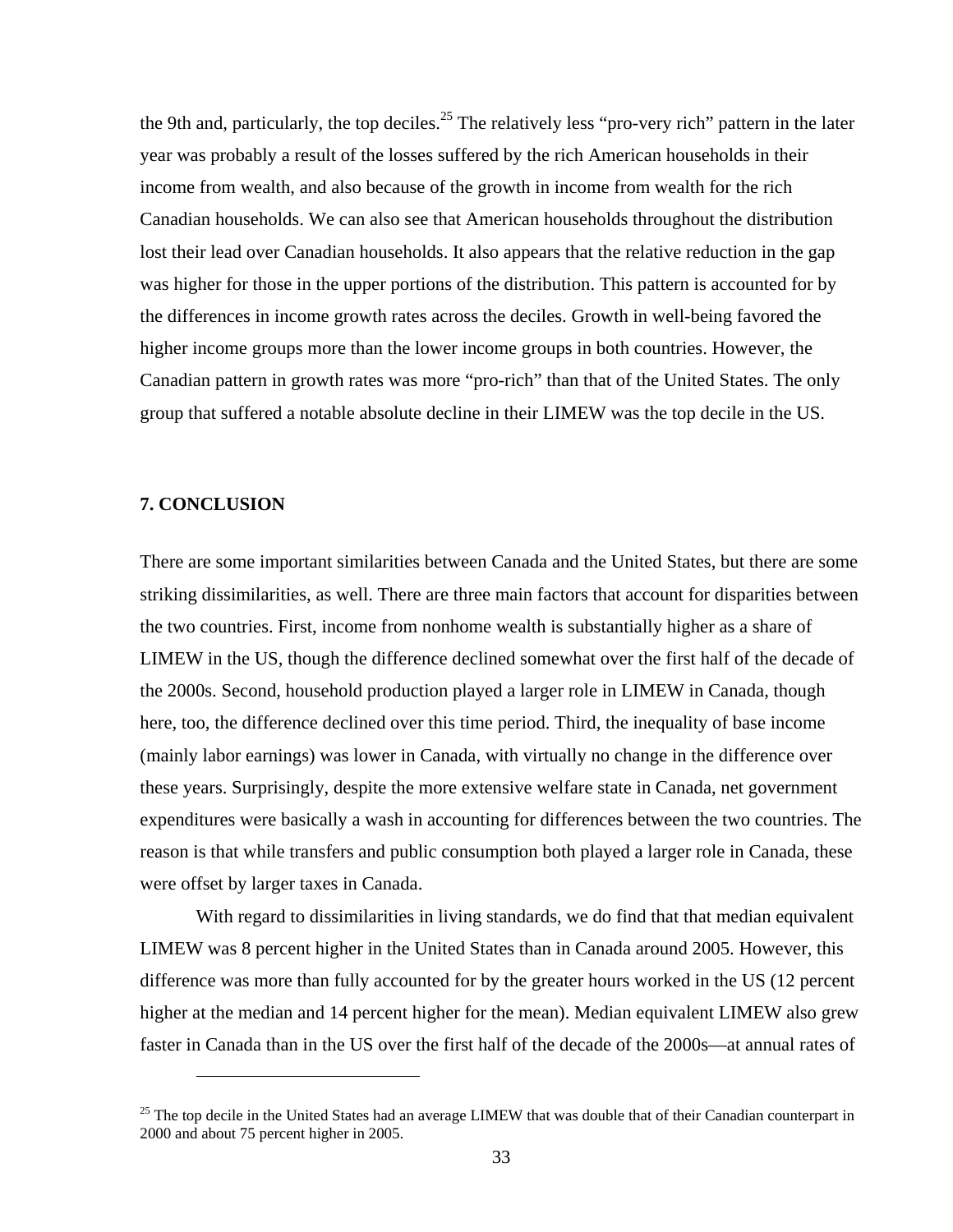the 9th and, particularly, the top deciles.[25] The relatively less "pro-very rich" pattern in the later year was probably a result of the losses suffered by the rich American households in their income from wealth, and also because of the growth in income from wealth for the rich Canadian households. We can also see that American households throughout the distribution lost their lead over Canadian households. It also appears that the relative reduction in the gap was higher for those in the upper portions of the distribution. This pattern is accounted for by the differences in income growth rates across the deciles. Growth in well-being favored the higher income groups more than the lower income groups in both countries. However, the Canadian pattern in growth rates was more "pro-rich" than that of the United States. The only group that suffered a notable absolute decline in their LIMEW was the top decile in the US.

## 7. CONCLUSION

There are some important similarities between Canada and the United States, but there are some striking dissimilarities, as well. There are three main factors that account for disparities between the two countries. First, income from nonhome wealth is substantially higher as a share of LIMEW in the US, though the difference declined somewhat over the first half of the decade of the 2000s. Second, household production played a larger role in LIMEW in Canada, though here, too, the difference declined over this time period. Third, the inequality of base income (mainly labor earnings) was lower in Canada, with virtually no change in the difference over these years. Surprisingly, despite the more extensive welfare state in Canada, net government expenditures were basically a wash in accounting for differences between the two countries. The reason is that while transfers and public consumption both played a larger role in Canada, these were offset by larger taxes in Canada.

With regard to dissimilarities in living standards, we do find that that median equivalent LIMEW was 8 percent higher in the United States than in Canada around 2005. However, this difference was more than fully accounted for by the greater hours worked in the US (12 percent higher at the median and 14 percent higher for the mean). Median equivalent LIMEW also grew faster in Canada than in the US over the first half of the decade of the 2000s—at annual rates of

[25] The top decile in the United States had an average LIMEW that was double that of their Canadian counterpart in 2000 and about 75 percent higher in 2005.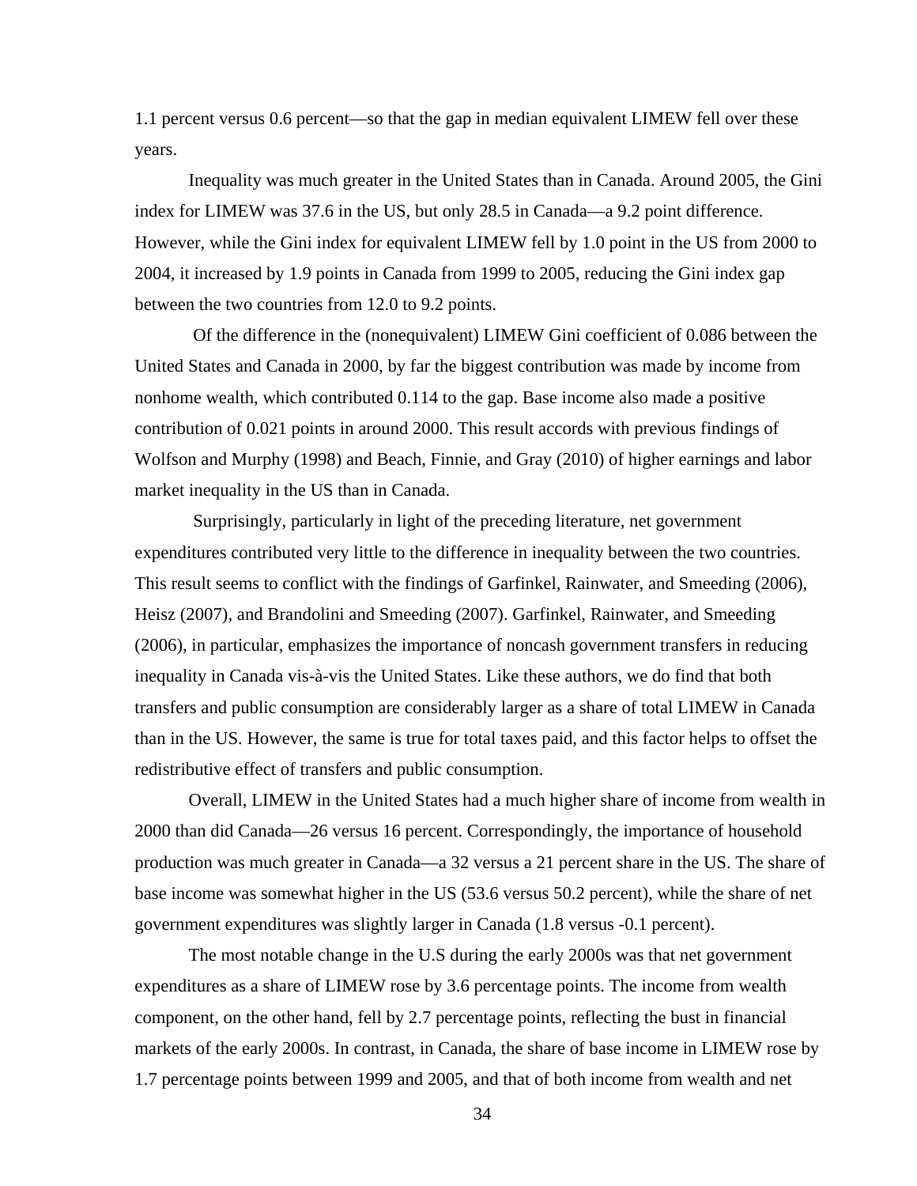1.1 percent versus 0.6 percent—so that the gap in median equivalent LIMEW fell over these years.

Inequality was much greater in the United States than in Canada. Around 2005, the Gini index for LIMEW was 37.6 in the US, but only 28.5 in Canada—a 9.2 point difference. However, while the Gini index for equivalent LIMEW fell by 1.0 point in the US from 2000 to 2004, it increased by 1.9 points in Canada from 1999 to 2005, reducing the Gini index gap between the two countries from 12.0 to 9.2 points.

Of the difference in the (nonequivalent) LIMEW Gini coefficient of 0.086 between the United States and Canada in 2000, by far the biggest contribution was made by income from nonhome wealth, which contributed 0.114 to the gap. Base income also made a positive contribution of 0.021 points in around 2000. This result accords with previous findings of Wolfson and Murphy (1998) and Beach, Finnie, and Gray (2010) of higher earnings and labor market inequality in the US than in Canada.

Surprisingly, particularly in light of the preceding literature, net government expenditures contributed very little to the difference in inequality between the two countries. This result seems to conflict with the findings of Garfinkel, Rainwater, and Smeeding (2006), Heisz (2007), and Brandolini and Smeeding (2007). Garfinkel, Rainwater, and Smeeding (2006), in particular, emphasizes the importance of noncash government transfers in reducing inequality in Canada vis-à-vis the United States. Like these authors, we do find that both transfers and public consumption are considerably larger as a share of total LIMEW in Canada than in the US. However, the same is true for total taxes paid, and this factor helps to offset the redistributive effect of transfers and public consumption.

Overall, LIMEW in the United States had a much higher share of income from wealth in 2000 than did Canada—26 versus 16 percent. Correspondingly, the importance of household production was much greater in Canada—a 32 versus a 21 percent share in the US. The share of base income was somewhat higher in the US (53.6 versus 50.2 percent), while the share of net government expenditures was slightly larger in Canada (1.8 versus -0.1 percent).

The most notable change in the U.S during the early 2000s was that net government expenditures as a share of LIMEW rose by 3.6 percentage points. The income from wealth component, on the other hand, fell by 2.7 percentage points, reflecting the bust in financial markets of the early 2000s. In contrast, in Canada, the share of base income in LIMEW rose by 1.7 percentage points between 1999 and 2005, and that of both income from wealth and net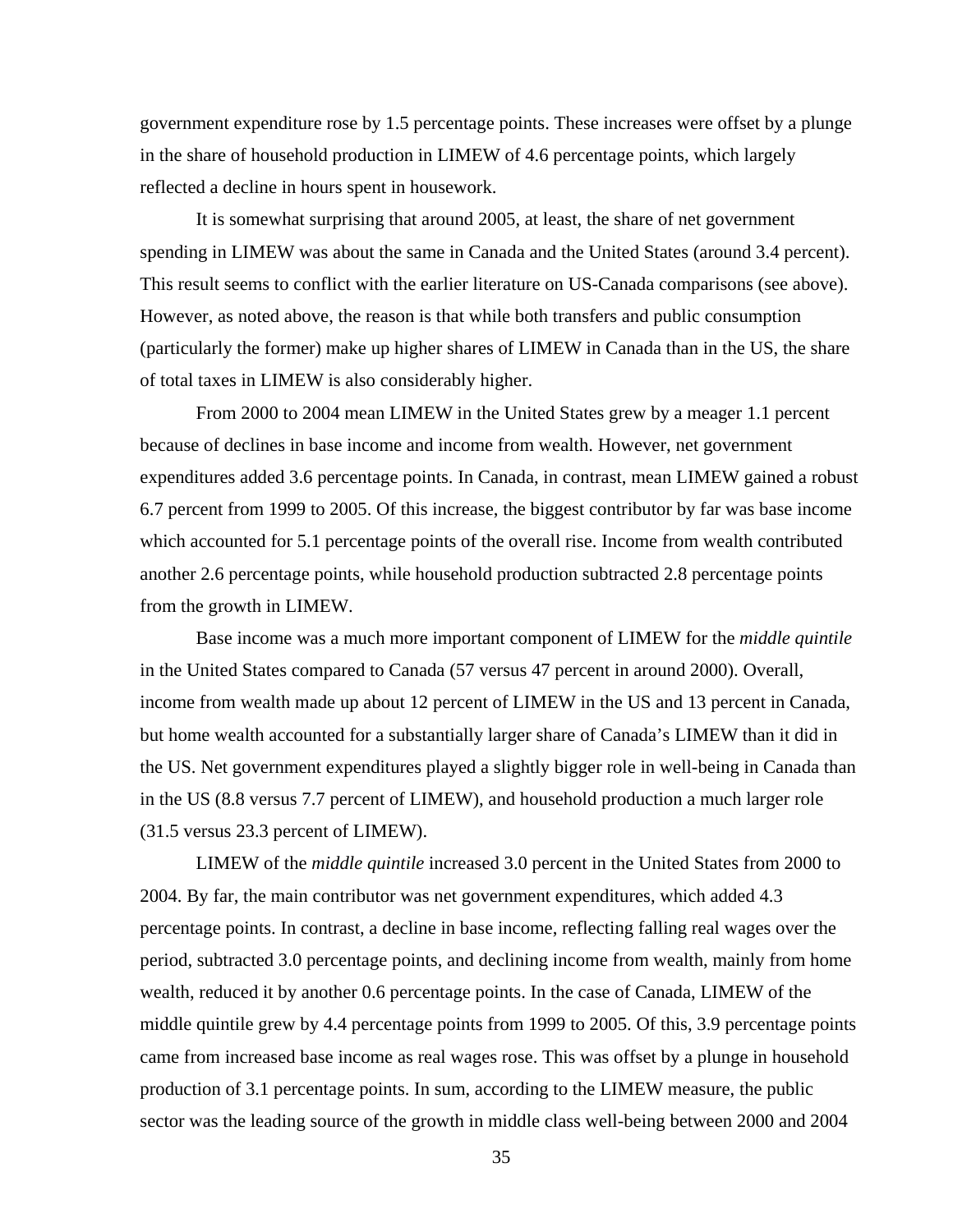government expenditure rose by 1.5 percentage points. These increases were offset by a plunge in the share of household production in LIMEW of 4.6 percentage points, which largely reflected a decline in hours spent in housework.

It is somewhat surprising that around 2005, at least, the share of net government spending in LIMEW was about the same in Canada and the United States (around 3.4 percent). This result seems to conflict with the earlier literature on US-Canada comparisons (see above). However, as noted above, the reason is that while both transfers and public consumption (particularly the former) make up higher shares of LIMEW in Canada than in the US, the share of total taxes in LIMEW is also considerably higher.

From 2000 to 2004 mean LIMEW in the United States grew by a meager 1.1 percent because of declines in base income and income from wealth. However, net government expenditures added 3.6 percentage points. In Canada, in contrast, mean LIMEW gained a robust 6.7 percent from 1999 to 2005. Of this increase, the biggest contributor by far was base income which accounted for 5.1 percentage points of the overall rise. Income from wealth contributed another 2.6 percentage points, while household production subtracted 2.8 percentage points from the growth in LIMEW.

Base income was a much more important component of LIMEW for the *middle quintile* in the United States compared to Canada (57 versus 47 percent in around 2000). Overall, income from wealth made up about 12 percent of LIMEW in the US and 13 percent in Canada, but home wealth accounted for a substantially larger share of Canada's LIMEW than it did in the US. Net government expenditures played a slightly bigger role in well-being in Canada than in the US (8.8 versus 7.7 percent of LIMEW), and household production a much larger role (31.5 versus 23.3 percent of LIMEW).

LIMEW of the *middle quintile* increased 3.0 percent in the United States from 2000 to 2004. By far, the main contributor was net government expenditures, which added 4.3 percentage points. In contrast, a decline in base income, reflecting falling real wages over the period, subtracted 3.0 percentage points, and declining income from wealth, mainly from home wealth, reduced it by another 0.6 percentage points. In the case of Canada, LIMEW of the middle quintile grew by 4.4 percentage points from 1999 to 2005. Of this, 3.9 percentage points came from increased base income as real wages rose. This was offset by a plunge in household production of 3.1 percentage points. In sum, according to the LIMEW measure, the public sector was the leading source of the growth in middle class well-being between 2000 and 2004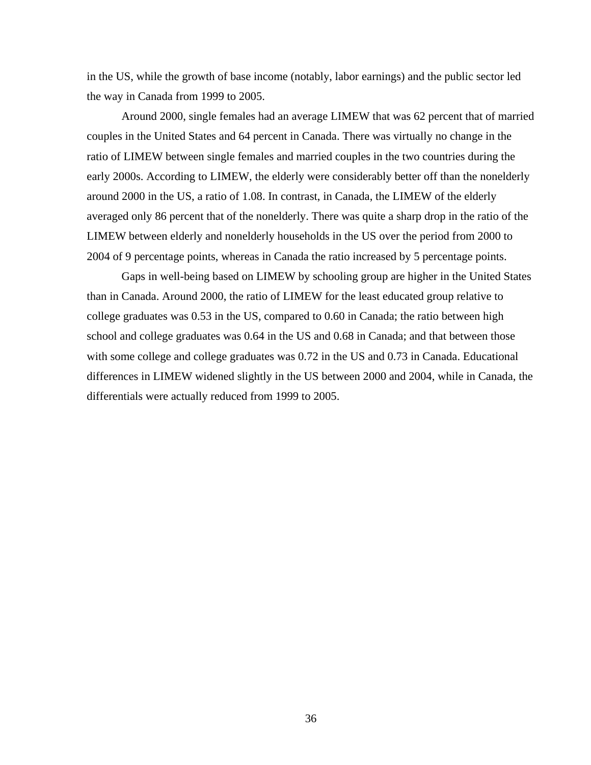in the US, while the growth of base income (notably, labor earnings) and the public sector led the way in Canada from 1999 to 2005.

Around 2000, single females had an average LIMEW that was 62 percent that of married couples in the United States and 64 percent in Canada. There was virtually no change in the ratio of LIMEW between single females and married couples in the two countries during the early 2000s. According to LIMEW, the elderly were considerably better off than the nonelderly around 2000 in the US, a ratio of 1.08. In contrast, in Canada, the LIMEW of the elderly averaged only 86 percent that of the nonelderly. There was quite a sharp drop in the ratio of the LIMEW between elderly and nonelderly households in the US over the period from 2000 to 2004 of 9 percentage points, whereas in Canada the ratio increased by 5 percentage points.

Gaps in well-being based on LIMEW by schooling group are higher in the United States than in Canada. Around 2000, the ratio of LIMEW for the least educated group relative to college graduates was 0.53 in the US, compared to 0.60 in Canada; the ratio between high school and college graduates was 0.64 in the US and 0.68 in Canada; and that between those with some college and college graduates was 0.72 in the US and 0.73 in Canada. Educational differences in LIMEW widened slightly in the US between 2000 and 2004, while in Canada, the differentials were actually reduced from 1999 to 2005.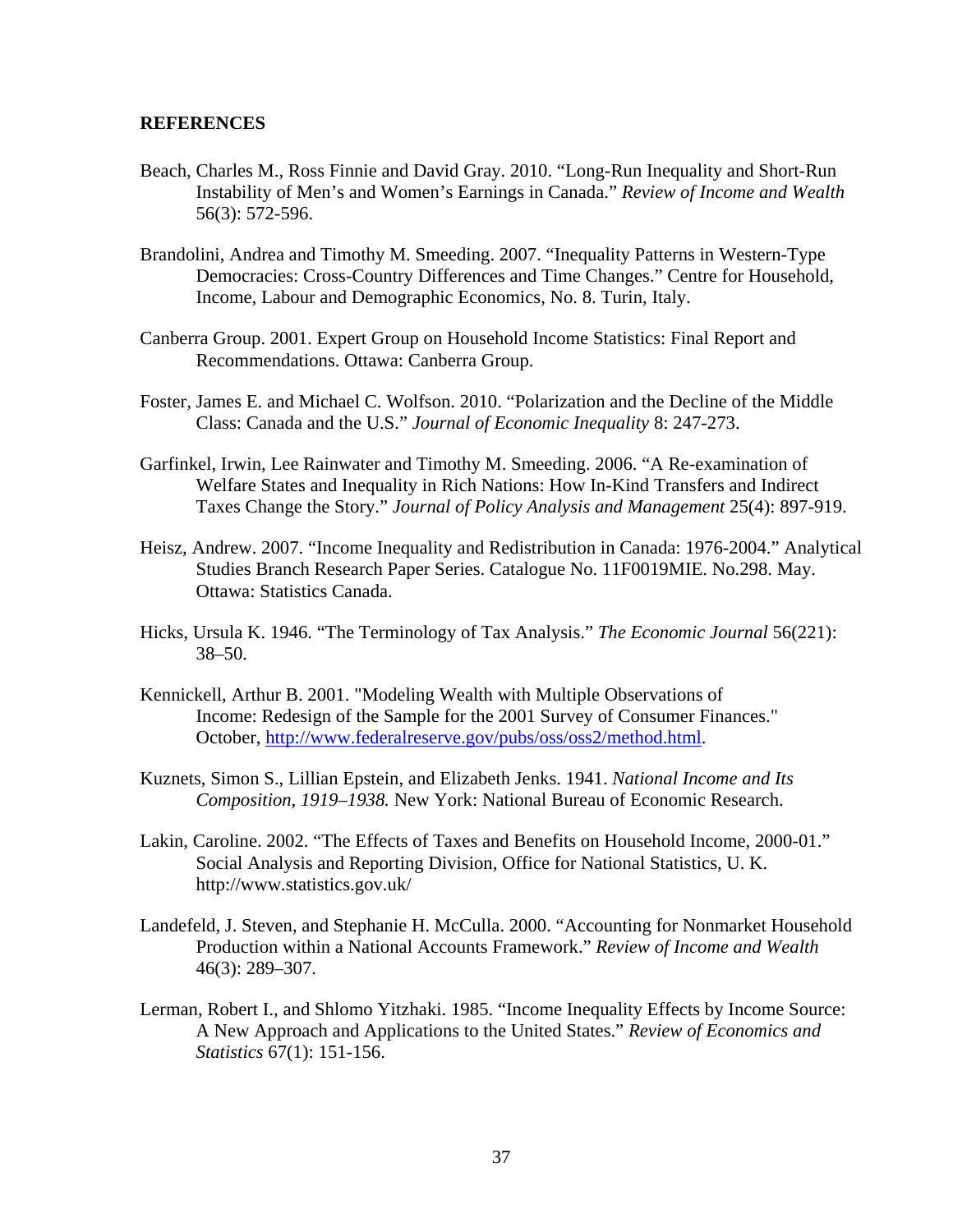## REFERENCES

Beach, Charles M., Ross Finnie and David Gray. 2010. "Long-Run Inequality and Short-Run Instability of Men's and Women's Earnings in Canada." *Review of Income and Wealth* 56(3): 572-596.

Brandolini, Andrea and Timothy M. Smeeding. 2007. "Inequality Patterns in Western-Type Democracies: Cross-Country Differences and Time Changes." Centre for Household, Income, Labour and Demographic Economics, No. 8. Turin, Italy.

Canberra Group. 2001. Expert Group on Household Income Statistics: Final Report and Recommendations. Ottawa: Canberra Group.

Foster, James E. and Michael C. Wolfson. 2010. "Polarization and the Decline of the Middle Class: Canada and the U.S." *Journal of Economic Inequality* 8: 247-273.

Garfinkel, Irwin, Lee Rainwater and Timothy M. Smeeding. 2006. "A Re-examination of Welfare States and Inequality in Rich Nations: How In-Kind Transfers and Indirect Taxes Change the Story." *Journal of Policy Analysis and Management* 25(4): 897-919.

Heisz, Andrew. 2007. "Income Inequality and Redistribution in Canada: 1976-2004." Analytical Studies Branch Research Paper Series. Catalogue No. 11F0019MIE. No.298. May. Ottawa: Statistics Canada.

Hicks, Ursula K. 1946. "The Terminology of Tax Analysis." *The Economic Journal* 56(221): 38–50.

Kennickell, Arthur B. 2001. "Modeling Wealth with Multiple Observations of Income: Redesign of the Sample for the 2001 Survey of Consumer Finances." October, http://www.federalreserve.gov/pubs/oss/oss2/method.html.

Kuznets, Simon S., Lillian Epstein, and Elizabeth Jenks. 1941. *National Income and Its Composition, 1919–1938.* New York: National Bureau of Economic Research.

Lakin, Caroline. 2002. "The Effects of Taxes and Benefits on Household Income, 2000-01." Social Analysis and Reporting Division, Office for National Statistics, U. K. http://www.statistics.gov.uk/

Landefeld, J. Steven, and Stephanie H. McCulla. 2000. "Accounting for Nonmarket Household Production within a National Accounts Framework." *Review of Income and Wealth* 46(3): 289–307.

Lerman, Robert I., and Shlomo Yitzhaki. 1985. "Income Inequality Effects by Income Source: A New Approach and Applications to the United States." *Review of Economics and Statistics* 67(1): 151-156.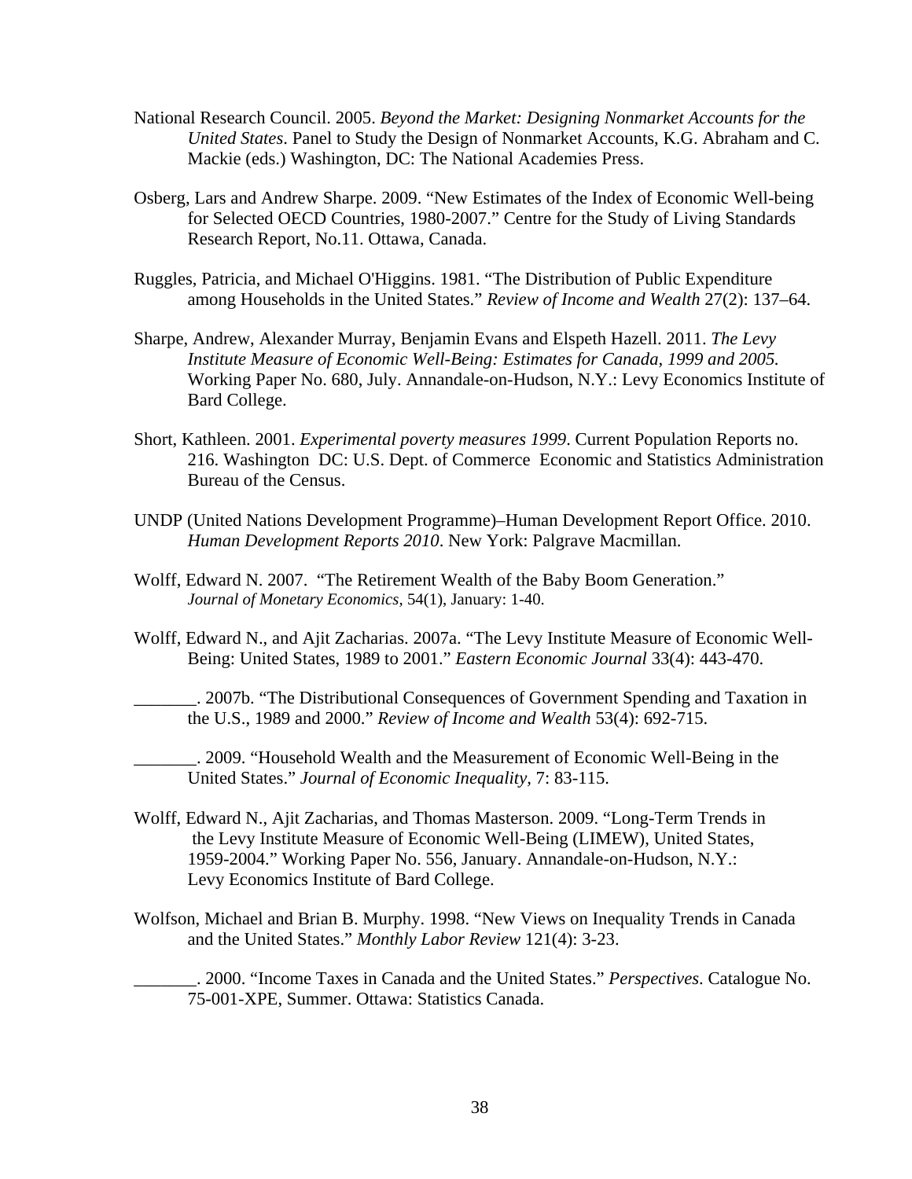National Research Council. 2005. *Beyond the Market: Designing Nonmarket Accounts for the United States*. Panel to Study the Design of Nonmarket Accounts, K.G. Abraham and C. Mackie (eds.) Washington, DC: The National Academies Press.

Osberg, Lars and Andrew Sharpe. 2009. "New Estimates of the Index of Economic Well-being for Selected OECD Countries, 1980-2007." Centre for the Study of Living Standards Research Report, No.11. Ottawa, Canada.

Ruggles, Patricia, and Michael O'Higgins. 1981. "The Distribution of Public Expenditure among Households in the United States." *Review of Income and Wealth* 27(2): 137–64.

Sharpe, Andrew, Alexander Murray, Benjamin Evans and Elspeth Hazell. 2011. *The Levy Institute Measure of Economic Well-Being: Estimates for Canada, 1999 and 2005.* Working Paper No. 680, July. Annandale-on-Hudson, N.Y.: Levy Economics Institute of Bard College.

Short, Kathleen. 2001. *Experimental poverty measures 1999*. Current Population Reports no. 216. Washington DC: U.S. Dept. of Commerce Economic and Statistics Administration Bureau of the Census.

UNDP (United Nations Development Programme)–Human Development Report Office. 2010. *Human Development Reports 2010*. New York: Palgrave Macmillan.

Wolff, Edward N. 2007. "The Retirement Wealth of the Baby Boom Generation." *Journal of Monetary Economics*, 54(1), January: 1-40.

Wolff, Edward N., and Ajit Zacharias. 2007a. "The Levy Institute Measure of Economic Well-Being: United States, 1989 to 2001." *Eastern Economic Journal* 33(4): 443-470.

_______. 2007b. "The Distributional Consequences of Government Spending and Taxation in the U.S., 1989 and 2000." *Review of Income and Wealth* 53(4): 692-715.

_______. 2009. "Household Wealth and the Measurement of Economic Well-Being in the United States." *Journal of Economic Inequality*, 7: 83-115.

Wolff, Edward N., Ajit Zacharias, and Thomas Masterson. 2009. "Long-Term Trends in the Levy Institute Measure of Economic Well-Being (LIMEW), United States, 1959-2004." Working Paper No. 556, January. Annandale-on-Hudson, N.Y.: Levy Economics Institute of Bard College.

Wolfson, Michael and Brian B. Murphy. 1998. "New Views on Inequality Trends in Canada and the United States." *Monthly Labor Review* 121(4): 3-23.

_______. 2000. "Income Taxes in Canada and the United States." *Perspectives*. Catalogue No. 75-001-XPE, Summer. Ottawa: Statistics Canada.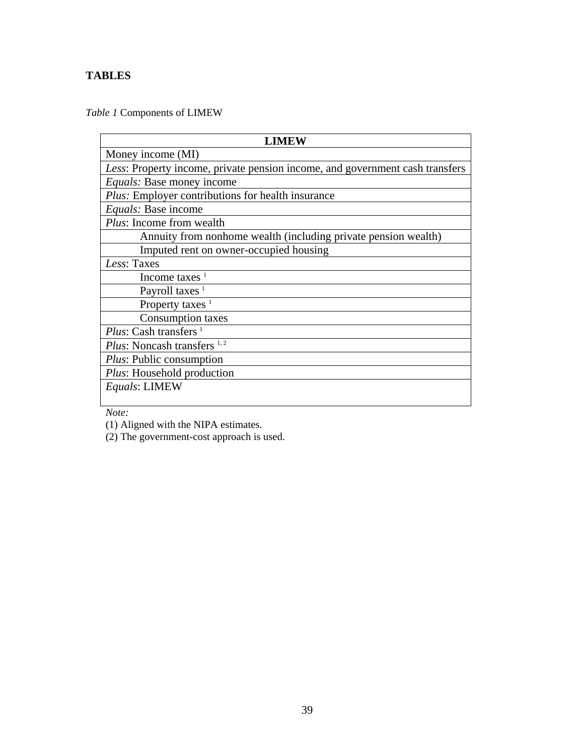## TABLES

*Table 1* Components of LIMEW

| LIMEW |
|---|
| Money income (MI) |
| *Less*: Property income, private pension income, and government cash transfers |
| *Equals:* Base money income |
| *Plus:* Employer contributions for health insurance |
| *Equals:* Base income |
| *Plus*: Income from wealth |
| Annuity from nonhome wealth (including private pension wealth) |
| Imputed rent on owner-occupied housing |
| *Less*: Taxes |
| Income taxes [1] |
| Payroll taxes [1] |
| Property taxes [1] |
| Consumption taxes |
| *Plus*: Cash transfers [1] |
| *Plus*: Noncash transfers [1, 2] |
| *Plus*: Public consumption |
| *Plus*: Household production |
| *Equals*: LIMEW |

*Note:*

(1) Aligned with the NIPA estimates.

(2) The government-cost approach is used.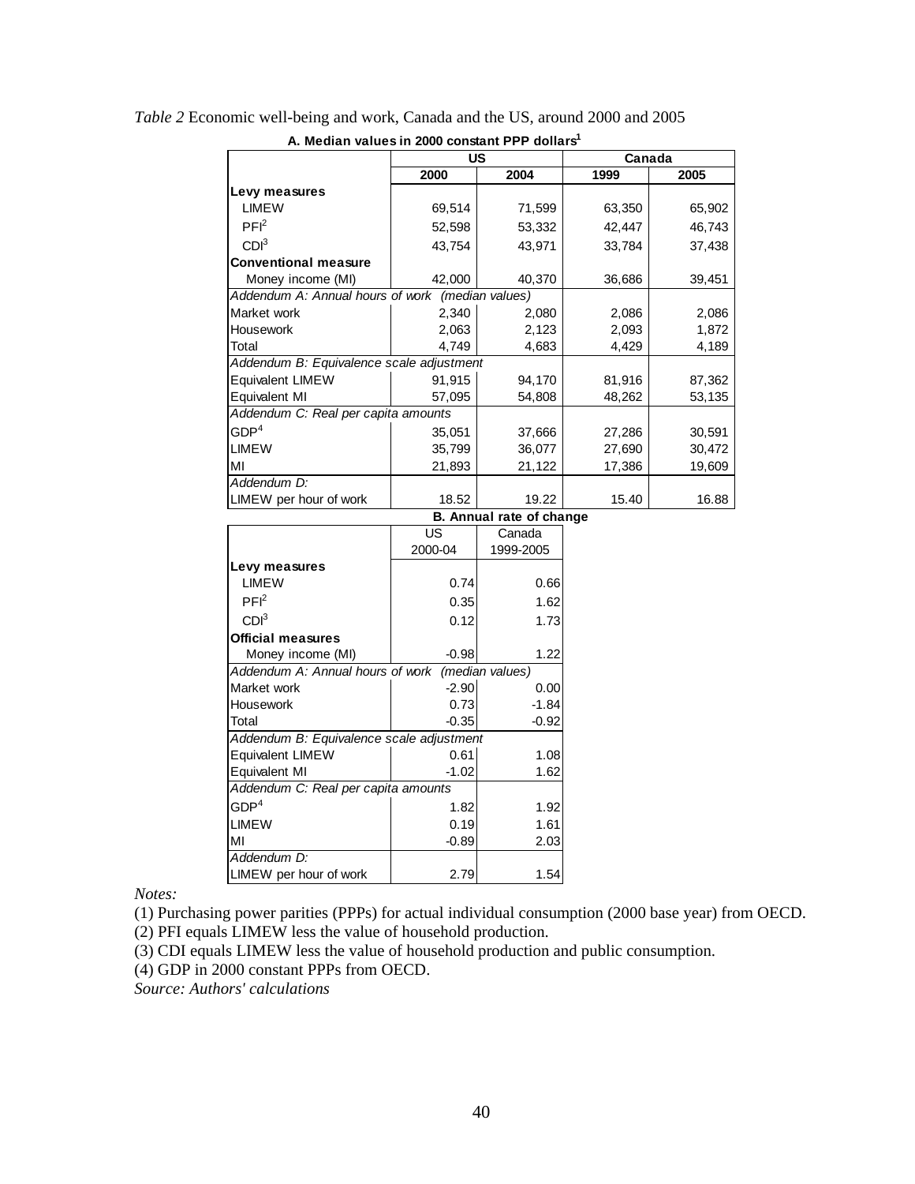*Table 2* Economic well-being and work, Canada and the US, around 2000 and 2005

**A. Median values in 2000 constant PPP dollars[1]**

| | US | | Canada | |
|---|---|---|---|---|
| | 2000 | 2004 | 1999 | 2005 |
| **Levy measures** | | | | |
| LIMEW | 69,514 | 71,599 | 63,350 | 65,902 |
| PFI[2] | 52,598 | 53,332 | 42,447 | 46,743 |
| CDI[3] | 43,754 | 43,971 | 33,784 | 37,438 |
| **Conventional measure** | | | | |
| Money income (MI) | 42,000 | 40,370 | 36,686 | 39,451 |
| *Addendum A: Annual hours of work (median values)* | | | | |
| Market work | 2,340 | 2,080 | 2,086 | 2,086 |
| Housework | 2,063 | 2,123 | 2,093 | 1,872 |
| Total | 4,749 | 4,683 | 4,429 | 4,189 |
| *Addendum B: Equivalence scale adjustment* | | | | |
| Equivalent LIMEW | 91,915 | 94,170 | 81,916 | 87,362 |
| Equivalent MI | 57,095 | 54,808 | 48,262 | 53,135 |
| *Addendum C: Real per capita amounts* | | | | |
| GDP[4] | 35,051 | 37,666 | 27,286 | 30,591 |
| LIMEW | 35,799 | 36,077 | 27,690 | 30,472 |
| MI | 21,893 | 21,122 | 17,386 | 19,609 |
| *Addendum D:* | | | | |
| LIMEW per hour of work | 18.52 | 19.22 | 15.40 | 16.88 |

**B. Annual rate of change**

| | US | Canada |
|---|---|---|
| | 2000-04 | 1999-2005 |
| **Levy measures** | | |
| LIMEW | 0.74 | 0.66 |
| PFI[2] | 0.35 | 1.62 |
| CDI[3] | 0.12 | 1.73 |
| **Official measures** | | |
| Money income (MI) | -0.98 | 1.22 |
| *Addendum A: Annual hours of work (median values)* | | |
| Market work | -2.90 | 0.00 |
| Housework | 0.73 | -1.84 |
| Total | -0.35 | -0.92 |
| *Addendum B: Equivalence scale adjustment* | | |
| Equivalent LIMEW | 0.61 | 1.08 |
| Equivalent MI | -1.02 | 1.62 |
| *Addendum C: Real per capita amounts* | | |
| GDP[4] | 1.82 | 1.92 |
| LIMEW | 0.19 | 1.61 |
| MI | -0.89 | 2.03 |
| *Addendum D:* | | |
| LIMEW per hour of work | 2.79 | 1.54 |

*Notes:*

(1) Purchasing power parities (PPPs) for actual individual consumption (2000 base year) from OECD.

(2) PFI equals LIMEW less the value of household production.

(3) CDI equals LIMEW less the value of household production and public consumption.

(4) GDP in 2000 constant PPPs from OECD.

*Source: Authors' calculations*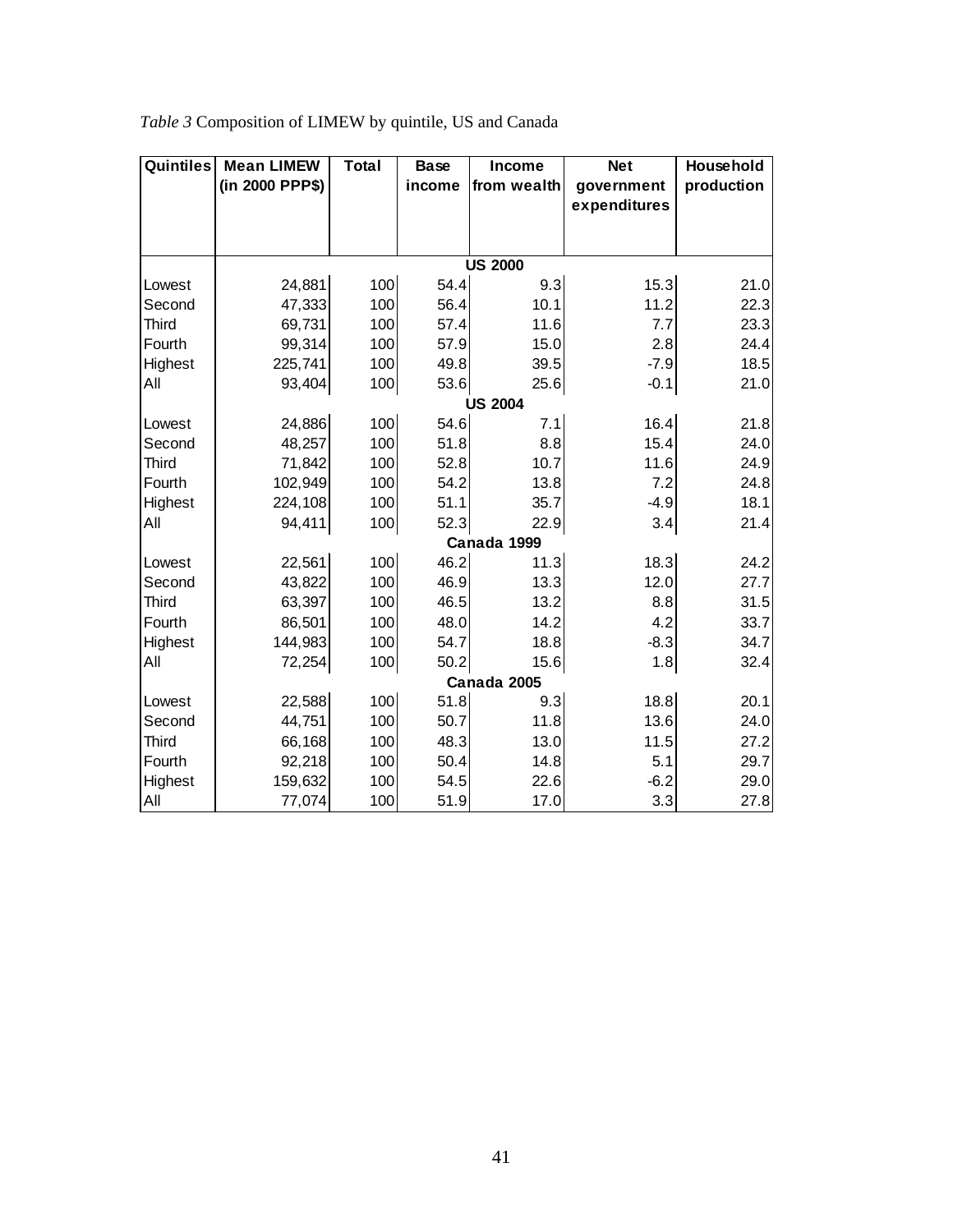*Table 3* Composition of LIMEW by quintile, US and Canada

| Quintiles | Mean LIMEW (in 2000 PPP$) | Total | Base income | Income from wealth | Net government expenditures | Household production |
|---|---|---|---|---|---|---|
| | | | | **US 2000** | | |
| Lowest | 24,881 | 100 | 54.4 | 9.3 | 15.3 | 21.0 |
| Second | 47,333 | 100 | 56.4 | 10.1 | 11.2 | 22.3 |
| Third | 69,731 | 100 | 57.4 | 11.6 | 7.7 | 23.3 |
| Fourth | 99,314 | 100 | 57.9 | 15.0 | 2.8 | 24.4 |
| Highest | 225,741 | 100 | 49.8 | 39.5 | -7.9 | 18.5 |
| All | 93,404 | 100 | 53.6 | 25.6 | -0.1 | 21.0 |
| | | | | **US 2004** | | |
| Lowest | 24,886 | 100 | 54.6 | 7.1 | 16.4 | 21.8 |
| Second | 48,257 | 100 | 51.8 | 8.8 | 15.4 | 24.0 |
| Third | 71,842 | 100 | 52.8 | 10.7 | 11.6 | 24.9 |
| Fourth | 102,949 | 100 | 54.2 | 13.8 | 7.2 | 24.8 |
| Highest | 224,108 | 100 | 51.1 | 35.7 | -4.9 | 18.1 |
| All | 94,411 | 100 | 52.3 | 22.9 | 3.4 | 21.4 |
| | | | | **Canada 1999** | | |
| Lowest | 22,561 | 100 | 46.2 | 11.3 | 18.3 | 24.2 |
| Second | 43,822 | 100 | 46.9 | 13.3 | 12.0 | 27.7 |
| Third | 63,397 | 100 | 46.5 | 13.2 | 8.8 | 31.5 |
| Fourth | 86,501 | 100 | 48.0 | 14.2 | 4.2 | 33.7 |
| Highest | 144,983 | 100 | 54.7 | 18.8 | -8.3 | 34.7 |
| All | 72,254 | 100 | 50.2 | 15.6 | 1.8 | 32.4 |
| | | | | **Canada 2005** | | |
| Lowest | 22,588 | 100 | 51.8 | 9.3 | 18.8 | 20.1 |
| Second | 44,751 | 100 | 50.7 | 11.8 | 13.6 | 24.0 |
| Third | 66,168 | 100 | 48.3 | 13.0 | 11.5 | 27.2 |
| Fourth | 92,218 | 100 | 50.4 | 14.8 | 5.1 | 29.7 |
| Highest | 159,632 | 100 | 54.5 | 22.6 | -6.2 | 29.0 |
| All | 77,074 | 100 | 51.9 | 17.0 | 3.3 | 27.8 |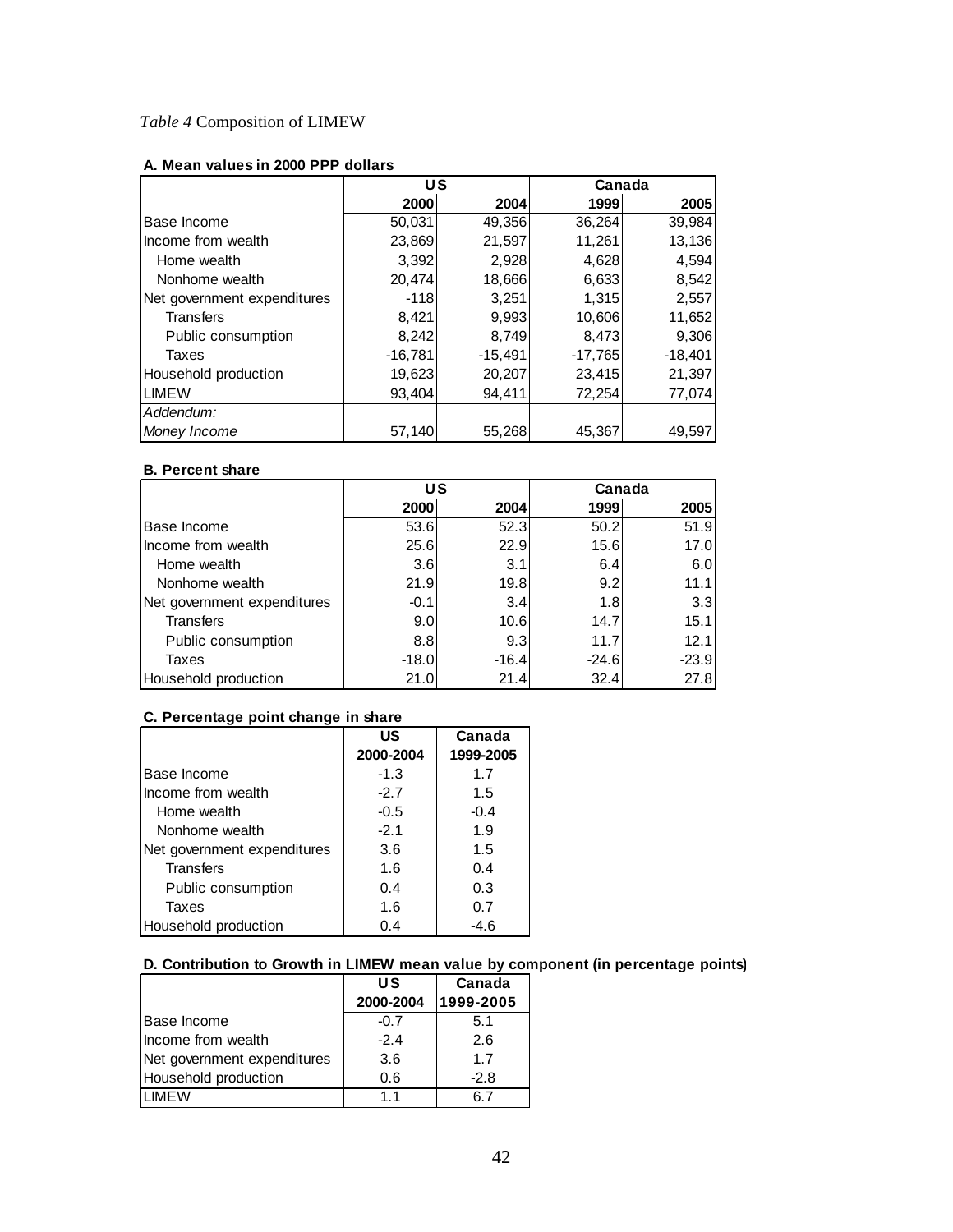*Table 4* Composition of LIMEW

**A. Mean values in 2000 PPP dollars**

| | US | | Canada | |
|---|---|---|---|---|
| | 2000 | 2004 | 1999 | 2005 |
| Base Income | 50,031 | 49,356 | 36,264 | 39,984 |
| Income from wealth | 23,869 | 21,597 | 11,261 | 13,136 |
| Home wealth | 3,392 | 2,928 | 4,628 | 4,594 |
| Nonhome wealth | 20,474 | 18,666 | 6,633 | 8,542 |
| Net government expenditures | -118 | 3,251 | 1,315 | 2,557 |
| Transfers | 8,421 | 9,993 | 10,606 | 11,652 |
| Public consumption | 8,242 | 8,749 | 8,473 | 9,306 |
| Taxes | -16,781 | -15,491 | -17,765 | -18,401 |
| Household production | 19,623 | 20,207 | 23,415 | 21,397 |
| LIMEW | 93,404 | 94,411 | 72,254 | 77,074 |
| *Addendum:* | | | | |
| *Money Income* | 57,140 | 55,268 | 45,367 | 49,597 |

**B. Percent share**

| | US | | Canada | |
|---|---|---|---|---|
| | 2000 | 2004 | 1999 | 2005 |
| Base Income | 53.6 | 52.3 | 50.2 | 51.9 |
| Income from wealth | 25.6 | 22.9 | 15.6 | 17.0 |
| Home wealth | 3.6 | 3.1 | 6.4 | 6.0 |
| Nonhome wealth | 21.9 | 19.8 | 9.2 | 11.1 |
| Net government expenditures | -0.1 | 3.4 | 1.8 | 3.3 |
| Transfers | 9.0 | 10.6 | 14.7 | 15.1 |
| Public consumption | 8.8 | 9.3 | 11.7 | 12.1 |
| Taxes | -18.0 | -16.4 | -24.6 | -23.9 |
| Household production | 21.0 | 21.4 | 32.4 | 27.8 |

**C. Percentage point change in share**

| | US | Canada |
|---|---|---|
| | 2000-2004 | 1999-2005 |
| Base Income | -1.3 | 1.7 |
| Income from wealth | -2.7 | 1.5 |
| Home wealth | -0.5 | -0.4 |
| Nonhome wealth | -2.1 | 1.9 |
| Net government expenditures | 3.6 | 1.5 |
| Transfers | 1.6 | 0.4 |
| Public consumption | 0.4 | 0.3 |
| Taxes | 1.6 | 0.7 |
| Household production | 0.4 | -4.6 |

**D. Contribution to Growth in LIMEW mean value by component (in percentage points)**

| | US | Canada |
|---|---|---|
| | 2000-2004 | 1999-2005 |
| Base Income | -0.7 | 5.1 |
| Income from wealth | -2.4 | 2.6 |
| Net government expenditures | 3.6 | 1.7 |
| Household production | 0.6 | -2.8 |
| LIMEW | 1.1 | 6.7 |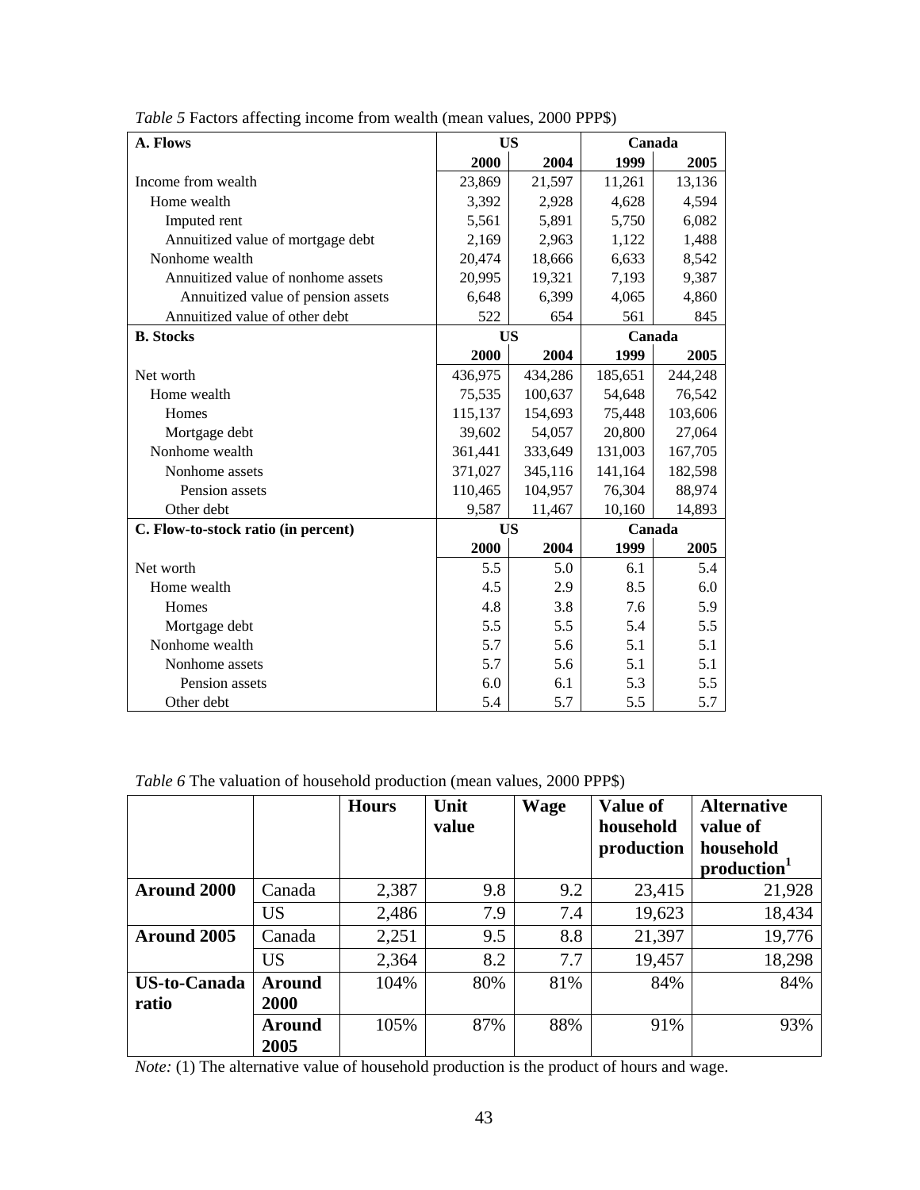*Table 5* Factors affecting income from wealth (mean values, 2000 PPP$)

| A. Flows | US | | Canada | |
|---|---|---|---|---|
| | 2000 | 2004 | 1999 | 2005 |
| Income from wealth | 23,869 | 21,597 | 11,261 | 13,136 |
| Home wealth | 3,392 | 2,928 | 4,628 | 4,594 |
| Imputed rent | 5,561 | 5,891 | 5,750 | 6,082 |
| Annuitized value of mortgage debt | 2,169 | 2,963 | 1,122 | 1,488 |
| Nonhome wealth | 20,474 | 18,666 | 6,633 | 8,542 |
| Annuitized value of nonhome assets | 20,995 | 19,321 | 7,193 | 9,387 |
| Annuitized value of pension assets | 6,648 | 6,399 | 4,065 | 4,860 |
| Annuitized value of other debt | 522 | 654 | 561 | 845 |
| **B. Stocks** | **US** | | **Canada** | |
| | **2000** | **2004** | **1999** | **2005** |
| Net worth | 436,975 | 434,286 | 185,651 | 244,248 |
| Home wealth | 75,535 | 100,637 | 54,648 | 76,542 |
| Homes | 115,137 | 154,693 | 75,448 | 103,606 |
| Mortgage debt | 39,602 | 54,057 | 20,800 | 27,064 |
| Nonhome wealth | 361,441 | 333,649 | 131,003 | 167,705 |
| Nonhome assets | 371,027 | 345,116 | 141,164 | 182,598 |
| Pension assets | 110,465 | 104,957 | 76,304 | 88,974 |
| Other debt | 9,587 | 11,467 | 10,160 | 14,893 |
| **C. Flow-to-stock ratio (in percent)** | **US** | | **Canada** | |
| | **2000** | **2004** | **1999** | **2005** |
| Net worth | 5.5 | 5.0 | 6.1 | 5.4 |
| Home wealth | 4.5 | 2.9 | 8.5 | 6.0 |
| Homes | 4.8 | 3.8 | 7.6 | 5.9 |
| Mortgage debt | 5.5 | 5.5 | 5.4 | 5.5 |
| Nonhome wealth | 5.7 | 5.6 | 5.1 | 5.1 |
| Nonhome assets | 5.7 | 5.6 | 5.1 | 5.1 |
| Pension assets | 6.0 | 6.1 | 5.3 | 5.5 |
| Other debt | 5.4 | 5.7 | 5.5 | 5.7 |

*Table 6* The valuation of household production (mean values, 2000 PPP$)

| | | Hours | Unit value | Wage | Value of household production | Alternative value of household production[1] |
|---|---|---|---|---|---|---|
| **Around 2000** | Canada | 2,387 | 9.8 | 9.2 | 23,415 | 21,928 |
| | US | 2,486 | 7.9 | 7.4 | 19,623 | 18,434 |
| **Around 2005** | Canada | 2,251 | 9.5 | 8.8 | 21,397 | 19,776 |
| | US | 2,364 | 8.2 | 7.7 | 19,457 | 18,298 |
| **US-to-Canada ratio** | **Around 2000** | 104% | 80% | 81% | 84% | 84% |
| | **Around 2005** | 105% | 87% | 88% | 91% | 93% |

*Note:* (1) The alternative value of household production is the product of hours and wage.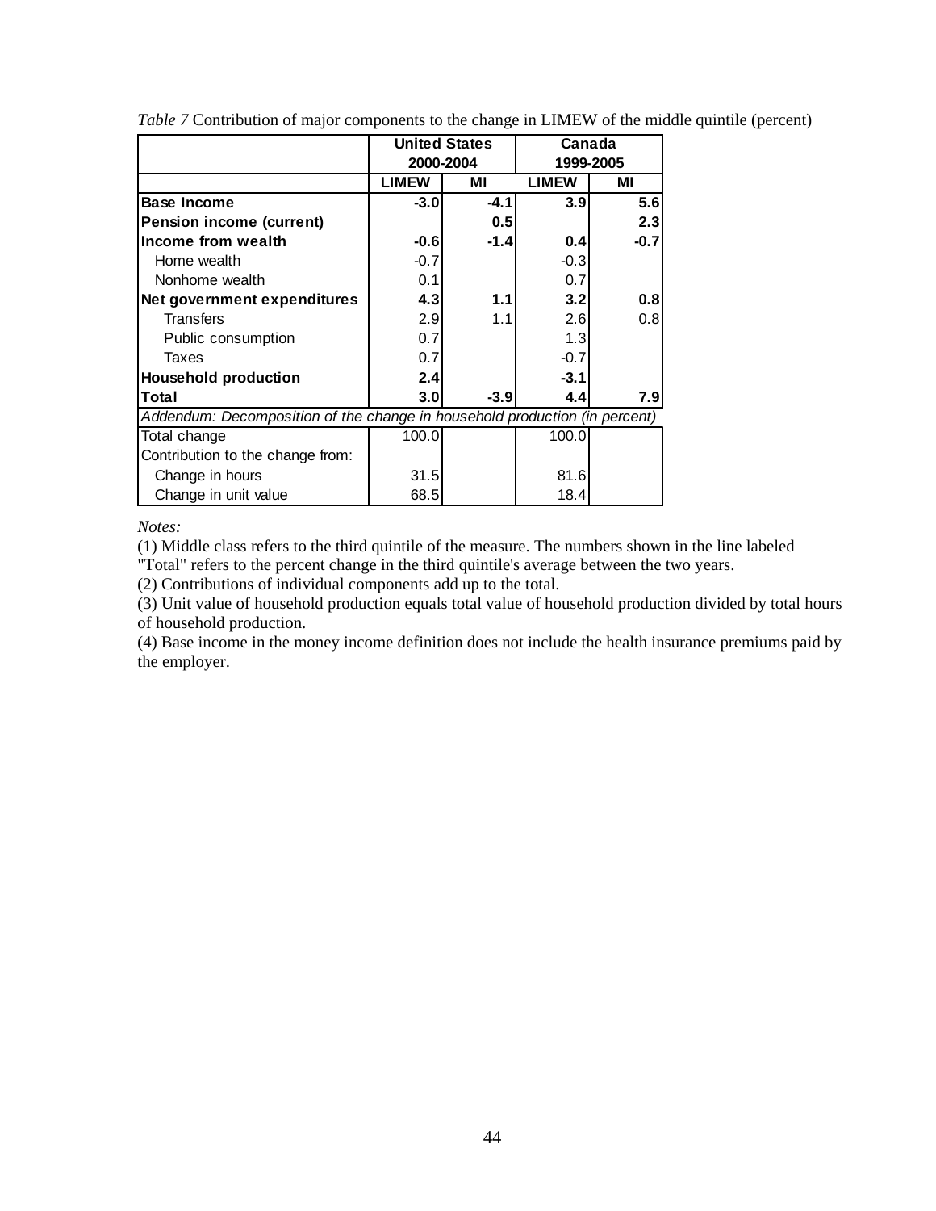*Table 7* Contribution of major components to the change in LIMEW of the middle quintile (percent)

| | United States 2000-2004 | | Canada 1999-2005 | |
|---|---|---|---|---|
| | LIMEW | MI | LIMEW | MI |
| **Base Income** | **-3.0** | **-4.1** | **3.9** | **5.6** |
| **Pension income (current)** | | **0.5** | | **2.3** |
| **Income from wealth** | **-0.6** | **-1.4** | **0.4** | **-0.7** |
| Home wealth | -0.7 | | -0.3 | |
| Nonhome wealth | 0.1 | | 0.7 | |
| **Net government expenditures** | **4.3** | **1.1** | **3.2** | **0.8** |
| Transfers | 2.9 | 1.1 | 2.6 | 0.8 |
| Public consumption | 0.7 | | 1.3 | |
| Taxes | 0.7 | | -0.7 | |
| **Household production** | **2.4** | | **-3.1** | |
| **Total** | **3.0** | **-3.9** | **4.4** | **7.9** |
| *Addendum: Decomposition of the change in household production (in percent)* | | | | |
| Total change | 100.0 | | 100.0 | |
| Contribution to the change from: | | | | |
| Change in hours | 31.5 | | 81.6 | |
| Change in unit value | 68.5 | | 18.4 | |

*Notes:*

(1) Middle class refers to the third quintile of the measure. The numbers shown in the line labeled "Total" refers to the percent change in the third quintile's average between the two years.

(2) Contributions of individual components add up to the total.

(3) Unit value of household production equals total value of household production divided by total hours of household production.

(4) Base income in the money income definition does not include the health insurance premiums paid by the employer.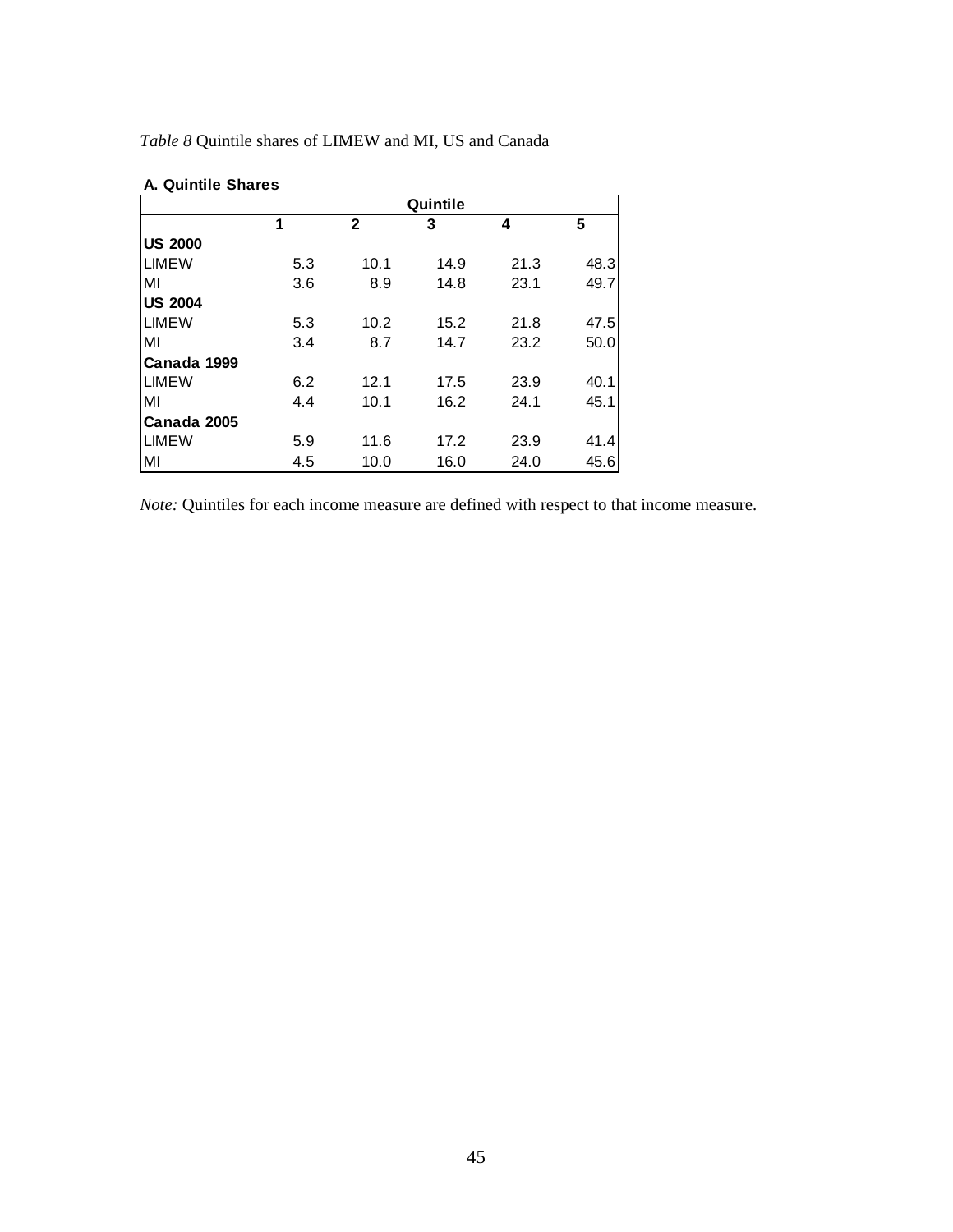*Table 8* Quintile shares of LIMEW and MI, US and Canada

**A. Quintile Shares**

| | Quintile | | | | |
|---|---|---|---|---|---|
| | **1** | **2** | **3** | **4** | **5** |
| **US 2000** | | | | | |
| LIMEW | 5.3 | 10.1 | 14.9 | 21.3 | 48.3 |
| MI | 3.6 | 8.9 | 14.8 | 23.1 | 49.7 |
| **US 2004** | | | | | |
| LIMEW | 5.3 | 10.2 | 15.2 | 21.8 | 47.5 |
| MI | 3.4 | 8.7 | 14.7 | 23.2 | 50.0 |
| **Canada 1999** | | | | | |
| LIMEW | 6.2 | 12.1 | 17.5 | 23.9 | 40.1 |
| MI | 4.4 | 10.1 | 16.2 | 24.1 | 45.1 |
| **Canada 2005** | | | | | |
| LIMEW | 5.9 | 11.6 | 17.2 | 23.9 | 41.4 |
| MI | 4.5 | 10.0 | 16.0 | 24.0 | 45.6 |

*Note:* Quintiles for each income measure are defined with respect to that income measure.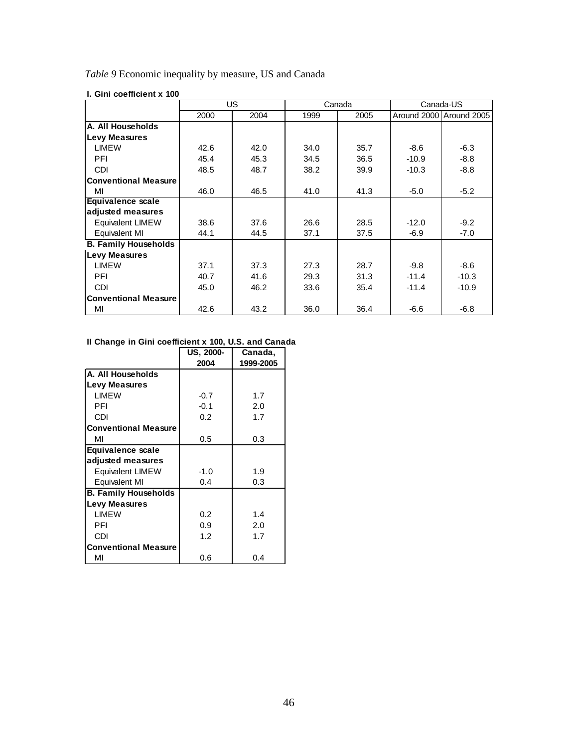*Table 9* Economic inequality by measure, US and Canada

**I. Gini coefficient x 100**

| | US | | Canada | | Canada-US | |
|---|---|---|---|---|---|---|
| | 2000 | 2004 | 1999 | 2005 | Around 2000 | Around 2005 |
| **A. All Households** | | | | | | |
| **Levy Measures** | | | | | | |
| LIMEW | 42.6 | 42.0 | 34.0 | 35.7 | -8.6 | -6.3 |
| PFI | 45.4 | 45.3 | 34.5 | 36.5 | -10.9 | -8.8 |
| CDI | 48.5 | 48.7 | 38.2 | 39.9 | -10.3 | -8.8 |
| **Conventional Measure** | | | | | | |
| MI | 46.0 | 46.5 | 41.0 | 41.3 | -5.0 | -5.2 |
| **Equivalence scale adjusted measures** | | | | | | |
| Equivalent LIMEW | 38.6 | 37.6 | 26.6 | 28.5 | -12.0 | -9.2 |
| Equivalent MI | 44.1 | 44.5 | 37.1 | 37.5 | -6.9 | -7.0 |
| **B. Family Households** | | | | | | |
| **Levy Measures** | | | | | | |
| LIMEW | 37.1 | 37.3 | 27.3 | 28.7 | -9.8 | -8.6 |
| PFI | 40.7 | 41.6 | 29.3 | 31.3 | -11.4 | -10.3 |
| CDI | 45.0 | 46.2 | 33.6 | 35.4 | -11.4 | -10.9 |
| **Conventional Measure** | | | | | | |
| MI | 42.6 | 43.2 | 36.0 | 36.4 | -6.6 | -6.8 |

**II Change in Gini coefficient x 100, U.S. and Canada**

| | **US, 2000-2004** | **Canada, 1999-2005** |
|---|---|---|
| **A. All Households** | | |
| **Levy Measures** | | |
| LIMEW | -0.7 | 1.7 |
| PFI | -0.1 | 2.0 |
| CDI | 0.2 | 1.7 |
| **Conventional Measure** | | |
| MI | 0.5 | 0.3 |
| **Equivalence scale adjusted measures** | | |
| Equivalent LIMEW | -1.0 | 1.9 |
| Equivalent MI | 0.4 | 0.3 |
| **B. Family Households** | | |
| **Levy Measures** | | |
| LIMEW | 0.2 | 1.4 |
| PFI | 0.9 | 2.0 |
| CDI | 1.2 | 1.7 |
| **Conventional Measure** | | |
| MI | 0.6 | 0.4 |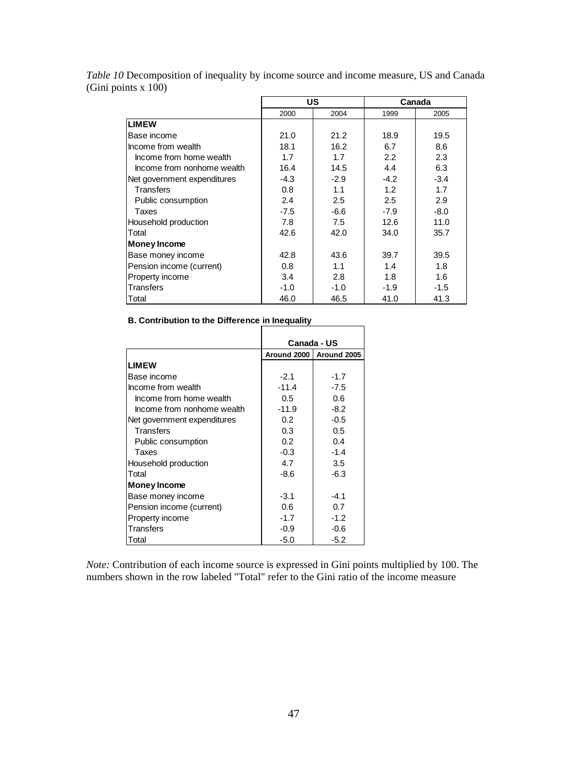*Table 10* Decomposition of inequality by income source and income measure, US and Canada (Gini points x 100)

| | US | | Canada | |
|---|---|---|---|---|
| | 2000 | 2004 | 1999 | 2005 |
| **LIMEW** | | | | |
| Base income | 21.0 | 21.2 | 18.9 | 19.5 |
| Income from wealth | 18.1 | 16.2 | 6.7 | 8.6 |
| Income from home wealth | 1.7 | 1.7 | 2.2 | 2.3 |
| Income from nonhome wealth | 16.4 | 14.5 | 4.4 | 6.3 |
| Net government expenditures | -4.3 | -2.9 | -4.2 | -3.4 |
| Transfers | 0.8 | 1.1 | 1.2 | 1.7 |
| Public consumption | 2.4 | 2.5 | 2.5 | 2.9 |
| Taxes | -7.5 | -6.6 | -7.9 | -8.0 |
| Household production | 7.8 | 7.5 | 12.6 | 11.0 |
| Total | 42.6 | 42.0 | 34.0 | 35.7 |
| **Money Income** | | | | |
| Base money income | 42.8 | 43.6 | 39.7 | 39.5 |
| Pension income (current) | 0.8 | 1.1 | 1.4 | 1.8 |
| Property income | 3.4 | 2.8 | 1.8 | 1.6 |
| Transfers | -1.0 | -1.0 | -1.9 | -1.5 |
| Total | 46.0 | 46.5 | 41.0 | 41.3 |

**B. Contribution to the Difference in Inequality**

| | Canada - US | |
|---|---|---|
| | Around 2000 | Around 2005 |
| **LIMEW** | | |
| Base income | -2.1 | -1.7 |
| Income from wealth | -11.4 | -7.5 |
| Income from home wealth | 0.5 | 0.6 |
| Income from nonhome wealth | -11.9 | -8.2 |
| Net government expenditures | 0.2 | -0.5 |
| Transfers | 0.3 | 0.5 |
| Public consumption | 0.2 | 0.4 |
| Taxes | -0.3 | -1.4 |
| Household production | 4.7 | 3.5 |
| Total | -8.6 | -6.3 |
| **Money Income** | | |
| Base money income | -3.1 | -4.1 |
| Pension income (current) | 0.6 | 0.7 |
| Property income | -1.7 | -1.2 |
| Transfers | -0.9 | -0.6 |
| Total | -5.0 | -5.2 |

*Note:* Contribution of each income source is expressed in Gini points multiplied by 100. The numbers shown in the row labeled "Total" refer to the Gini ratio of the income measure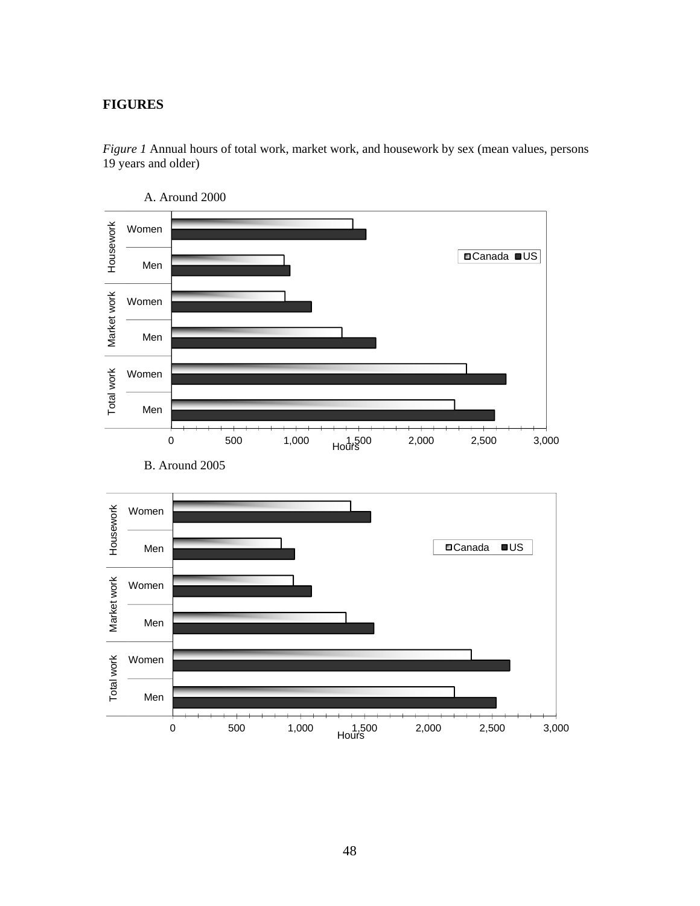**FIGURES**

*Figure 1* Annual hours of total work, market work, and housework by sex (mean values, persons 19 years and older)

A. Around 2000

B. Around 2005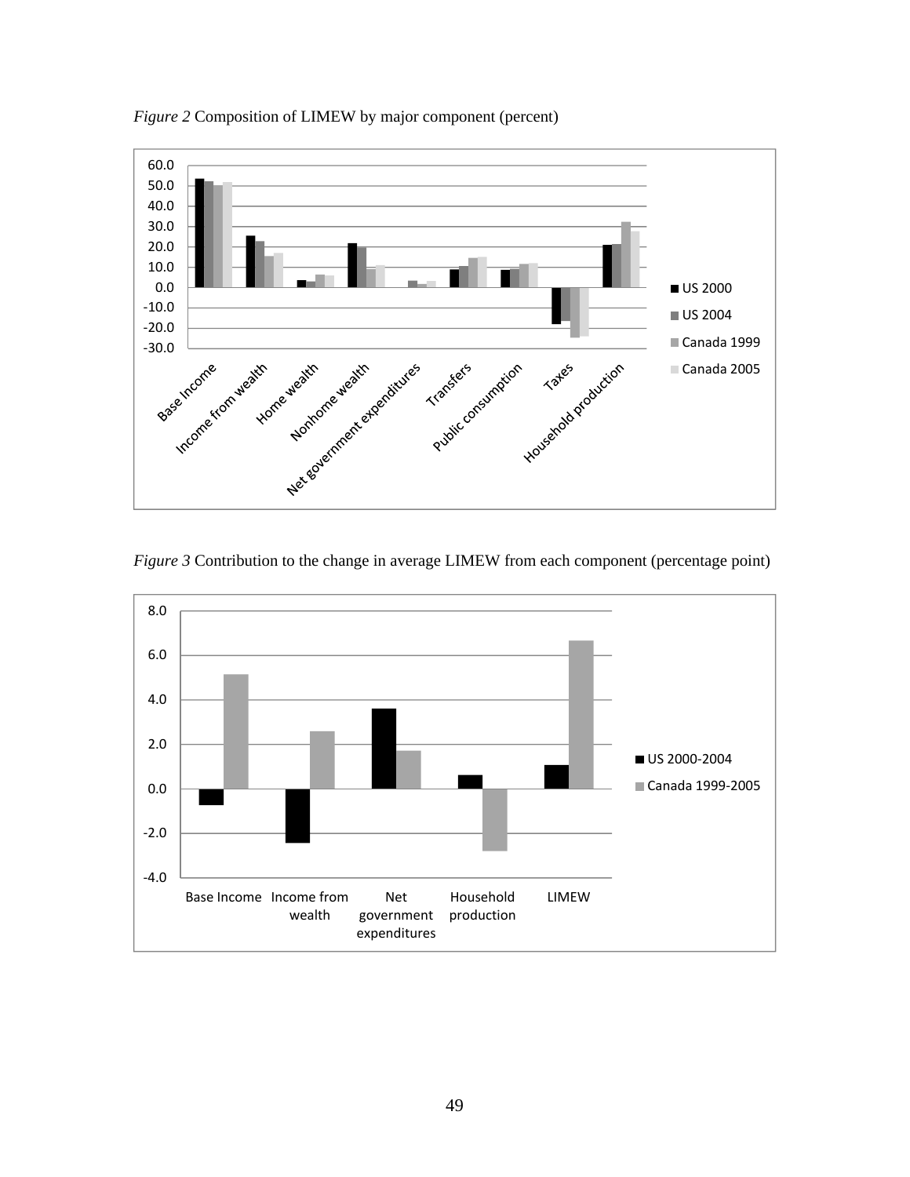*Figure 2* Composition of LIMEW by major component (percent)

*Figure 3* Contribution to the change in average LIMEW from each component (percentage point)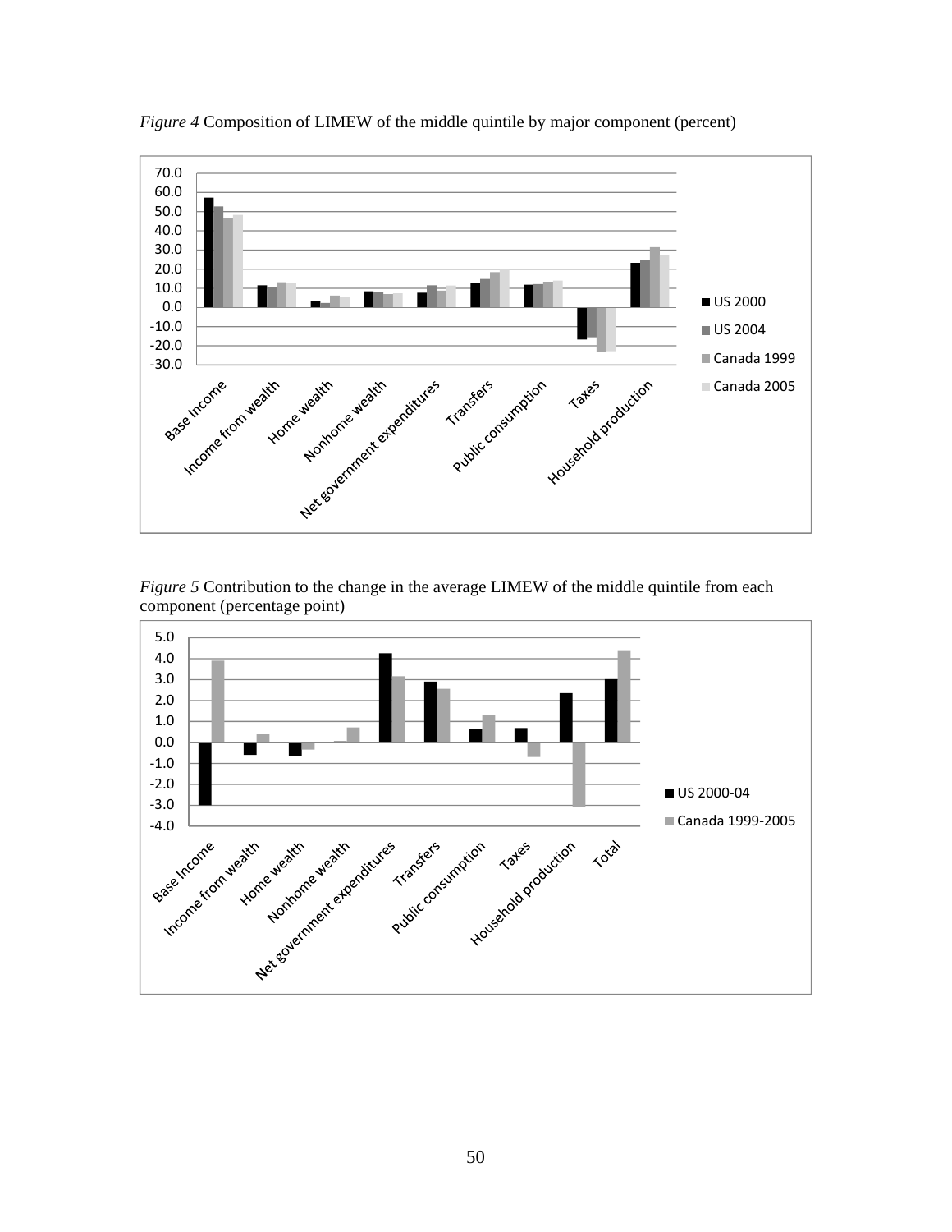*Figure 4* Composition of LIMEW of the middle quintile by major component (percent)

*Figure 5* Contribution to the change in the average LIMEW of the middle quintile from each component (percentage point)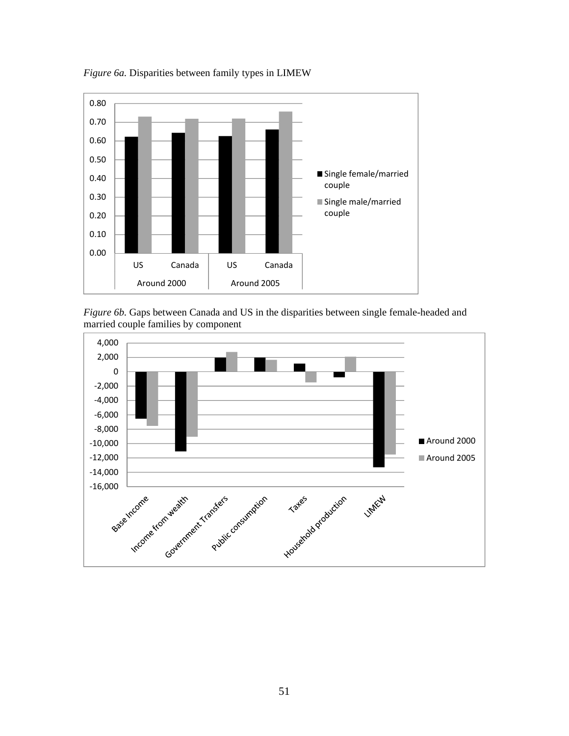*Figure 6a.* Disparities between family types in LIMEW

*Figure 6b.* Gaps between Canada and US in the disparities between single female-headed and married couple families by component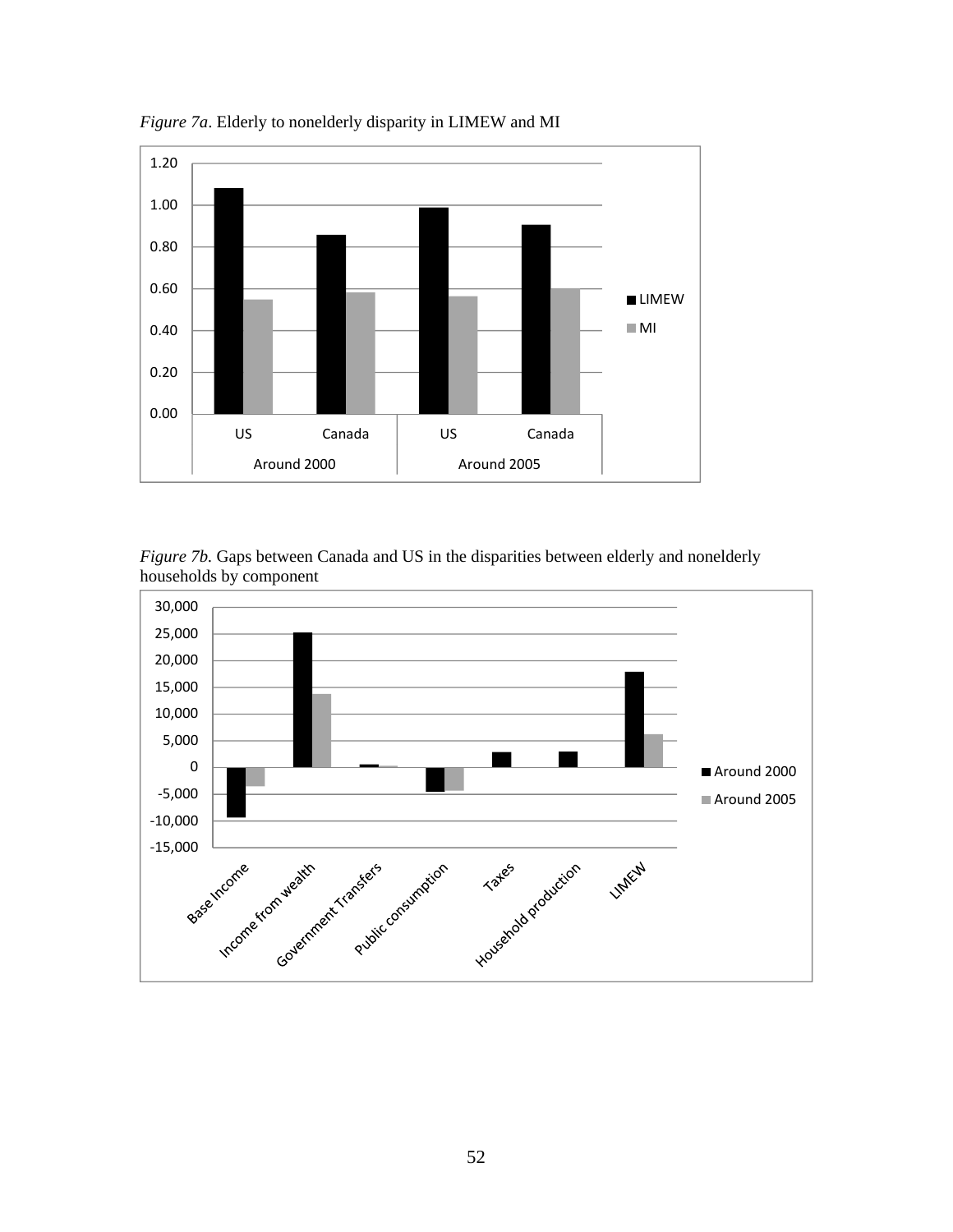*Figure 7a*. Elderly to nonelderly disparity in LIMEW and MI

*Figure 7b.* Gaps between Canada and US in the disparities between elderly and nonelderly households by component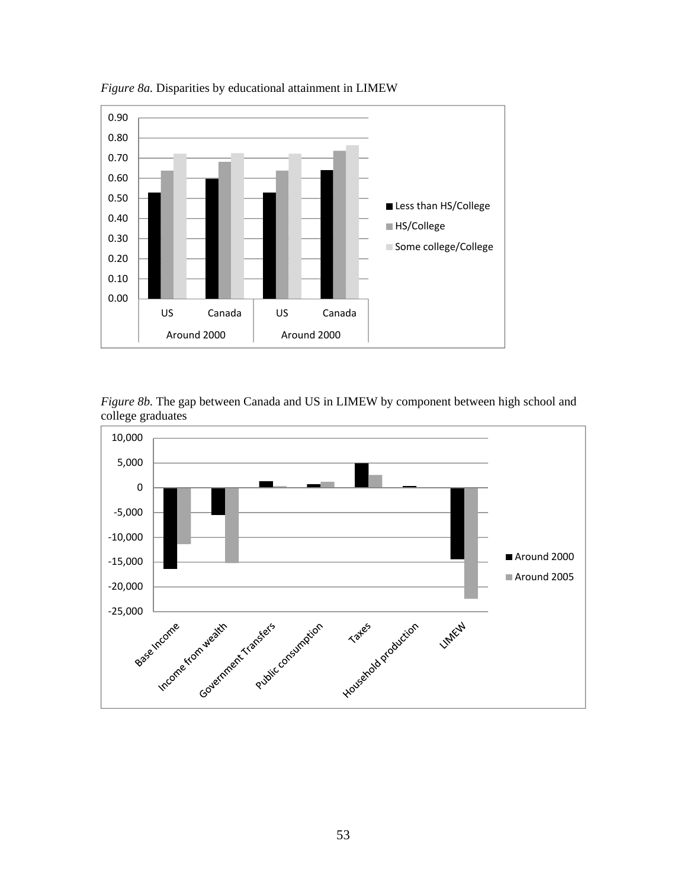*Figure 8a.* Disparities by educational attainment in LIMEW

*Figure 8b.* The gap between Canada and US in LIMEW by component between high school and college graduates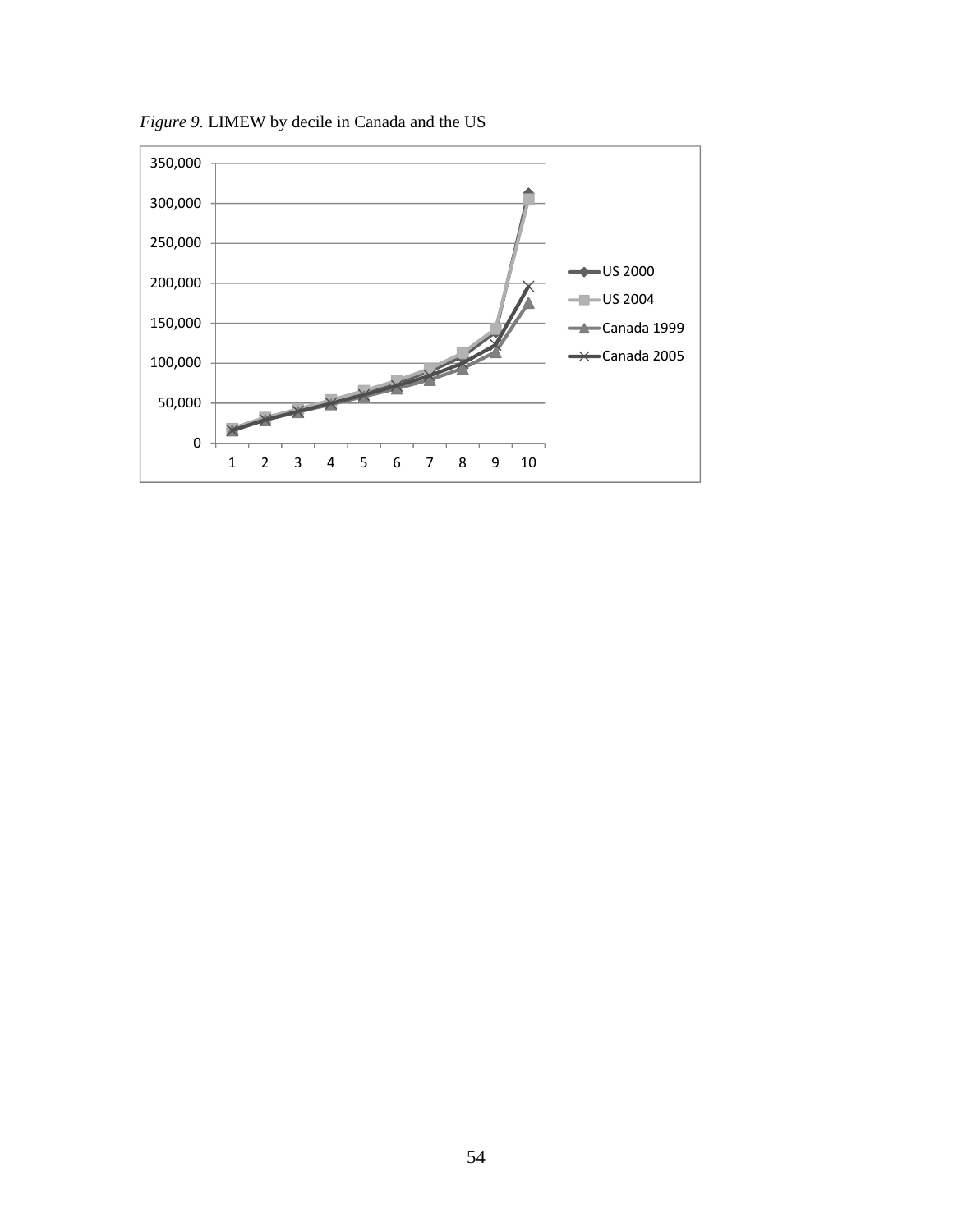*Figure 9.* LIMEW by decile in Canada and the US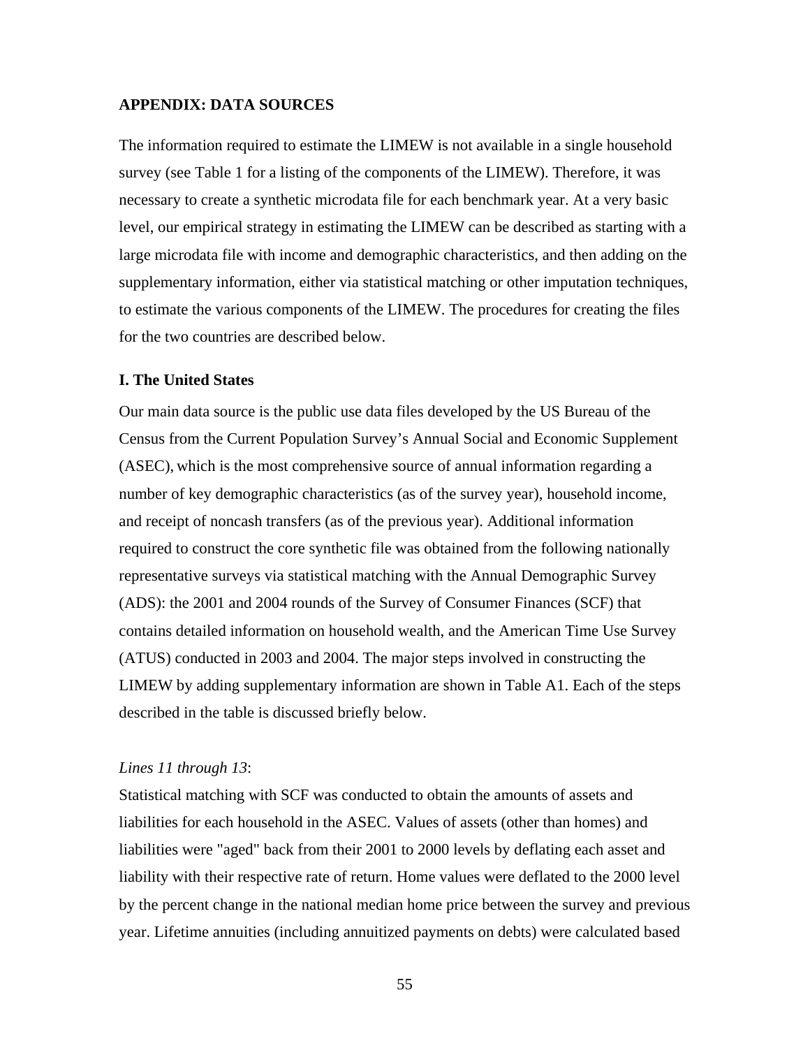## APPENDIX: DATA SOURCES

The information required to estimate the LIMEW is not available in a single household survey (see Table 1 for a listing of the components of the LIMEW). Therefore, it was necessary to create a synthetic microdata file for each benchmark year. At a very basic level, our empirical strategy in estimating the LIMEW can be described as starting with a large microdata file with income and demographic characteristics, and then adding on the supplementary information, either via statistical matching or other imputation techniques, to estimate the various components of the LIMEW. The procedures for creating the files for the two countries are described below.

### I. The United States

Our main data source is the public use data files developed by the US Bureau of the Census from the Current Population Survey's Annual Social and Economic Supplement (ASEC), which is the most comprehensive source of annual information regarding a number of key demographic characteristics (as of the survey year), household income, and receipt of noncash transfers (as of the previous year). Additional information required to construct the core synthetic file was obtained from the following nationally representative surveys via statistical matching with the Annual Demographic Survey (ADS): the 2001 and 2004 rounds of the Survey of Consumer Finances (SCF) that contains detailed information on household wealth, and the American Time Use Survey (ATUS) conducted in 2003 and 2004. The major steps involved in constructing the LIMEW by adding supplementary information are shown in Table A1. Each of the steps described in the table is discussed briefly below.

*Lines 11 through 13*:

Statistical matching with SCF was conducted to obtain the amounts of assets and liabilities for each household in the ASEC. Values of assets (other than homes) and liabilities were "aged" back from their 2001 to 2000 levels by deflating each asset and liability with their respective rate of return. Home values were deflated to the 2000 level by the percent change in the national median home price between the survey and previous year. Lifetime annuities (including annuitized payments on debts) were calculated based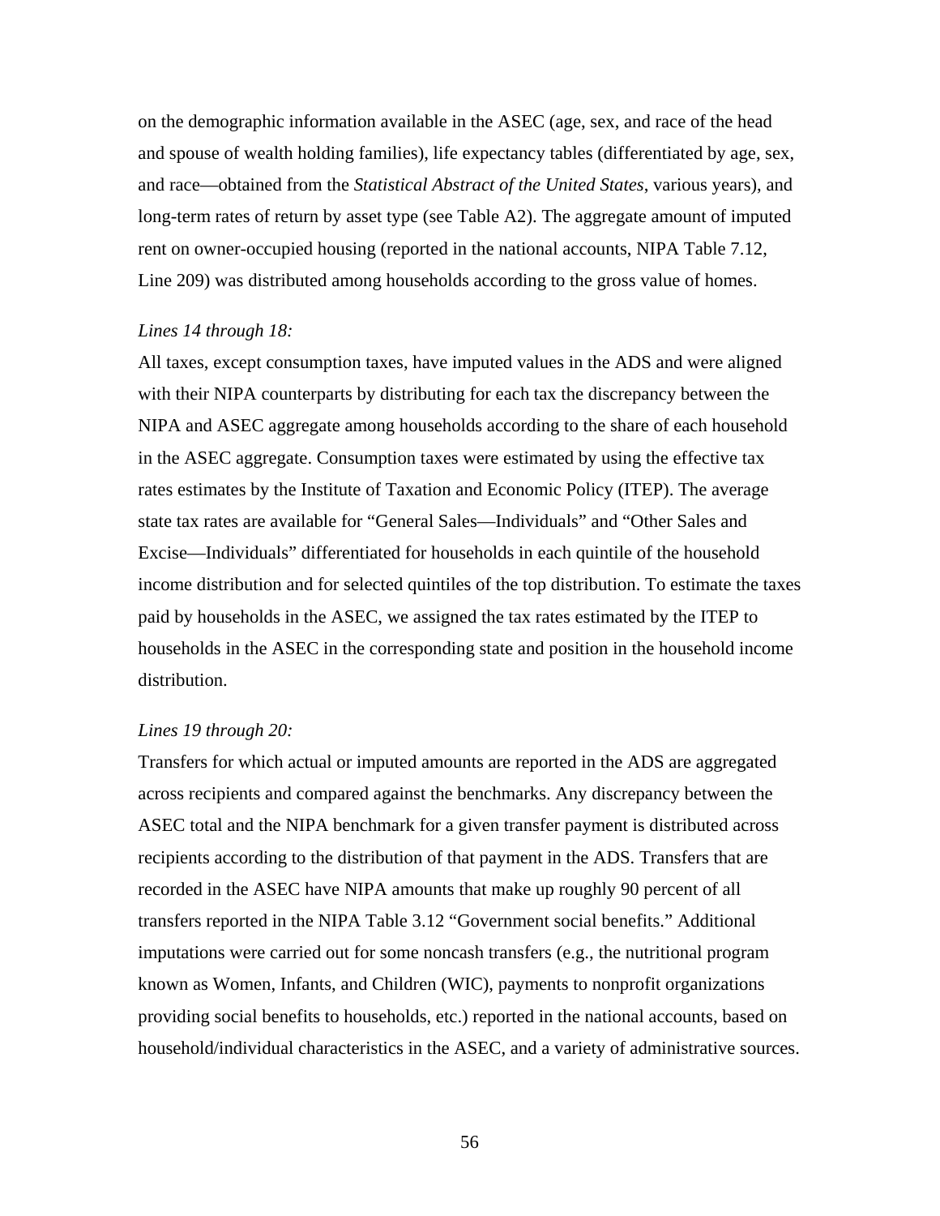on the demographic information available in the ASEC (age, sex, and race of the head and spouse of wealth holding families), life expectancy tables (differentiated by age, sex, and race—obtained from the *Statistical Abstract of the United States*, various years), and long-term rates of return by asset type (see Table A2). The aggregate amount of imputed rent on owner-occupied housing (reported in the national accounts, NIPA Table 7.12, Line 209) was distributed among households according to the gross value of homes.

*Lines 14 through 18:*

All taxes, except consumption taxes, have imputed values in the ADS and were aligned with their NIPA counterparts by distributing for each tax the discrepancy between the NIPA and ASEC aggregate among households according to the share of each household in the ASEC aggregate. Consumption taxes were estimated by using the effective tax rates estimates by the Institute of Taxation and Economic Policy (ITEP). The average state tax rates are available for "General Sales—Individuals" and "Other Sales and Excise—Individuals" differentiated for households in each quintile of the household income distribution and for selected quintiles of the top distribution. To estimate the taxes paid by households in the ASEC, we assigned the tax rates estimated by the ITEP to households in the ASEC in the corresponding state and position in the household income distribution.

*Lines 19 through 20:*

Transfers for which actual or imputed amounts are reported in the ADS are aggregated across recipients and compared against the benchmarks. Any discrepancy between the ASEC total and the NIPA benchmark for a given transfer payment is distributed across recipients according to the distribution of that payment in the ADS. Transfers that are recorded in the ASEC have NIPA amounts that make up roughly 90 percent of all transfers reported in the NIPA Table 3.12 "Government social benefits." Additional imputations were carried out for some noncash transfers (e.g., the nutritional program known as Women, Infants, and Children (WIC), payments to nonprofit organizations providing social benefits to households, etc.) reported in the national accounts, based on household/individual characteristics in the ASEC, and a variety of administrative sources.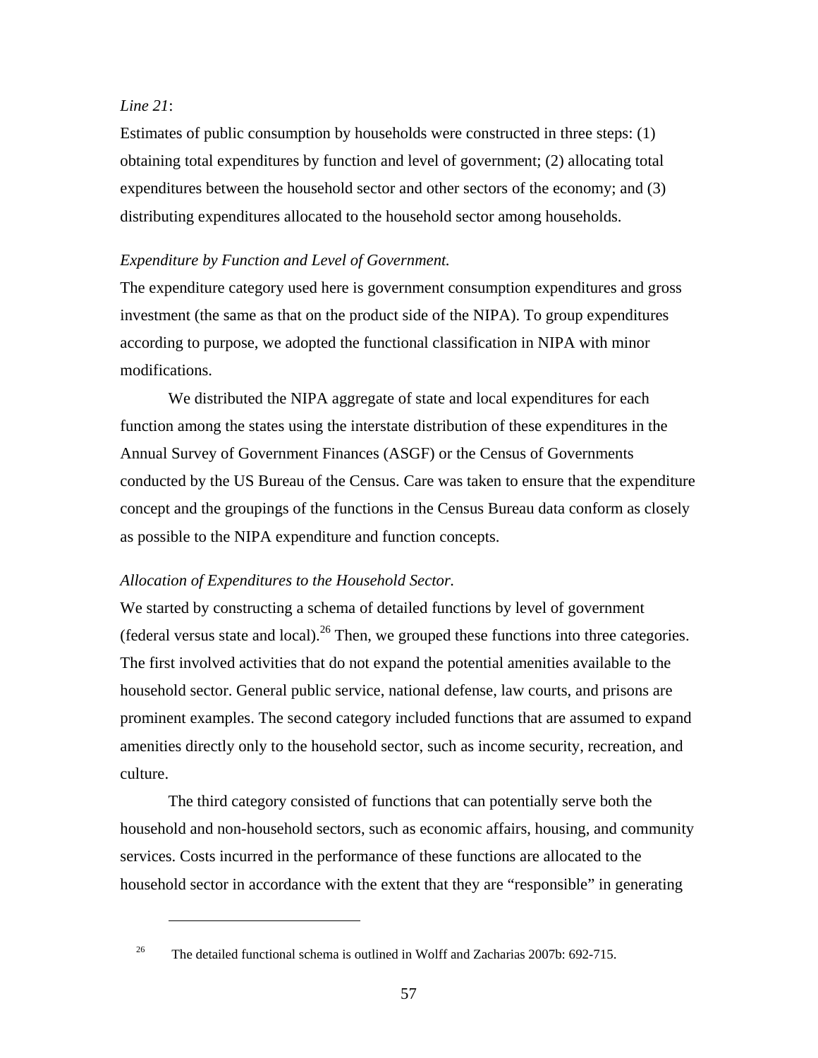*Line 21*:

Estimates of public consumption by households were constructed in three steps: (1) obtaining total expenditures by function and level of government; (2) allocating total expenditures between the household sector and other sectors of the economy; and (3) distributing expenditures allocated to the household sector among households.

*Expenditure by Function and Level of Government.*

The expenditure category used here is government consumption expenditures and gross investment (the same as that on the product side of the NIPA). To group expenditures according to purpose, we adopted the functional classification in NIPA with minor modifications.

We distributed the NIPA aggregate of state and local expenditures for each function among the states using the interstate distribution of these expenditures in the Annual Survey of Government Finances (ASGF) or the Census of Governments conducted by the US Bureau of the Census. Care was taken to ensure that the expenditure concept and the groupings of the functions in the Census Bureau data conform as closely as possible to the NIPA expenditure and function concepts.

*Allocation of Expenditures to the Household Sector.*

We started by constructing a schema of detailed functions by level of government (federal versus state and local).[26] Then, we grouped these functions into three categories. The first involved activities that do not expand the potential amenities available to the household sector. General public service, national defense, law courts, and prisons are prominent examples. The second category included functions that are assumed to expand amenities directly only to the household sector, such as income security, recreation, and culture.

The third category consisted of functions that can potentially serve both the household and non-household sectors, such as economic affairs, housing, and community services. Costs incurred in the performance of these functions are allocated to the household sector in accordance with the extent that they are "responsible" in generating

---

[26] The detailed functional schema is outlined in Wolff and Zacharias 2007b: 692-715.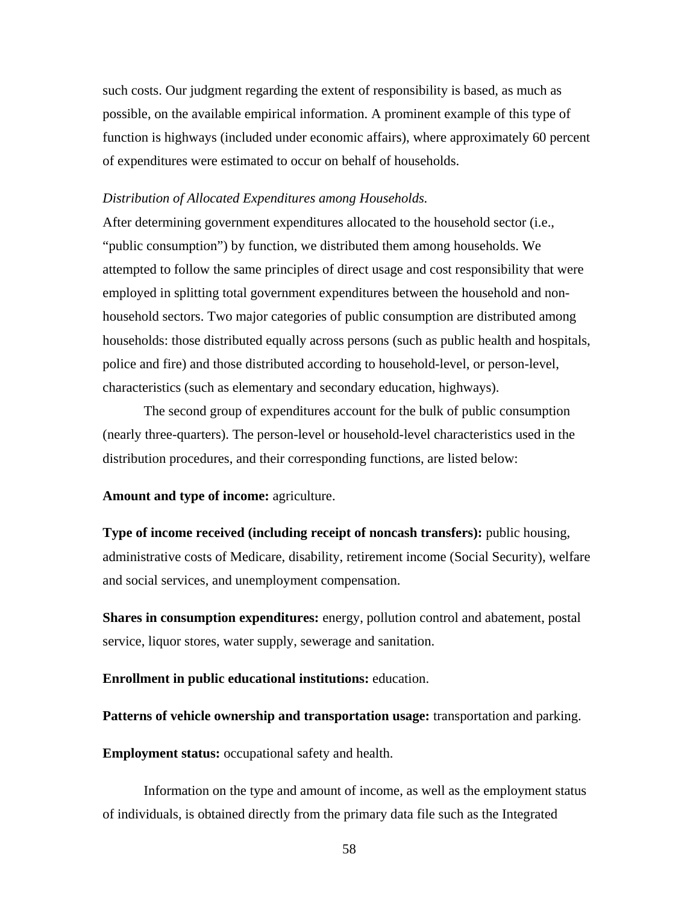such costs. Our judgment regarding the extent of responsibility is based, as much as possible, on the available empirical information. A prominent example of this type of function is highways (included under economic affairs), where approximately 60 percent of expenditures were estimated to occur on behalf of households.

*Distribution of Allocated Expenditures among Households.*

After determining government expenditures allocated to the household sector (i.e., "public consumption") by function, we distributed them among households. We attempted to follow the same principles of direct usage and cost responsibility that were employed in splitting total government expenditures between the household and non-household sectors. Two major categories of public consumption are distributed among households: those distributed equally across persons (such as public health and hospitals, police and fire) and those distributed according to household-level, or person-level, characteristics (such as elementary and secondary education, highways).

The second group of expenditures account for the bulk of public consumption (nearly three-quarters). The person-level or household-level characteristics used in the distribution procedures, and their corresponding functions, are listed below:

**Amount and type of income:** agriculture.

**Type of income received (including receipt of noncash transfers):** public housing, administrative costs of Medicare, disability, retirement income (Social Security), welfare and social services, and unemployment compensation.

**Shares in consumption expenditures:** energy, pollution control and abatement, postal service, liquor stores, water supply, sewerage and sanitation.

**Enrollment in public educational institutions:** education.

**Patterns of vehicle ownership and transportation usage:** transportation and parking.

**Employment status:** occupational safety and health.

Information on the type and amount of income, as well as the employment status of individuals, is obtained directly from the primary data file such as the Integrated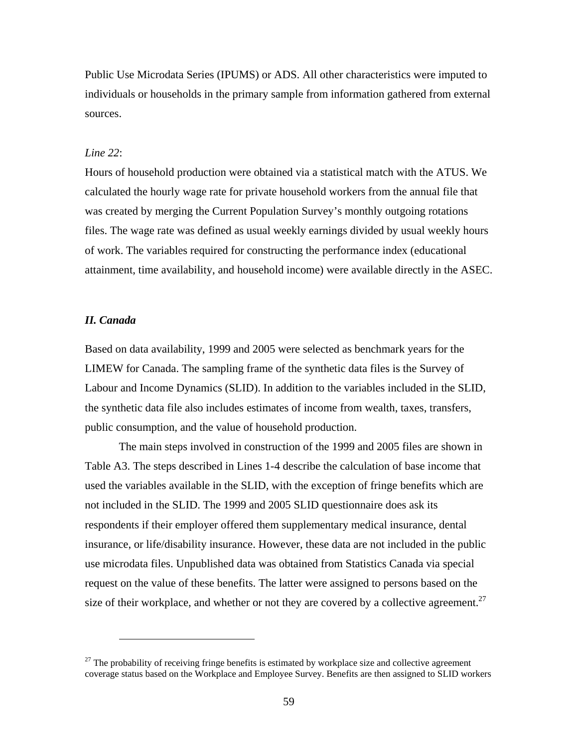Public Use Microdata Series (IPUMS) or ADS. All other characteristics were imputed to individuals or households in the primary sample from information gathered from external sources.

*Line 22*:

Hours of household production were obtained via a statistical match with the ATUS. We calculated the hourly wage rate for private household workers from the annual file that was created by merging the Current Population Survey's monthly outgoing rotations files. The wage rate was defined as usual weekly earnings divided by usual weekly hours of work. The variables required for constructing the performance index (educational attainment, time availability, and household income) were available directly in the ASEC.

## *II. Canada*

Based on data availability, 1999 and 2005 were selected as benchmark years for the LIMEW for Canada. The sampling frame of the synthetic data files is the Survey of Labour and Income Dynamics (SLID). In addition to the variables included in the SLID, the synthetic data file also includes estimates of income from wealth, taxes, transfers, public consumption, and the value of household production.

The main steps involved in construction of the 1999 and 2005 files are shown in Table A3. The steps described in Lines 1-4 describe the calculation of base income that used the variables available in the SLID, with the exception of fringe benefits which are not included in the SLID. The 1999 and 2005 SLID questionnaire does ask its respondents if their employer offered them supplementary medical insurance, dental insurance, or life/disability insurance. However, these data are not included in the public use microdata files. Unpublished data was obtained from Statistics Canada via special request on the value of these benefits. The latter were assigned to persons based on the size of their workplace, and whether or not they are covered by a collective agreement.[27]

---

[27] The probability of receiving fringe benefits is estimated by workplace size and collective agreement coverage status based on the Workplace and Employee Survey. Benefits are then assigned to SLID workers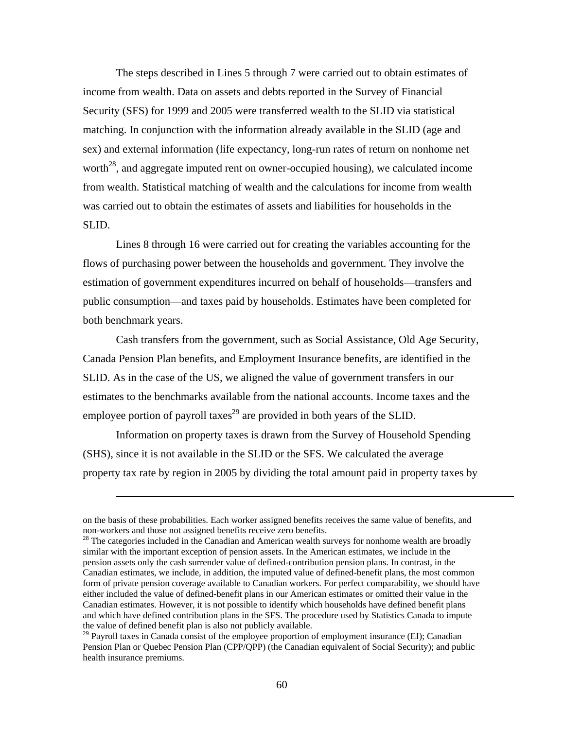The steps described in Lines 5 through 7 were carried out to obtain estimates of income from wealth. Data on assets and debts reported in the Survey of Financial Security (SFS) for 1999 and 2005 were transferred wealth to the SLID via statistical matching. In conjunction with the information already available in the SLID (age and sex) and external information (life expectancy, long-run rates of return on nonhome net worth[28], and aggregate imputed rent on owner-occupied housing), we calculated income from wealth. Statistical matching of wealth and the calculations for income from wealth was carried out to obtain the estimates of assets and liabilities for households in the SLID.

Lines 8 through 16 were carried out for creating the variables accounting for the flows of purchasing power between the households and government. They involve the estimation of government expenditures incurred on behalf of households—transfers and public consumption—and taxes paid by households. Estimates have been completed for both benchmark years.

Cash transfers from the government, such as Social Assistance, Old Age Security, Canada Pension Plan benefits, and Employment Insurance benefits, are identified in the SLID. As in the case of the US, we aligned the value of government transfers in our estimates to the benchmarks available from the national accounts. Income taxes and the employee portion of payroll taxes[29] are provided in both years of the SLID.

Information on property taxes is drawn from the Survey of Household Spending (SHS), since it is not available in the SLID or the SFS. We calculated the average property tax rate by region in 2005 by dividing the total amount paid in property taxes by

---

on the basis of these probabilities. Each worker assigned benefits receives the same value of benefits, and non-workers and those not assigned benefits receive zero benefits.

[28] The categories included in the Canadian and American wealth surveys for nonhome wealth are broadly similar with the important exception of pension assets. In the American estimates, we include in the pension assets only the cash surrender value of defined-contribution pension plans. In contrast, in the Canadian estimates, we include, in addition, the imputed value of defined-benefit plans, the most common form of private pension coverage available to Canadian workers. For perfect comparability, we should have either included the value of defined-benefit plans in our American estimates or omitted their value in the Canadian estimates. However, it is not possible to identify which households have defined benefit plans and which have defined contribution plans in the SFS. The procedure used by Statistics Canada to impute the value of defined benefit plan is also not publicly available.

[29] Payroll taxes in Canada consist of the employee proportion of employment insurance (EI); Canadian Pension Plan or Quebec Pension Plan (CPP/QPP) (the Canadian equivalent of Social Security); and public health insurance premiums.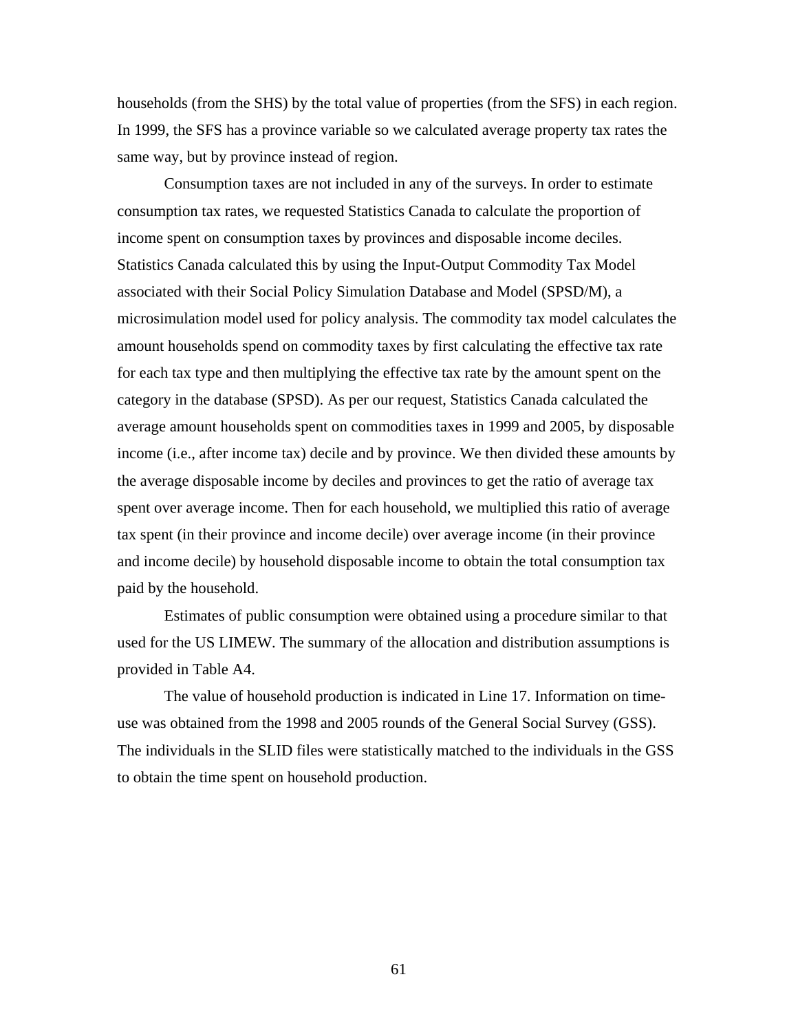households (from the SHS) by the total value of properties (from the SFS) in each region. In 1999, the SFS has a province variable so we calculated average property tax rates the same way, but by province instead of region.

Consumption taxes are not included in any of the surveys. In order to estimate consumption tax rates, we requested Statistics Canada to calculate the proportion of income spent on consumption taxes by provinces and disposable income deciles. Statistics Canada calculated this by using the Input-Output Commodity Tax Model associated with their Social Policy Simulation Database and Model (SPSD/M), a microsimulation model used for policy analysis. The commodity tax model calculates the amount households spend on commodity taxes by first calculating the effective tax rate for each tax type and then multiplying the effective tax rate by the amount spent on the category in the database (SPSD). As per our request, Statistics Canada calculated the average amount households spent on commodities taxes in 1999 and 2005, by disposable income (i.e., after income tax) decile and by province. We then divided these amounts by the average disposable income by deciles and provinces to get the ratio of average tax spent over average income. Then for each household, we multiplied this ratio of average tax spent (in their province and income decile) over average income (in their province and income decile) by household disposable income to obtain the total consumption tax paid by the household.

Estimates of public consumption were obtained using a procedure similar to that used for the US LIMEW. The summary of the allocation and distribution assumptions is provided in Table A4.

The value of household production is indicated in Line 17. Information on time-use was obtained from the 1998 and 2005 rounds of the General Social Survey (GSS). The individuals in the SLID files were statistically matched to the individuals in the GSS to obtain the time spent on household production.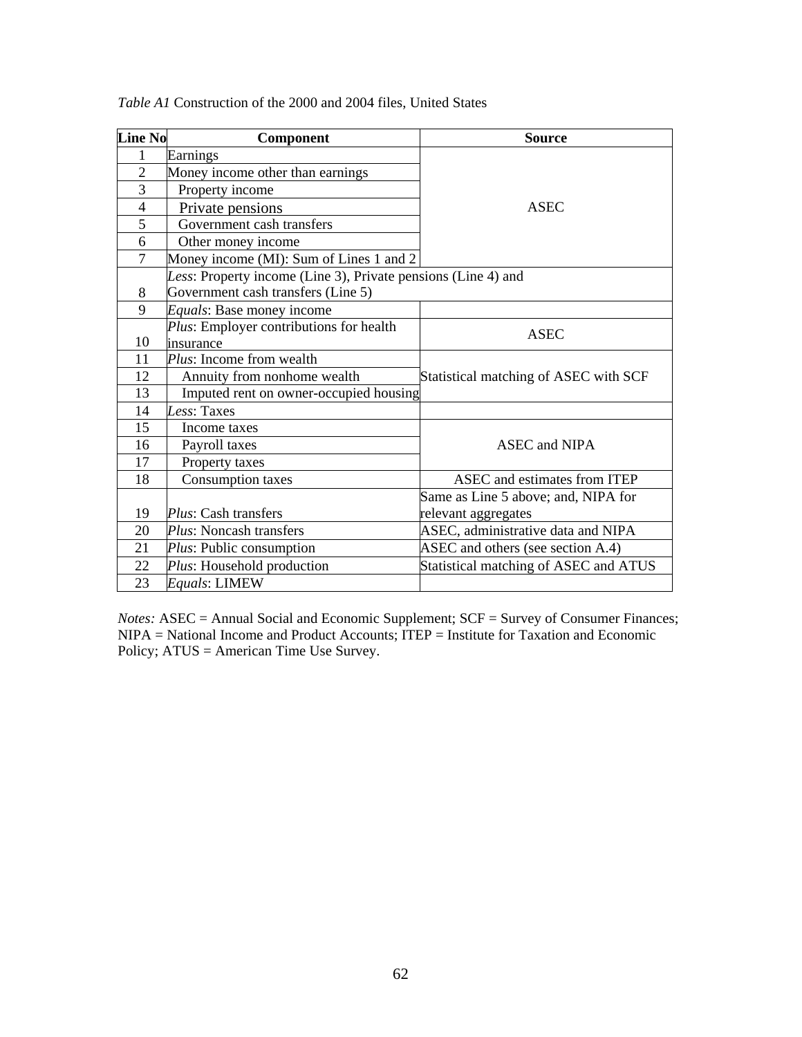*Table A1* Construction of the 2000 and 2004 files, United States

| Line No | Component | Source |
|---|---|---|
| 1 | Earnings | ASEC |
| 2 | Money income other than earnings | |
| 3 | Property income | |
| 4 | Private pensions | |
| 5 | Government cash transfers | |
| 6 | Other money income | |
| 7 | Money income (MI): Sum of Lines 1 and 2 | |
| 8 | *Less*: Property income (Line 3), Private pensions (Line 4) and Government cash transfers (Line 5) | |
| 9 | *Equals*: Base money income | |
| 10 | *Plus*: Employer contributions for health insurance | ASEC |
| 11 | *Plus*: Income from wealth | Statistical matching of ASEC with SCF |
| 12 | Annuity from nonhome wealth | |
| 13 | Imputed rent on owner-occupied housing | |
| 14 | *Less*: Taxes | |
| 15 | Income taxes | ASEC and NIPA |
| 16 | Payroll taxes | |
| 17 | Property taxes | |
| 18 | Consumption taxes | ASEC and estimates from ITEP |
| 19 | *Plus*: Cash transfers | Same as Line 5 above; and, NIPA for relevant aggregates |
| 20 | *Plus*: Noncash transfers | ASEC, administrative data and NIPA |
| 21 | *Plus*: Public consumption | ASEC and others (see section A.4) |
| 22 | *Plus*: Household production | Statistical matching of ASEC and ATUS |
| 23 | *Equals*: LIMEW | |

*Notes:* ASEC = Annual Social and Economic Supplement; SCF = Survey of Consumer Finances; NIPA = National Income and Product Accounts; ITEP = Institute for Taxation and Economic Policy; ATUS = American Time Use Survey.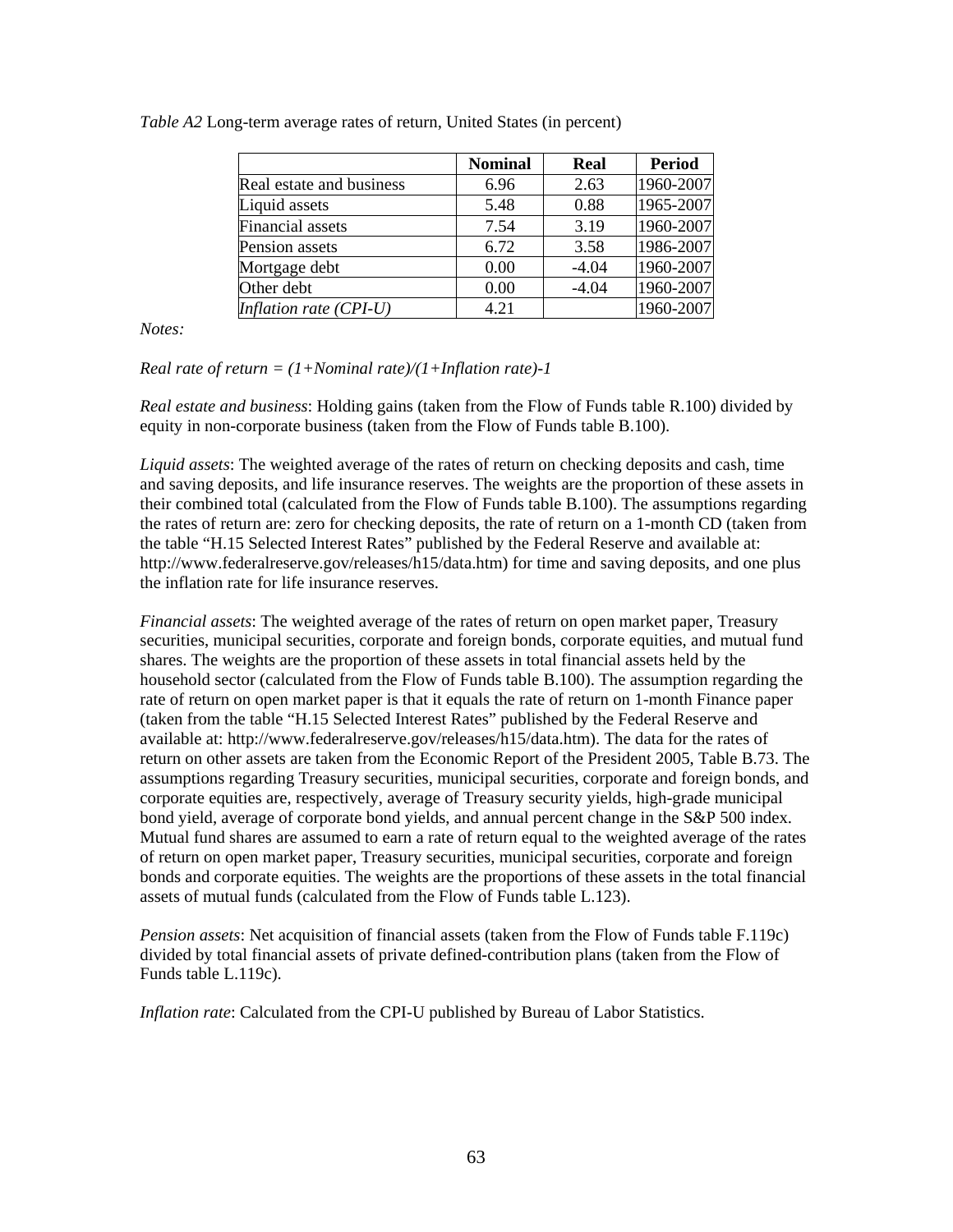*Table A2* Long-term average rates of return, United States (in percent)

| | Nominal | Real | Period |
|---|---|---|---|
| Real estate and business | 6.96 | 2.63 | 1960-2007 |
| Liquid assets | 5.48 | 0.88 | 1965-2007 |
| Financial assets | 7.54 | 3.19 | 1960-2007 |
| Pension assets | 6.72 | 3.58 | 1986-2007 |
| Mortgage debt | 0.00 | -4.04 | 1960-2007 |
| Other debt | 0.00 | -4.04 | 1960-2007 |
| *Inflation rate (CPI-U)* | 4.21 | | 1960-2007 |

*Notes:*

*Real rate of return = (1+Nominal rate)/(1+Inflation rate)-1*

*Real estate and business*: Holding gains (taken from the Flow of Funds table R.100) divided by equity in non-corporate business (taken from the Flow of Funds table B.100).

*Liquid assets*: The weighted average of the rates of return on checking deposits and cash, time and saving deposits, and life insurance reserves. The weights are the proportion of these assets in their combined total (calculated from the Flow of Funds table B.100). The assumptions regarding the rates of return are: zero for checking deposits, the rate of return on a 1-month CD (taken from the table "H.15 Selected Interest Rates" published by the Federal Reserve and available at: http://www.federalreserve.gov/releases/h15/data.htm) for time and saving deposits, and one plus the inflation rate for life insurance reserves.

*Financial assets*: The weighted average of the rates of return on open market paper, Treasury securities, municipal securities, corporate and foreign bonds, corporate equities, and mutual fund shares. The weights are the proportion of these assets in total financial assets held by the household sector (calculated from the Flow of Funds table B.100). The assumption regarding the rate of return on open market paper is that it equals the rate of return on 1-month Finance paper (taken from the table "H.15 Selected Interest Rates" published by the Federal Reserve and available at: http://www.federalreserve.gov/releases/h15/data.htm). The data for the rates of return on other assets are taken from the Economic Report of the President 2005, Table B.73. The assumptions regarding Treasury securities, municipal securities, corporate and foreign bonds, and corporate equities are, respectively, average of Treasury security yields, high-grade municipal bond yield, average of corporate bond yields, and annual percent change in the S&P 500 index. Mutual fund shares are assumed to earn a rate of return equal to the weighted average of the rates of return on open market paper, Treasury securities, municipal securities, corporate and foreign bonds and corporate equities. The weights are the proportions of these assets in the total financial assets of mutual funds (calculated from the Flow of Funds table L.123).

*Pension assets*: Net acquisition of financial assets (taken from the Flow of Funds table F.119c) divided by total financial assets of private defined-contribution plans (taken from the Flow of Funds table L.119c).

*Inflation rate*: Calculated from the CPI-U published by Bureau of Labor Statistics.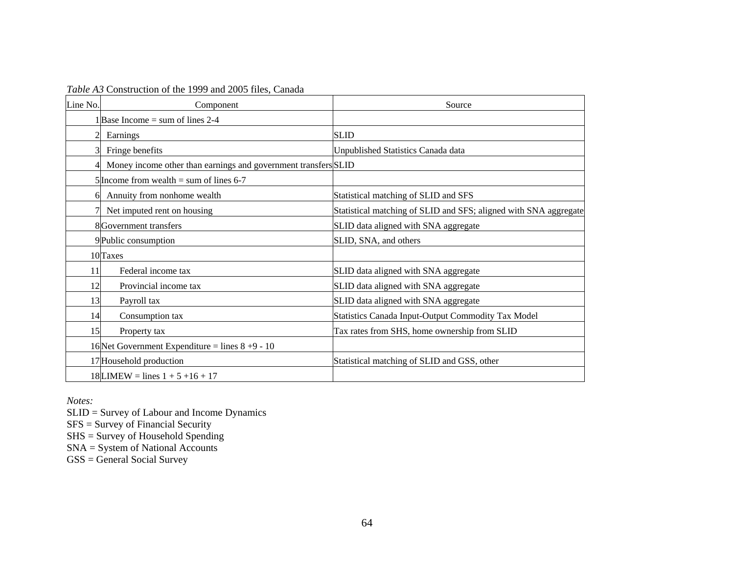*Table A3* Construction of the 1999 and 2005 files, Canada

| Line No. | Component | Source |
|---|---|---|
| 1 | Base Income = sum of lines 2-4 | |
| 2 | Earnings | SLID |
| 3 | Fringe benefits | Unpublished Statistics Canada data |
| 4 | Money income other than earnings and government transfers | SLID |
| 5 | Income from wealth = sum of lines 6-7 | |
| 6 | Annuity from nonhome wealth | Statistical matching of SLID and SFS |
| 7 | Net imputed rent on housing | Statistical matching of SLID and SFS; aligned with SNA aggregate |
| 8 | Government transfers | SLID data aligned with SNA aggregate |
| 9 | Public consumption | SLID, SNA, and others |
| 10 | Taxes | |
| 11 | Federal income tax | SLID data aligned with SNA aggregate |
| 12 | Provincial income tax | SLID data aligned with SNA aggregate |
| 13 | Payroll tax | SLID data aligned with SNA aggregate |
| 14 | Consumption tax | Statistics Canada Input-Output Commodity Tax Model |
| 15 | Property tax | Tax rates from SHS, home ownership from SLID |
| 16 | Net Government Expenditure = lines 8 +9 - 10 | |
| 17 | Household production | Statistical matching of SLID and GSS, other |
| 18 | LIMEW = lines 1 + 5 +16 + 17 | |

*Notes:*
SLID = Survey of Labour and Income Dynamics
SFS = Survey of Financial Security
SHS = Survey of Household Spending
SNA = System of National Accounts
GSS = General Social Survey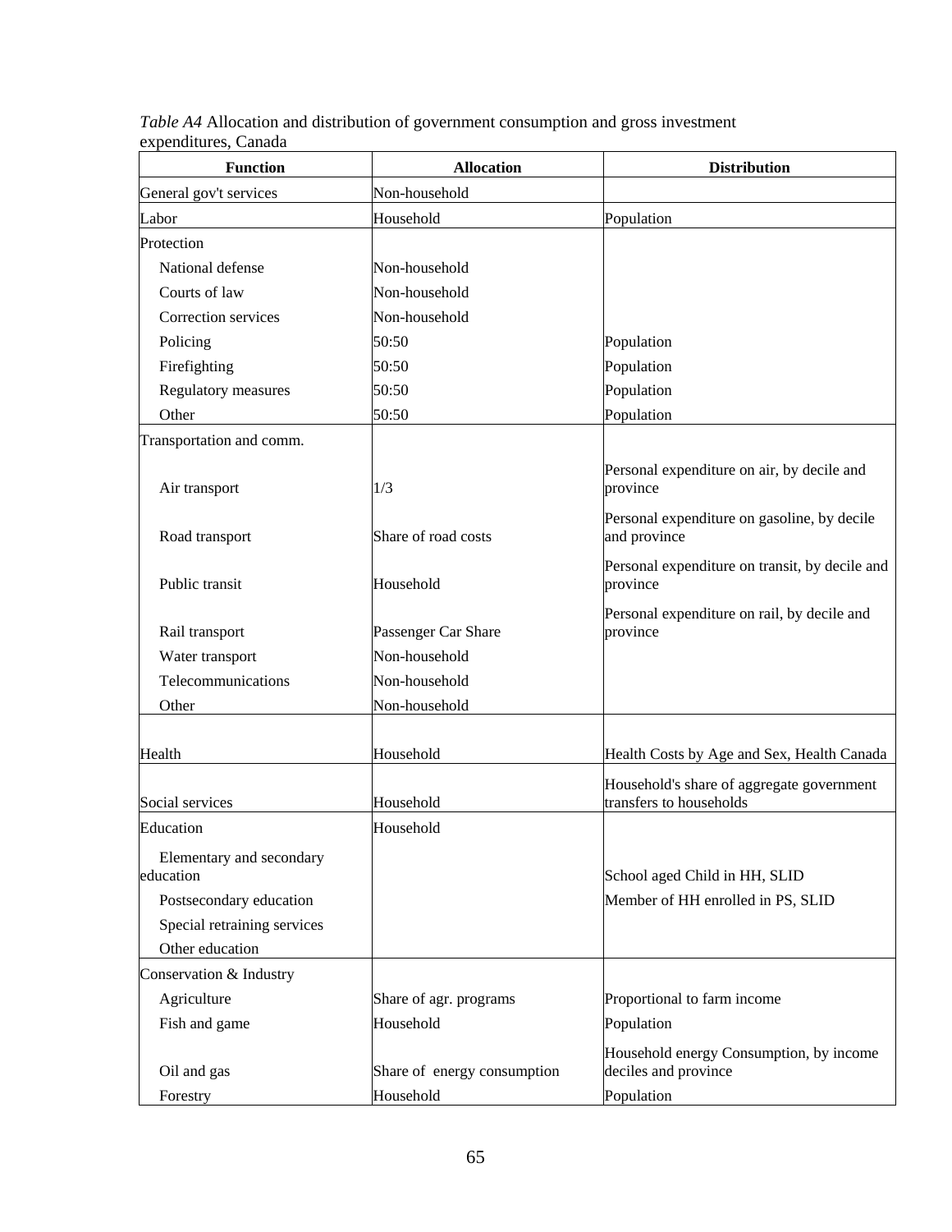*Table A4* Allocation and distribution of government consumption and gross investment expenditures, Canada

| Function | Allocation | Distribution |
|---|---|---|
| General gov't services | Non-household | |
| Labor | Household | Population |
| Protection | | |
| National defense | Non-household | |
| Courts of law | Non-household | |
| Correction services | Non-household | |
| Policing | 50:50 | Population |
| Firefighting | 50:50 | Population |
| Regulatory measures | 50:50 | Population |
| Other | 50:50 | Population |
| Transportation and comm. | | |
| Air transport | 1/3 | Personal expenditure on air, by decile and province |
| Road transport | Share of road costs | Personal expenditure on gasoline, by decile and province |
| Public transit | Household | Personal expenditure on transit, by decile and province |
| Rail transport | Passenger Car Share | Personal expenditure on rail, by decile and province |
| Water transport | Non-household | |
| Telecommunications | Non-household | |
| Other | Non-household | |
| Health | Household | Health Costs by Age and Sex, Health Canada |
| Social services | Household | Household's share of aggregate government transfers to households |
| Education | Household | |
| Elementary and secondary education | | School aged Child in HH, SLID |
| Postsecondary education | | Member of HH enrolled in PS, SLID |
| Special retraining services | | |
| Other education | | |
| Conservation & Industry | | |
| Agriculture | Share of agr. programs | Proportional to farm income |
| Fish and game | Household | Population |
| Oil and gas | Share of energy consumption | Household energy Consumption, by income deciles and province |
| Forestry | Household | Population |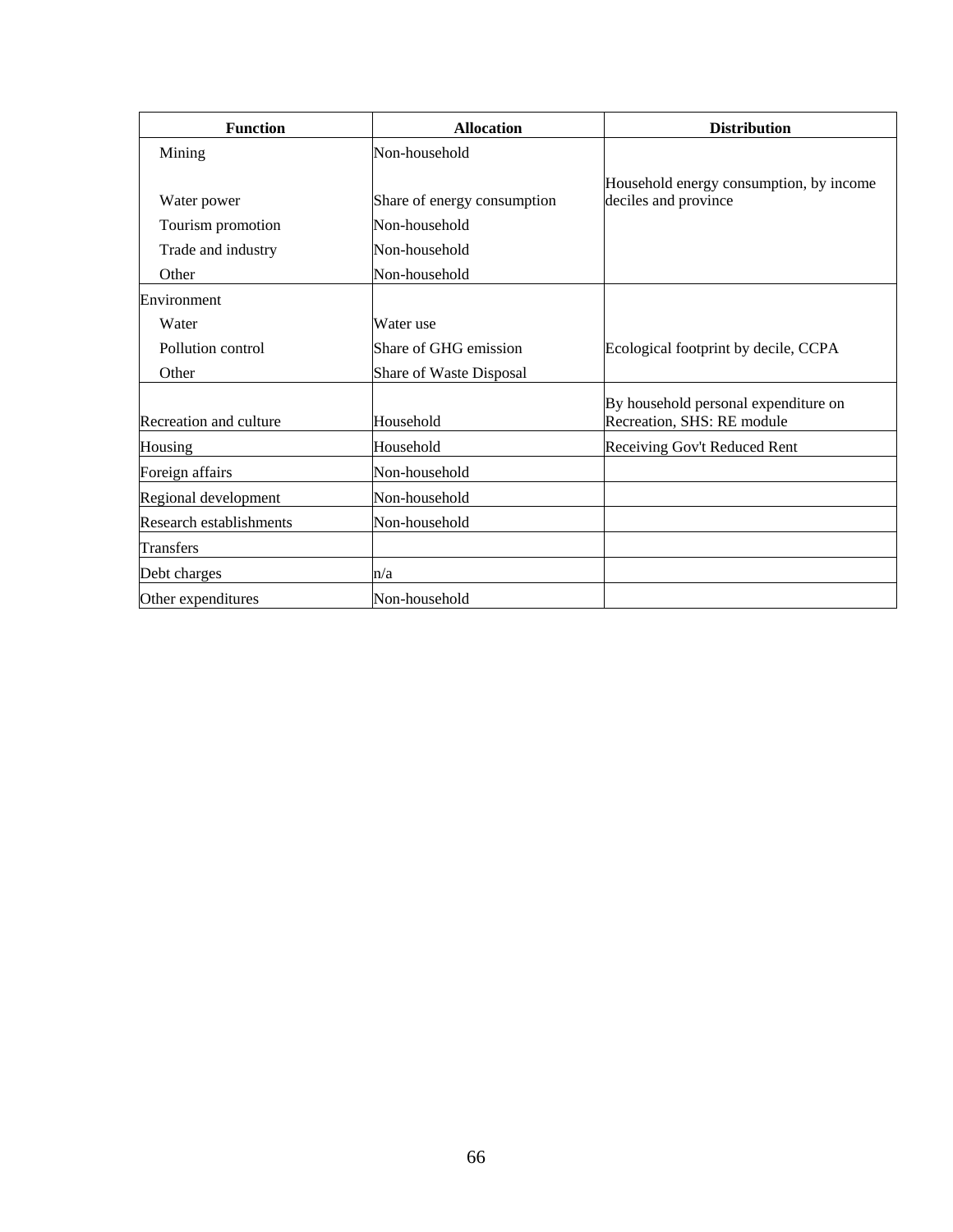| Function | Allocation | Distribution |
|---|---|---|
| Mining | Non-household | |
| Water power | Share of energy consumption | Household energy consumption, by income deciles and province |
| Tourism promotion | Non-household | |
| Trade and industry | Non-household | |
| Other | Non-household | |
| Environment | | |
| Water | Water use | |
| Pollution control | Share of GHG emission | Ecological footprint by decile, CCPA |
| Other | Share of Waste Disposal | |
| Recreation and culture | Household | By household personal expenditure on Recreation, SHS: RE module |
| Housing | Household | Receiving Gov't Reduced Rent |
| Foreign affairs | Non-household | |
| Regional development | Non-household | |
| Research establishments | Non-household | |
| Transfers | | |
| Debt charges | n/a | |
| Other expenditures | Non-household | |